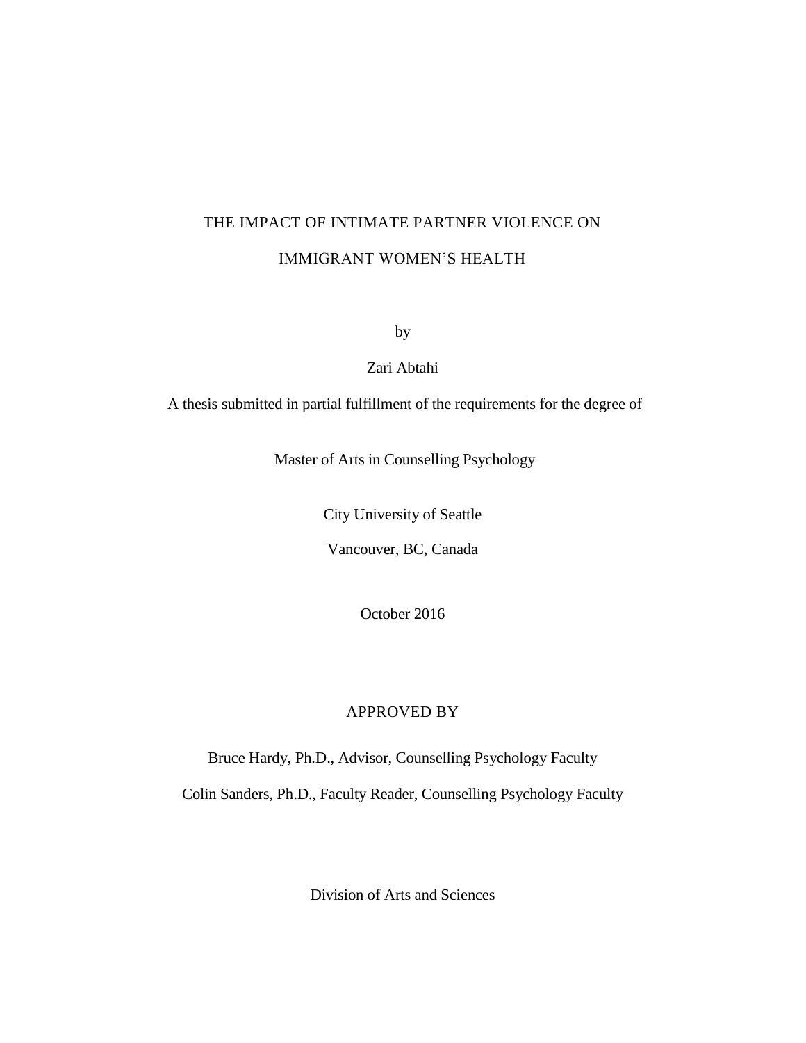# THE IMPACT OF INTIMATE PARTNER VIOLENCE ON IMMIGRANT WOMEN'S HEALTH

by

Zari Abtahi

A thesis submitted in partial fulfillment of the requirements for the degree of

Master of Arts in Counselling Psychology

City University of Seattle

Vancouver, BC, Canada

October 2016

APPROVED BY

Bruce Hardy, Ph.D., Advisor, Counselling Psychology Faculty

Colin Sanders, Ph.D., Faculty Reader, Counselling Psychology Faculty

Division of Arts and Sciences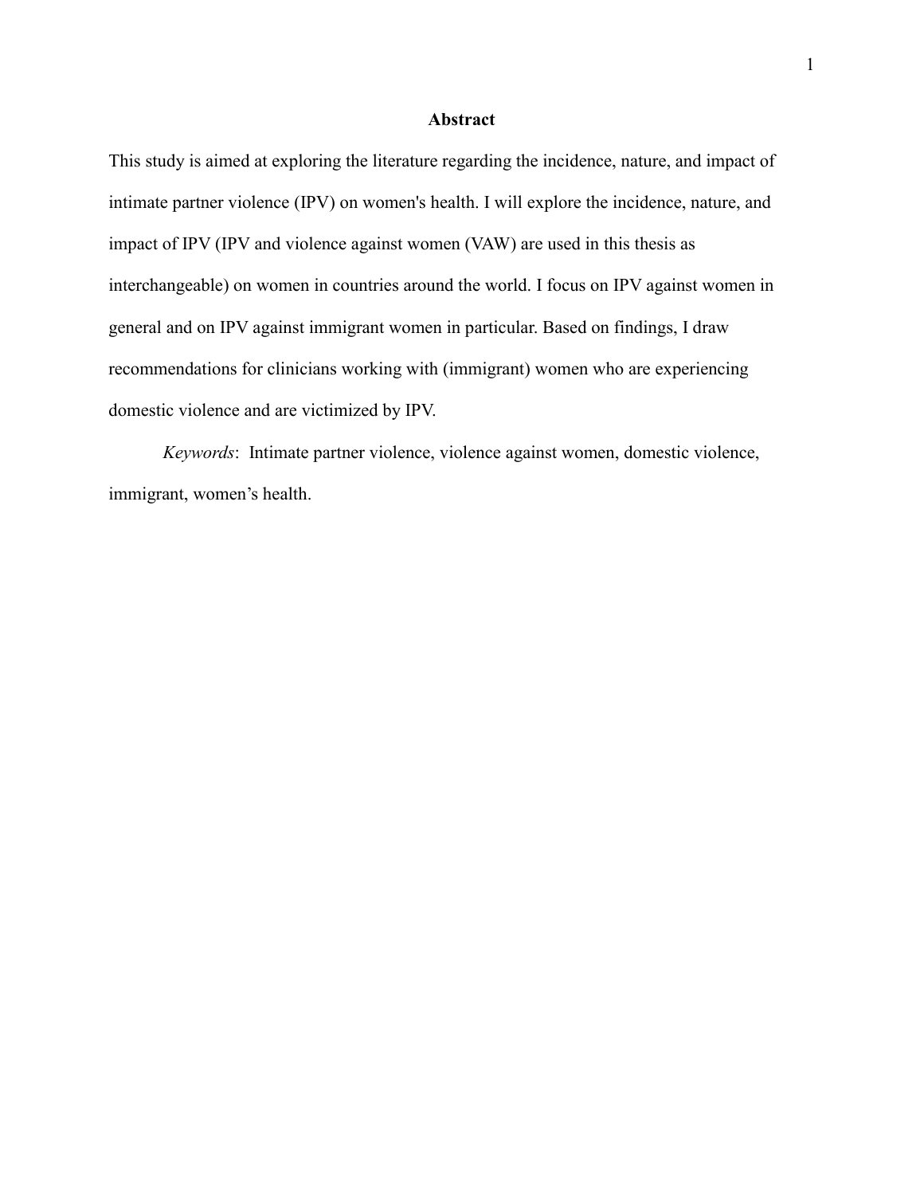## Abstract

This study is aimed at exploring the literature regarding the incidence, nature, and impact of intimate partner violence (IPV) on women's health. I will explore the incidence, nature, and impact of IPV (IPV and violence against women (VAW) are used in this thesis as interchangeable) on women in countries around the world. I focus on IPV against women in general and on IPV against immigrant women in particular. Based on findings, I draw recommendations for clinicians working with (immigrant) women who are experiencing domestic violence and are victimized by IPV.

*Keywords*: Intimate partner violence, violence against women, domestic violence, immigrant, women's health.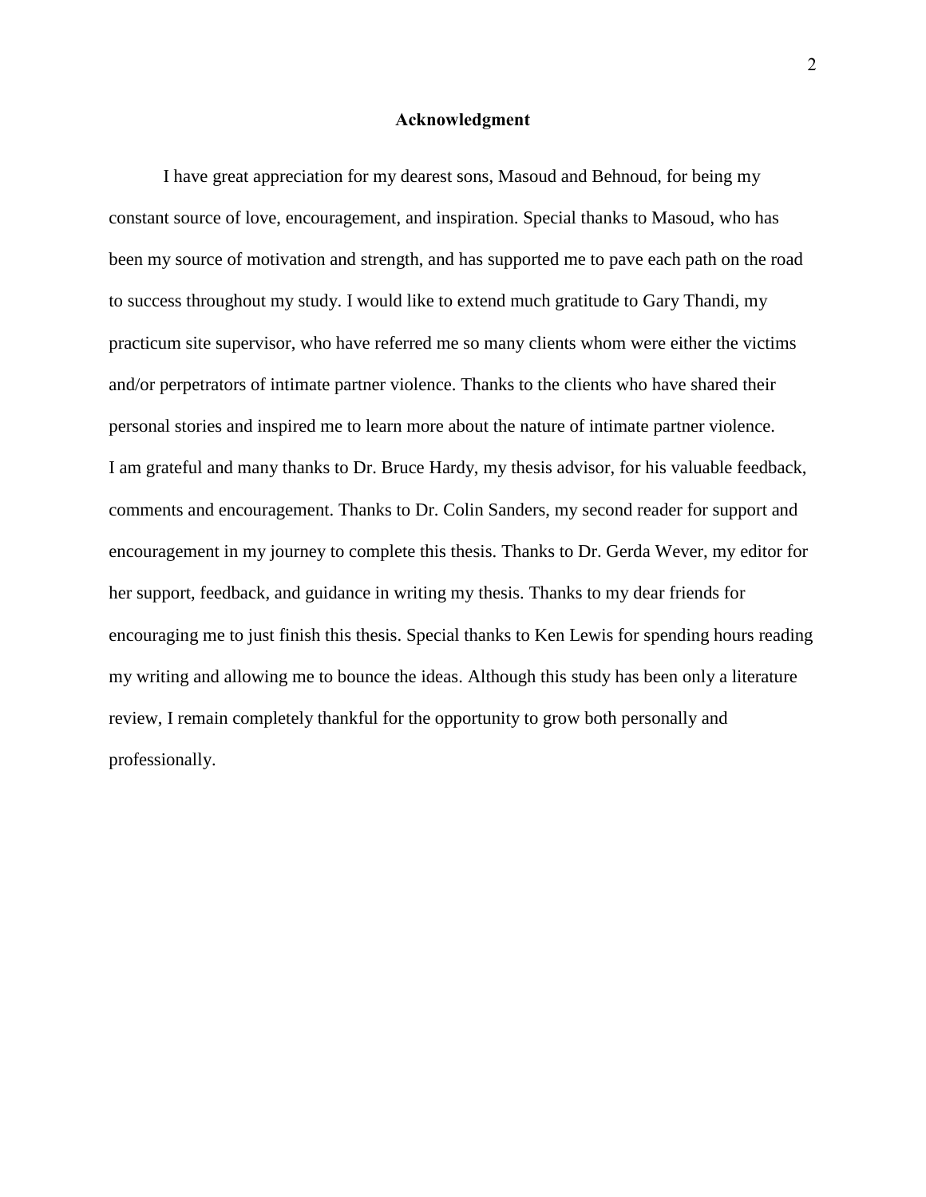## Acknowledgment

I have great appreciation for my dearest sons, Masoud and Behnoud, for being my constant source of love, encouragement, and inspiration. Special thanks to Masoud, who has been my source of motivation and strength, and has supported me to pave each path on the road to success throughout my study. I would like to extend much gratitude to Gary Thandi, my practicum site supervisor, who have referred me so many clients whom were either the victims and/or perpetrators of intimate partner violence. Thanks to the clients who have shared their personal stories and inspired me to learn more about the nature of intimate partner violence.

I am grateful and many thanks to Dr. Bruce Hardy, my thesis advisor, for his valuable feedback, comments and encouragement. Thanks to Dr. Colin Sanders, my second reader for support and encouragement in my journey to complete this thesis. Thanks to Dr. Gerda Wever, my editor for her support, feedback, and guidance in writing my thesis. Thanks to my dear friends for encouraging me to just finish this thesis. Special thanks to Ken Lewis for spending hours reading my writing and allowing me to bounce the ideas. Although this study has been only a literature review, I remain completely thankful for the opportunity to grow both personally and professionally.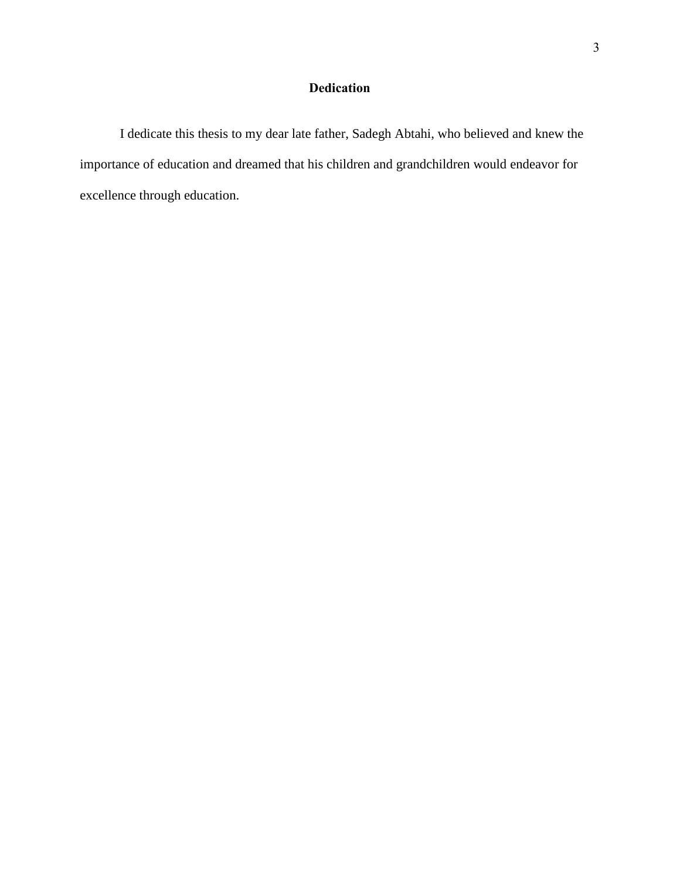# Dedication

I dedicate this thesis to my dear late father, Sadegh Abtahi, who believed and knew the importance of education and dreamed that his children and grandchildren would endeavor for excellence through education.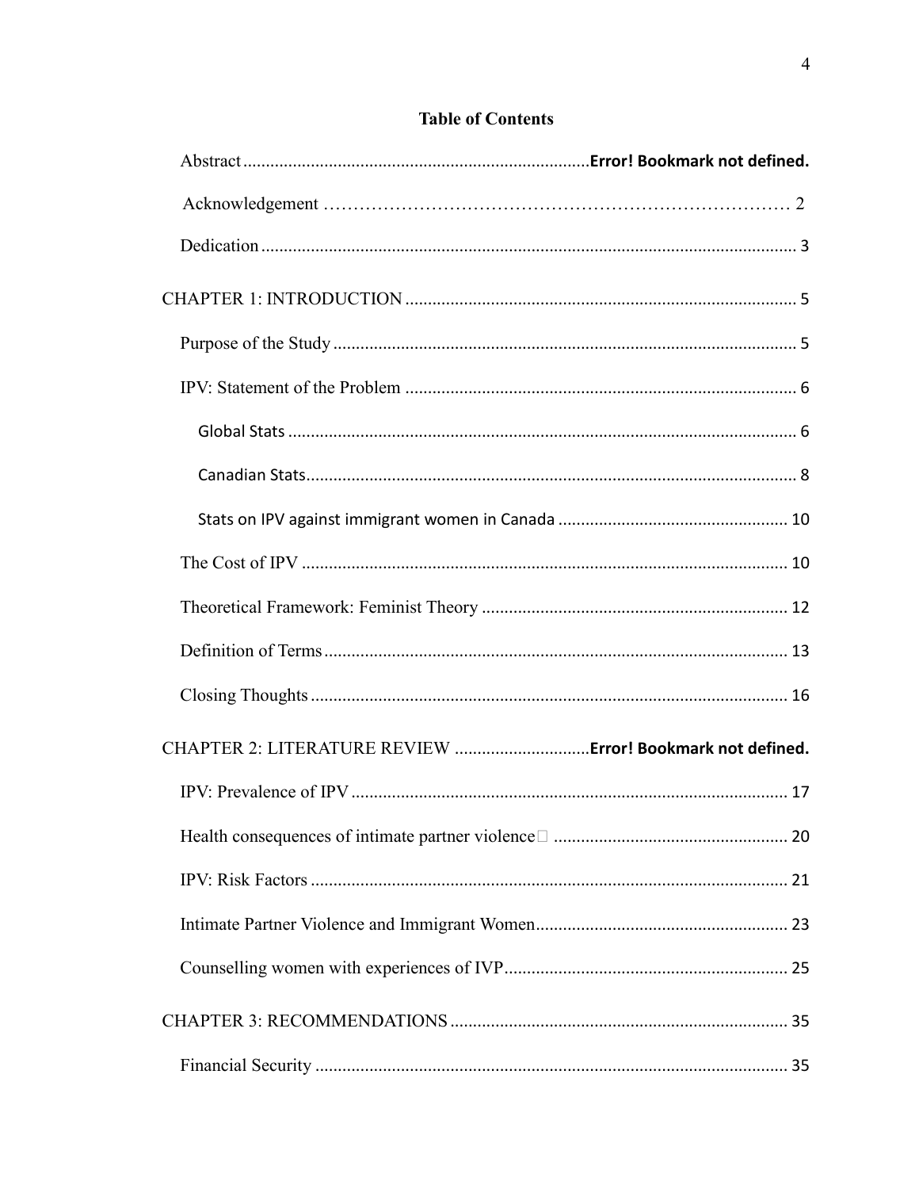# Table of Contents

Abstract ........................................................................... **Error! Bookmark not defined.**

Acknowledgement ........................................................................... 2

Dedication ........................................................................... 3

CHAPTER 1: INTRODUCTION ........................................................................... 5

Purpose of the Study ........................................................................... 5

IPV: Statement of the Problem ........................................................................... 6

Global Stats ........................................................................... 6

Canadian Stats ........................................................................... 8

Stats on IPV against immigrant women in Canada ........................................................................... 10

The Cost of IPV ........................................................................... 10

Theoretical Framework: Feminist Theory ........................................................................... 12

Definition of Terms ........................................................................... 13

Closing Thoughts ........................................................................... 16

CHAPTER 2: LITERATURE REVIEW ........................................................................... **Error! Bookmark not defined.**

IPV: Prevalence of IPV ........................................................................... 17

Health consequences of intimate partner violence ........................................................................... 20

IPV: Risk Factors ........................................................................... 21

Intimate Partner Violence and Immigrant Women ........................................................................... 23

Counselling women with experiences of IVP ........................................................................... 25

CHAPTER 3: RECOMMENDATIONS ........................................................................... 35

Financial Security ........................................................................... 35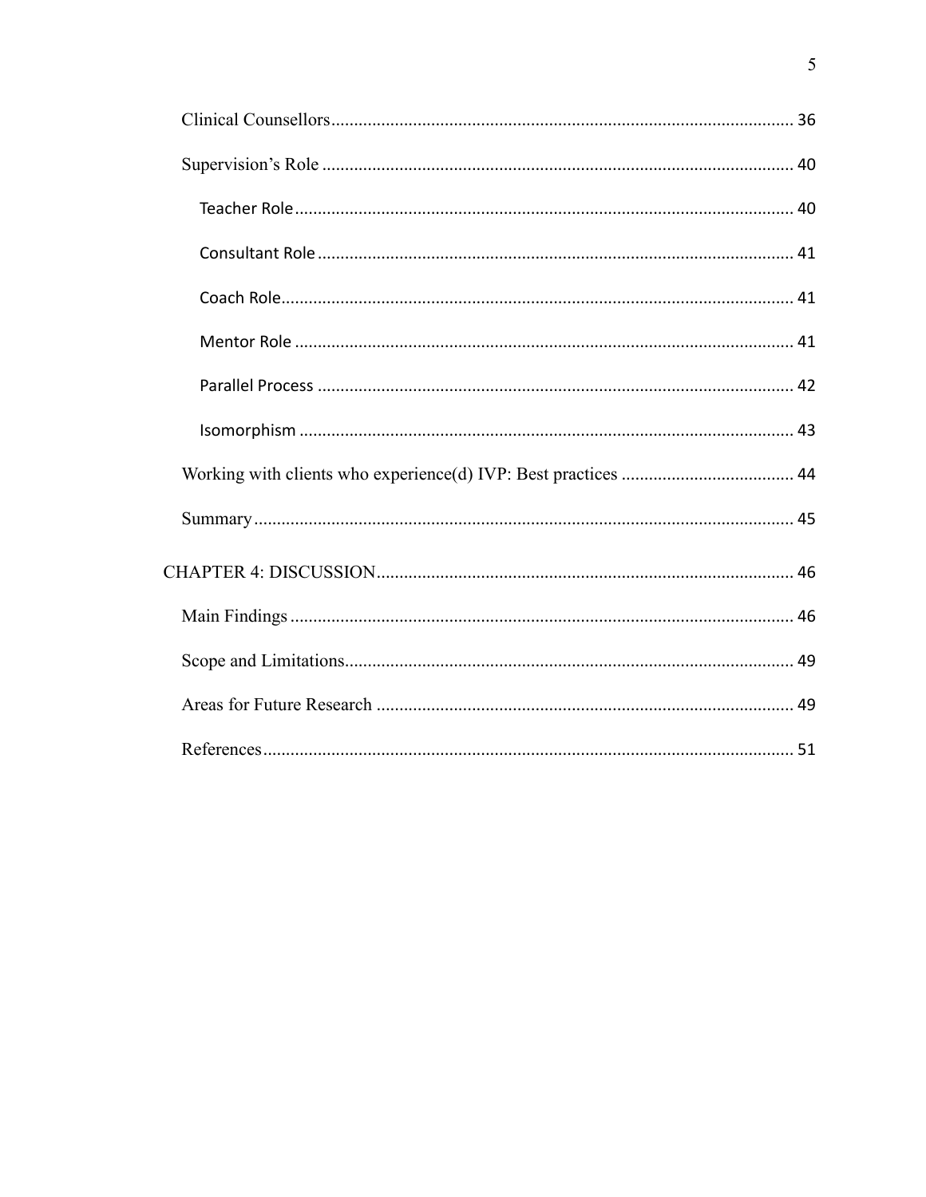Clinical Counsellors .......... 36

Supervision's Role .......... 40

Teacher Role .......... 40

Consultant Role .......... 41

Coach Role .......... 41

Mentor Role .......... 41

Parallel Process .......... 42

Isomorphism .......... 43

Working with clients who experience(d) IVP: Best practices .......... 44

Summary .......... 45

CHAPTER 4: DISCUSSION .......... 46

Main Findings .......... 46

Scope and Limitations .......... 49

Areas for Future Research .......... 49

References .......... 51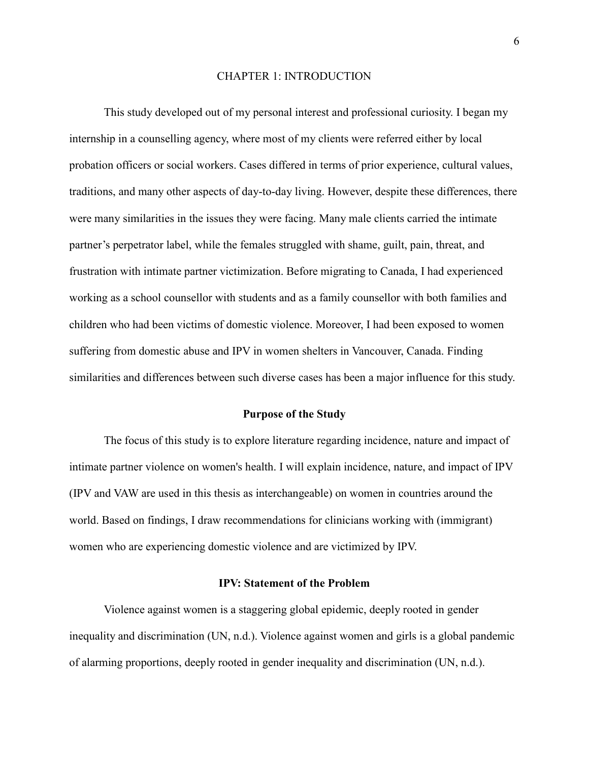# CHAPTER 1: INTRODUCTION

This study developed out of my personal interest and professional curiosity. I began my internship in a counselling agency, where most of my clients were referred either by local probation officers or social workers. Cases differed in terms of prior experience, cultural values, traditions, and many other aspects of day-to-day living. However, despite these differences, there were many similarities in the issues they were facing. Many male clients carried the intimate partner's perpetrator label, while the females struggled with shame, guilt, pain, threat, and frustration with intimate partner victimization. Before migrating to Canada, I had experienced working as a school counsellor with students and as a family counsellor with both families and children who had been victims of domestic violence. Moreover, I had been exposed to women suffering from domestic abuse and IPV in women shelters in Vancouver, Canada. Finding similarities and differences between such diverse cases has been a major influence for this study.

## Purpose of the Study

The focus of this study is to explore literature regarding incidence, nature and impact of intimate partner violence on women's health. I will explain incidence, nature, and impact of IPV (IPV and VAW are used in this thesis as interchangeable) on women in countries around the world. Based on findings, I draw recommendations for clinicians working with (immigrant) women who are experiencing domestic violence and are victimized by IPV.

## IPV: Statement of the Problem

Violence against women is a staggering global epidemic, deeply rooted in gender inequality and discrimination (UN, n.d.). Violence against women and girls is a global pandemic of alarming proportions, deeply rooted in gender inequality and discrimination (UN, n.d.).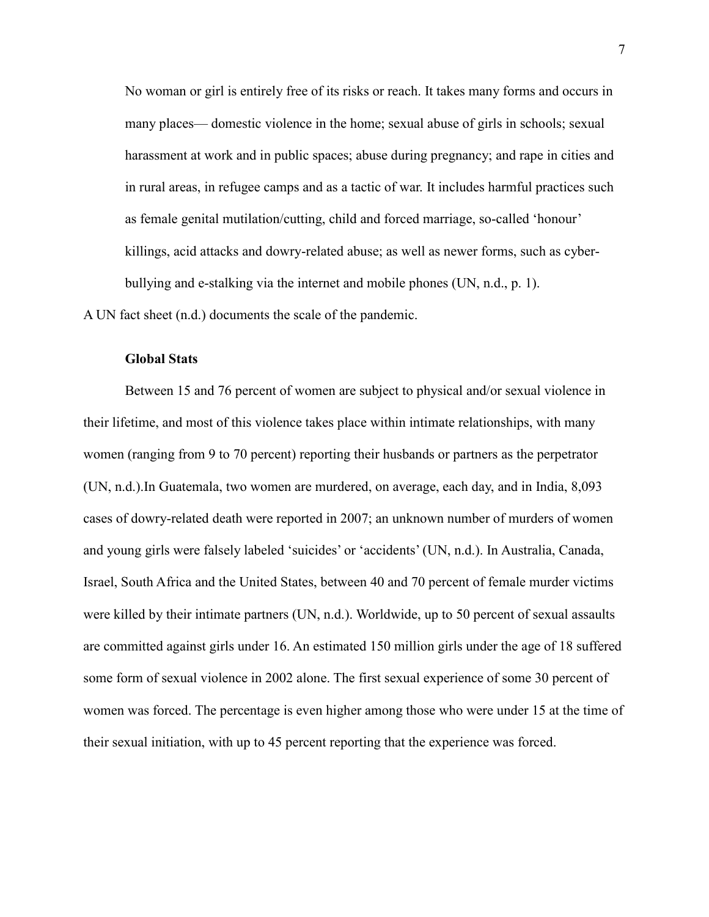> No woman or girl is entirely free of its risks or reach. It takes many forms and occurs in many places— domestic violence in the home; sexual abuse of girls in schools; sexual harassment at work and in public spaces; abuse during pregnancy; and rape in cities and in rural areas, in refugee camps and as a tactic of war. It includes harmful practices such as female genital mutilation/cutting, child and forced marriage, so-called 'honour' killings, acid attacks and dowry-related abuse; as well as newer forms, such as cyber-bullying and e-stalking via the internet and mobile phones (UN, n.d., p. 1).

A UN fact sheet (n.d.) documents the scale of the pandemic.

**Global Stats**

Between 15 and 76 percent of women are subject to physical and/or sexual violence in their lifetime, and most of this violence takes place within intimate relationships, with many women (ranging from 9 to 70 percent) reporting their husbands or partners as the perpetrator (UN, n.d.).In Guatemala, two women are murdered, on average, each day, and in India, 8,093 cases of dowry-related death were reported in 2007; an unknown number of murders of women and young girls were falsely labeled 'suicides' or 'accidents' (UN, n.d.). In Australia, Canada, Israel, South Africa and the United States, between 40 and 70 percent of female murder victims were killed by their intimate partners (UN, n.d.). Worldwide, up to 50 percent of sexual assaults are committed against girls under 16. An estimated 150 million girls under the age of 18 suffered some form of sexual violence in 2002 alone. The first sexual experience of some 30 percent of women was forced. The percentage is even higher among those who were under 15 at the time of their sexual initiation, with up to 45 percent reporting that the experience was forced.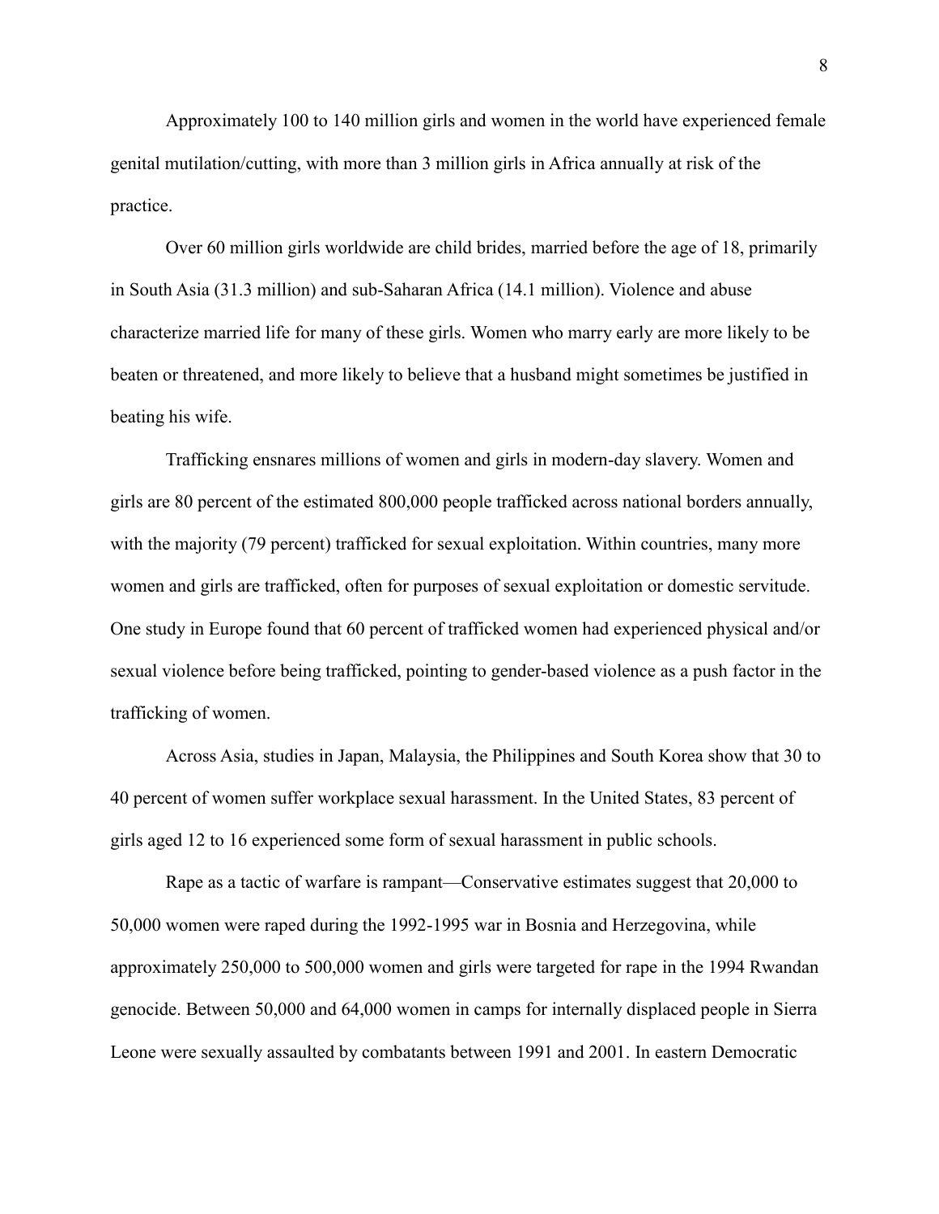Approximately 100 to 140 million girls and women in the world have experienced female genital mutilation/cutting, with more than 3 million girls in Africa annually at risk of the practice.

Over 60 million girls worldwide are child brides, married before the age of 18, primarily in South Asia (31.3 million) and sub-Saharan Africa (14.1 million). Violence and abuse characterize married life for many of these girls. Women who marry early are more likely to be beaten or threatened, and more likely to believe that a husband might sometimes be justified in beating his wife.

Trafficking ensnares millions of women and girls in modern-day slavery. Women and girls are 80 percent of the estimated 800,000 people trafficked across national borders annually, with the majority (79 percent) trafficked for sexual exploitation. Within countries, many more women and girls are trafficked, often for purposes of sexual exploitation or domestic servitude. One study in Europe found that 60 percent of trafficked women had experienced physical and/or sexual violence before being trafficked, pointing to gender-based violence as a push factor in the trafficking of women.

Across Asia, studies in Japan, Malaysia, the Philippines and South Korea show that 30 to 40 percent of women suffer workplace sexual harassment. In the United States, 83 percent of girls aged 12 to 16 experienced some form of sexual harassment in public schools.

Rape as a tactic of warfare is rampant—Conservative estimates suggest that 20,000 to 50,000 women were raped during the 1992-1995 war in Bosnia and Herzegovina, while approximately 250,000 to 500,000 women and girls were targeted for rape in the 1994 Rwandan genocide. Between 50,000 and 64,000 women in camps for internally displaced people in Sierra Leone were sexually assaulted by combatants between 1991 and 2001. In eastern Democratic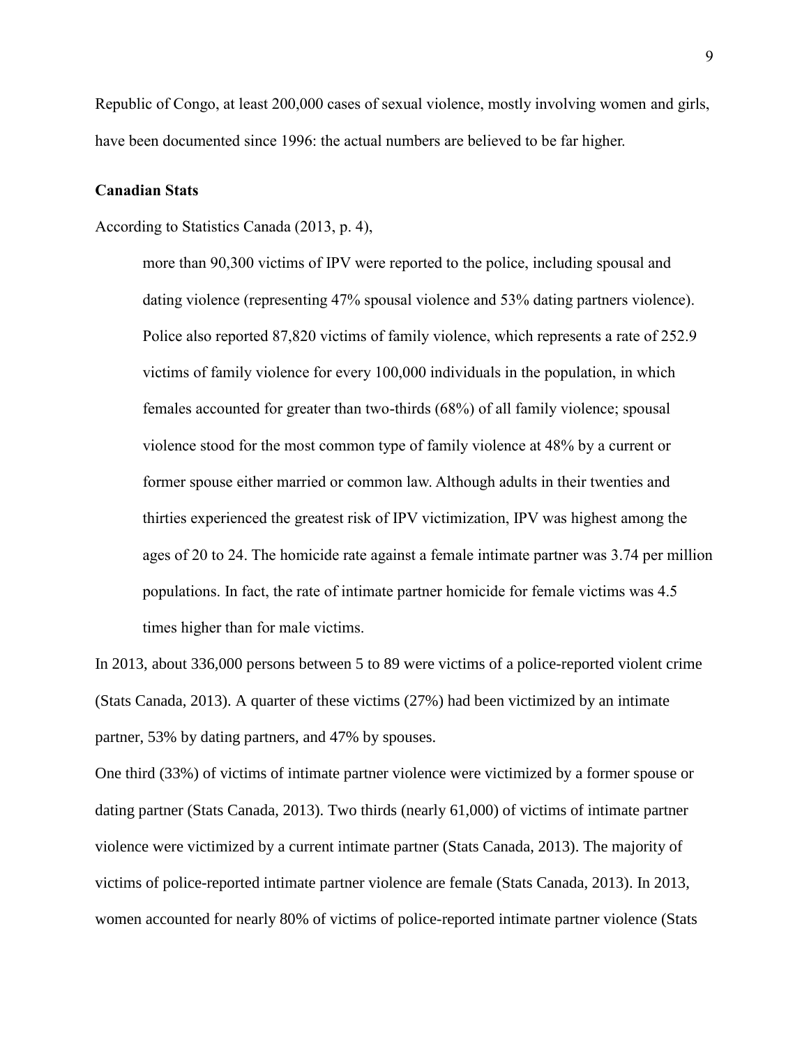Republic of Congo, at least 200,000 cases of sexual violence, mostly involving women and girls, have been documented since 1996: the actual numbers are believed to be far higher.

**Canadian Stats**

According to Statistics Canada (2013, p. 4),

> more than 90,300 victims of IPV were reported to the police, including spousal and dating violence (representing 47% spousal violence and 53% dating partners violence). Police also reported 87,820 victims of family violence, which represents a rate of 252.9 victims of family violence for every 100,000 individuals in the population, in which females accounted for greater than two-thirds (68%) of all family violence; spousal violence stood for the most common type of family violence at 48% by a current or former spouse either married or common law. Although adults in their twenties and thirties experienced the greatest risk of IPV victimization, IPV was highest among the ages of 20 to 24. The homicide rate against a female intimate partner was 3.74 per million populations. In fact, the rate of intimate partner homicide for female victims was 4.5 times higher than for male victims.

In 2013, about 336,000 persons between 5 to 89 were victims of a police-reported violent crime (Stats Canada, 2013). A quarter of these victims (27%) had been victimized by an intimate partner, 53% by dating partners, and 47% by spouses.

One third (33%) of victims of intimate partner violence were victimized by a former spouse or dating partner (Stats Canada, 2013). Two thirds (nearly 61,000) of victims of intimate partner violence were victimized by a current intimate partner (Stats Canada, 2013). The majority of victims of police-reported intimate partner violence are female (Stats Canada, 2013). In 2013, women accounted for nearly 80% of victims of police-reported intimate partner violence (Stats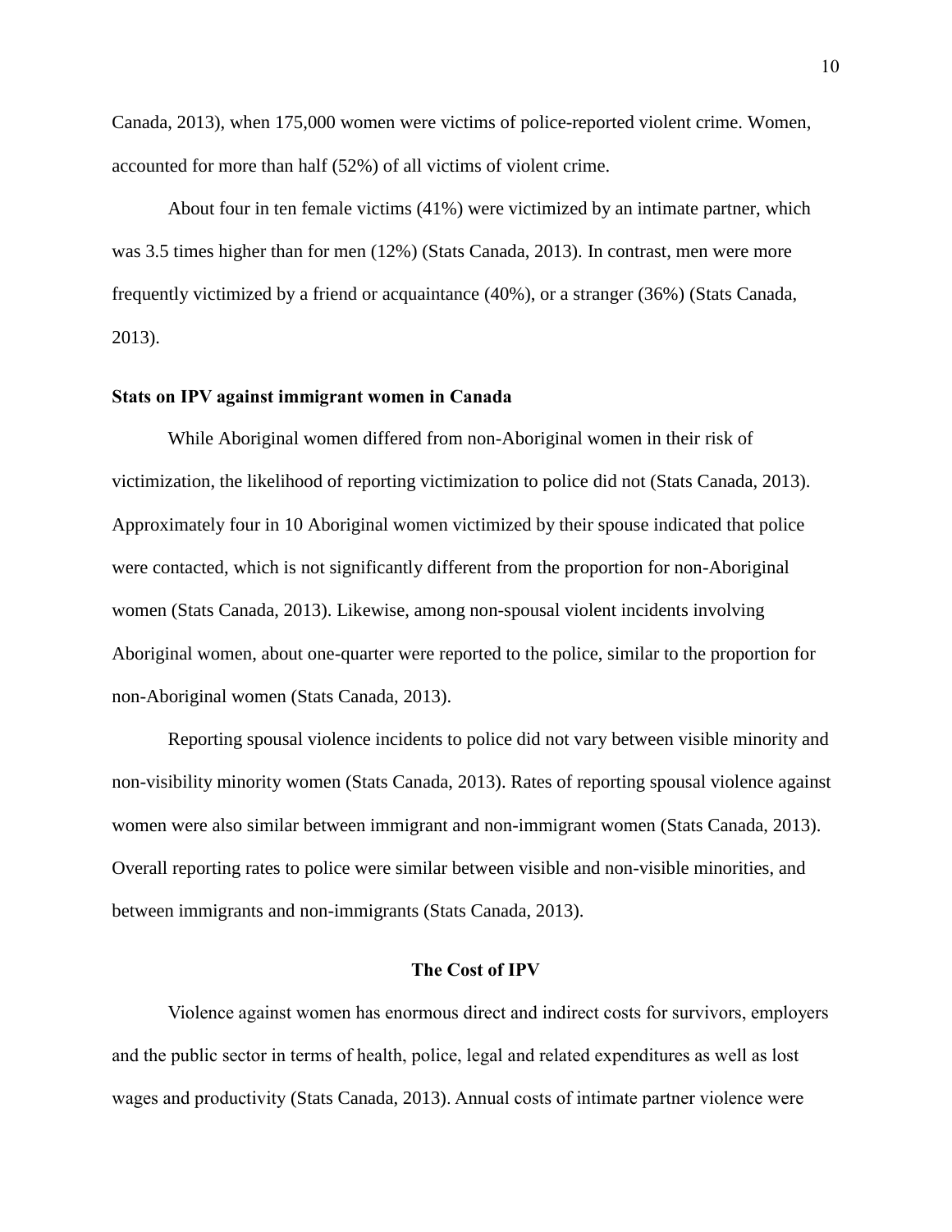Canada, 2013), when 175,000 women were victims of police-reported violent crime. Women, accounted for more than half (52%) of all victims of violent crime.

About four in ten female victims (41%) were victimized by an intimate partner, which was 3.5 times higher than for men (12%) (Stats Canada, 2013). In contrast, men were more frequently victimized by a friend or acquaintance (40%), or a stranger (36%) (Stats Canada, 2013).

### Stats on IPV against immigrant women in Canada

While Aboriginal women differed from non-Aboriginal women in their risk of victimization, the likelihood of reporting victimization to police did not (Stats Canada, 2013). Approximately four in 10 Aboriginal women victimized by their spouse indicated that police were contacted, which is not significantly different from the proportion for non-Aboriginal women (Stats Canada, 2013). Likewise, among non-spousal violent incidents involving Aboriginal women, about one-quarter were reported to the police, similar to the proportion for non-Aboriginal women (Stats Canada, 2013).

Reporting spousal violence incidents to police did not vary between visible minority and non-visibility minority women (Stats Canada, 2013). Rates of reporting spousal violence against women were also similar between immigrant and non-immigrant women (Stats Canada, 2013). Overall reporting rates to police were similar between visible and non-visible minorities, and between immigrants and non-immigrants (Stats Canada, 2013).

## The Cost of IPV

Violence against women has enormous direct and indirect costs for survivors, employers and the public sector in terms of health, police, legal and related expenditures as well as lost wages and productivity (Stats Canada, 2013). Annual costs of intimate partner violence were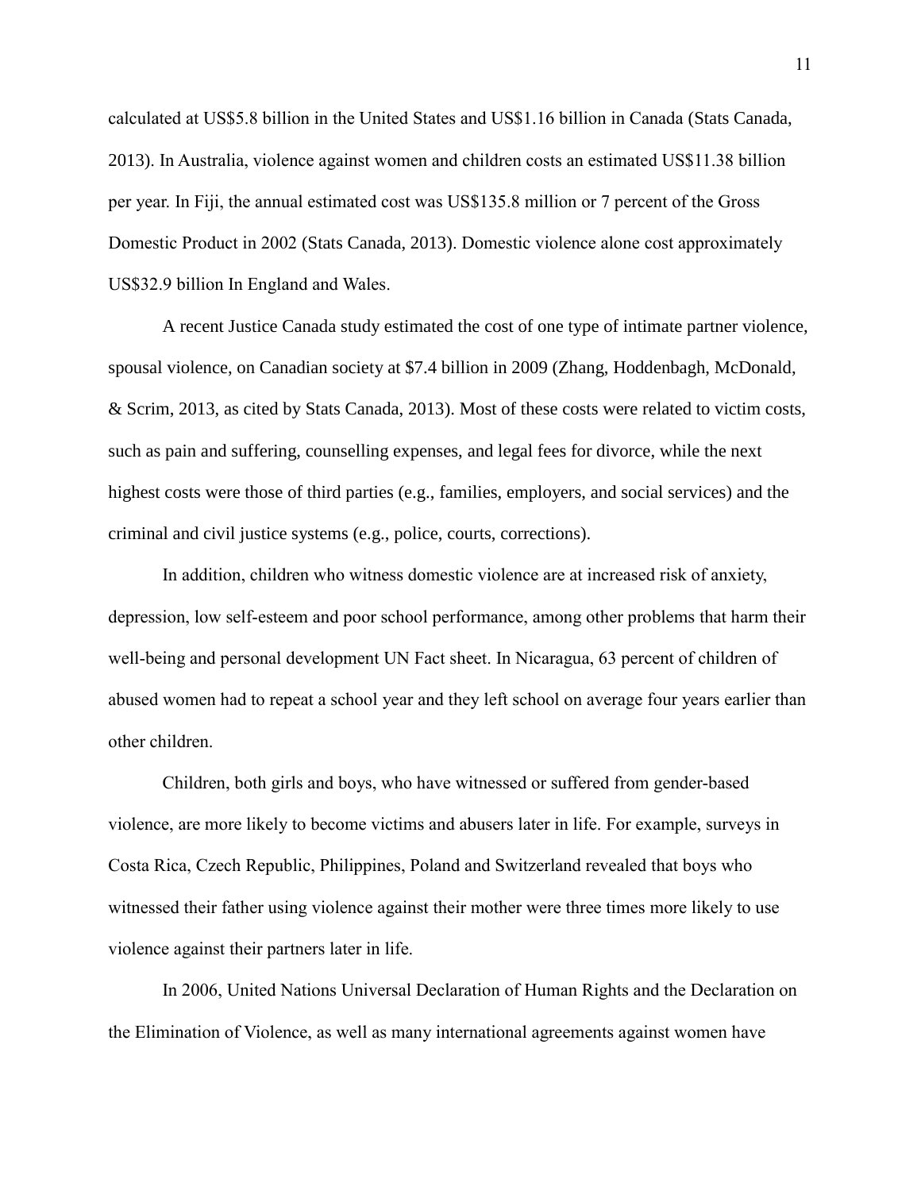calculated at US$5.8 billion in the United States and US$1.16 billion in Canada (Stats Canada, 2013). In Australia, violence against women and children costs an estimated US$11.38 billion per year. In Fiji, the annual estimated cost was US$135.8 million or 7 percent of the Gross Domestic Product in 2002 (Stats Canada, 2013). Domestic violence alone cost approximately US$32.9 billion In England and Wales.

A recent Justice Canada study estimated the cost of one type of intimate partner violence, spousal violence, on Canadian society at $7.4 billion in 2009 (Zhang, Hoddenbagh, McDonald, & Scrim, 2013, as cited by Stats Canada, 2013). Most of these costs were related to victim costs, such as pain and suffering, counselling expenses, and legal fees for divorce, while the next highest costs were those of third parties (e.g., families, employers, and social services) and the criminal and civil justice systems (e.g., police, courts, corrections).

In addition, children who witness domestic violence are at increased risk of anxiety, depression, low self-esteem and poor school performance, among other problems that harm their well-being and personal development UN Fact sheet. In Nicaragua, 63 percent of children of abused women had to repeat a school year and they left school on average four years earlier than other children.

Children, both girls and boys, who have witnessed or suffered from gender-based violence, are more likely to become victims and abusers later in life. For example, surveys in Costa Rica, Czech Republic, Philippines, Poland and Switzerland revealed that boys who witnessed their father using violence against their mother were three times more likely to use violence against their partners later in life.

In 2006, United Nations Universal Declaration of Human Rights and the Declaration on the Elimination of Violence, as well as many international agreements against women have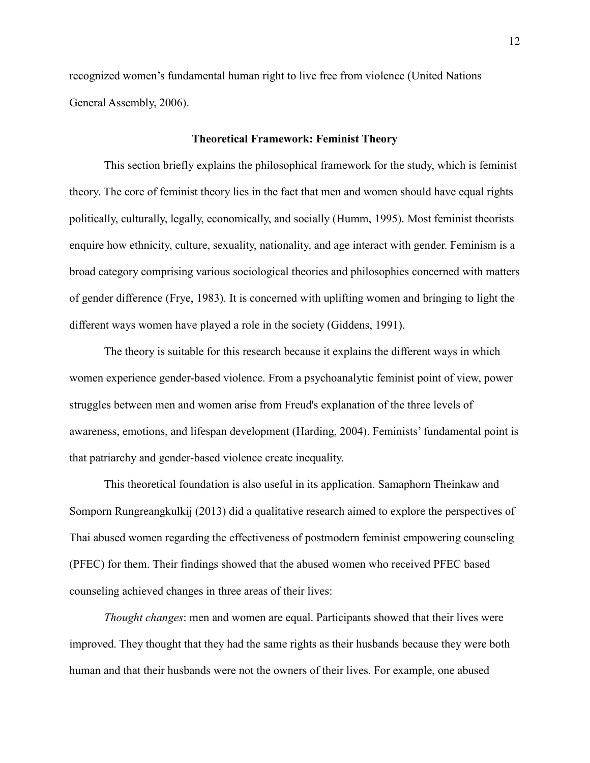recognized women's fundamental human right to live free from violence (United Nations General Assembly, 2006).

## Theoretical Framework: Feminist Theory

This section briefly explains the philosophical framework for the study, which is feminist theory. The core of feminist theory lies in the fact that men and women should have equal rights politically, culturally, legally, economically, and socially (Humm, 1995). Most feminist theorists enquire how ethnicity, culture, sexuality, nationality, and age interact with gender. Feminism is a broad category comprising various sociological theories and philosophies concerned with matters of gender difference (Frye, 1983). It is concerned with uplifting women and bringing to light the different ways women have played a role in the society (Giddens, 1991).

The theory is suitable for this research because it explains the different ways in which women experience gender-based violence. From a psychoanalytic feminist point of view, power struggles between men and women arise from Freud's explanation of the three levels of awareness, emotions, and lifespan development (Harding, 2004). Feminists' fundamental point is that patriarchy and gender-based violence create inequality.

This theoretical foundation is also useful in its application. Samaphorn Theinkaw and Somporn Rungreangkulkij (2013) did a qualitative research aimed to explore the perspectives of Thai abused women regarding the effectiveness of postmodern feminist empowering counseling (PFEC) for them. Their findings showed that the abused women who received PFEC based counseling achieved changes in three areas of their lives:

*Thought changes*: men and women are equal. Participants showed that their lives were improved. They thought that they had the same rights as their husbands because they were both human and that their husbands were not the owners of their lives. For example, one abused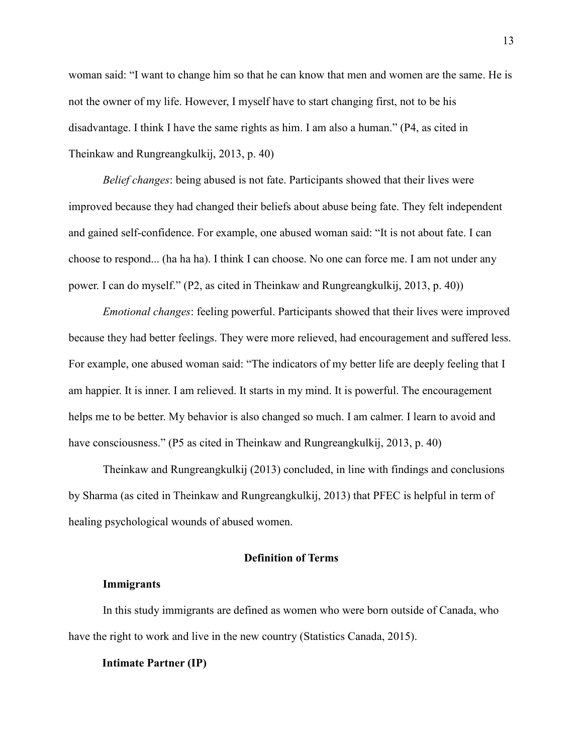woman said: "I want to change him so that he can know that men and women are the same. He is not the owner of my life. However, I myself have to start changing first, not to be his disadvantage. I think I have the same rights as him. I am also a human." (P4, as cited in Theinkaw and Rungreangkulkij, 2013, p. 40)

*Belief changes*: being abused is not fate. Participants showed that their lives were improved because they had changed their beliefs about abuse being fate. They felt independent and gained self-confidence. For example, one abused woman said: "It is not about fate. I can choose to respond... (ha ha ha). I think I can choose. No one can force me. I am not under any power. I can do myself." (P2, as cited in Theinkaw and Rungreangkulkij, 2013, p. 40))

*Emotional changes*: feeling powerful. Participants showed that their lives were improved because they had better feelings. They were more relieved, had encouragement and suffered less. For example, one abused woman said: "The indicators of my better life are deeply feeling that I am happier. It is inner. I am relieved. It starts in my mind. It is powerful. The encouragement helps me to be better. My behavior is also changed so much. I am calmer. I learn to avoid and have consciousness." (P5 as cited in Theinkaw and Rungreangkulkij, 2013, p. 40)

Theinkaw and Rungreangkulkij (2013) concluded, in line with findings and conclusions by Sharma (as cited in Theinkaw and Rungreangkulkij, 2013) that PFEC is helpful in term of healing psychological wounds of abused women.

## Definition of Terms

### Immigrants

In this study immigrants are defined as women who were born outside of Canada, who have the right to work and live in the new country (Statistics Canada, 2015).

### Intimate Partner (IP)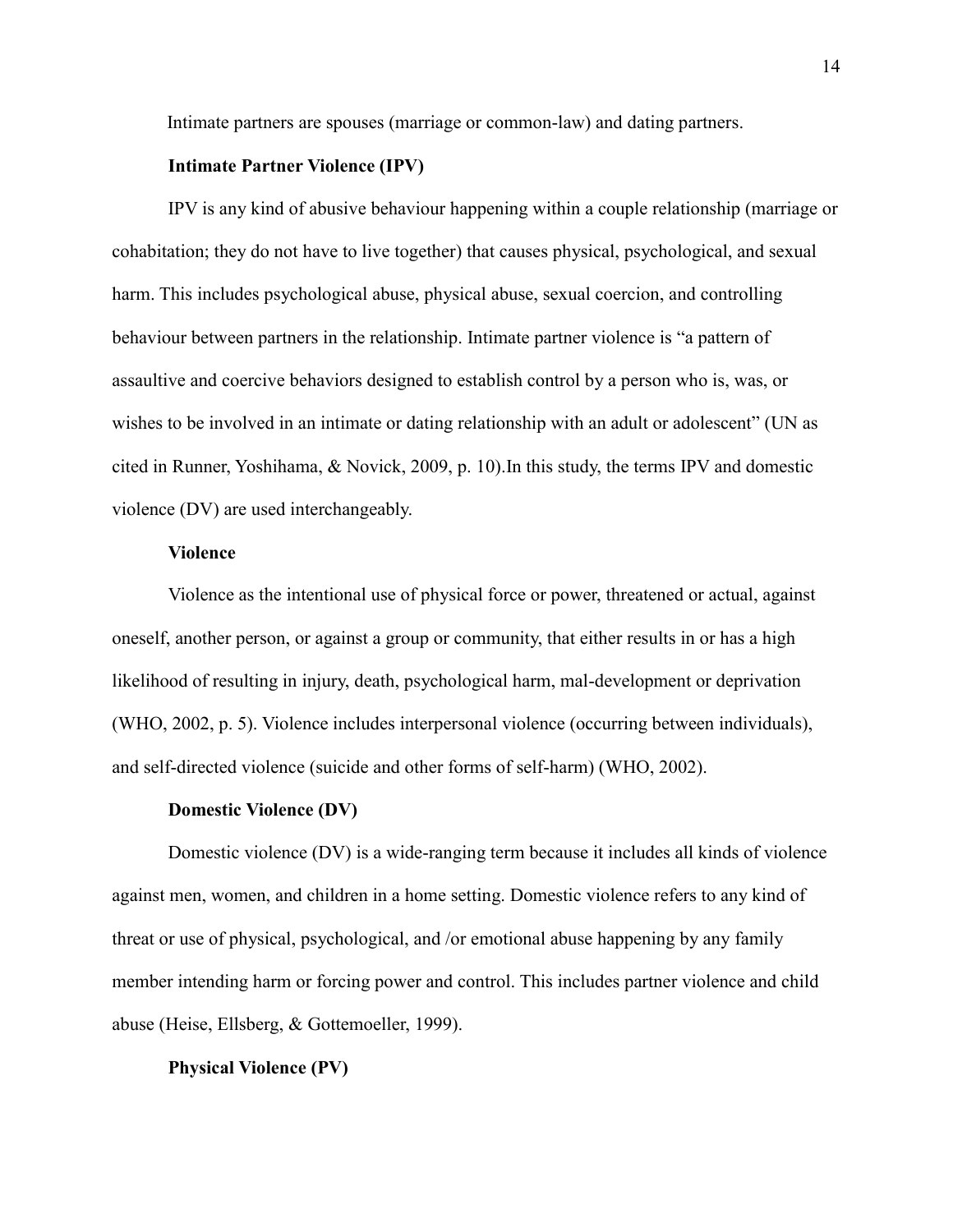Intimate partners are spouses (marriage or common-law) and dating partners.

**Intimate Partner Violence (IPV)**

IPV is any kind of abusive behaviour happening within a couple relationship (marriage or cohabitation; they do not have to live together) that causes physical, psychological, and sexual harm. This includes psychological abuse, physical abuse, sexual coercion, and controlling behaviour between partners in the relationship. Intimate partner violence is "a pattern of assaultive and coercive behaviors designed to establish control by a person who is, was, or wishes to be involved in an intimate or dating relationship with an adult or adolescent" (UN as cited in Runner, Yoshihama, & Novick, 2009, p. 10).In this study, the terms IPV and domestic violence (DV) are used interchangeably.

**Violence**

Violence as the intentional use of physical force or power, threatened or actual, against oneself, another person, or against a group or community, that either results in or has a high likelihood of resulting in injury, death, psychological harm, mal-development or deprivation (WHO, 2002, p. 5). Violence includes interpersonal violence (occurring between individuals), and self-directed violence (suicide and other forms of self-harm) (WHO, 2002).

**Domestic Violence (DV)**

Domestic violence (DV) is a wide-ranging term because it includes all kinds of violence against men, women, and children in a home setting. Domestic violence refers to any kind of threat or use of physical, psychological, and /or emotional abuse happening by any family member intending harm or forcing power and control. This includes partner violence and child abuse (Heise, Ellsberg, & Gottemoeller, 1999).

**Physical Violence (PV)**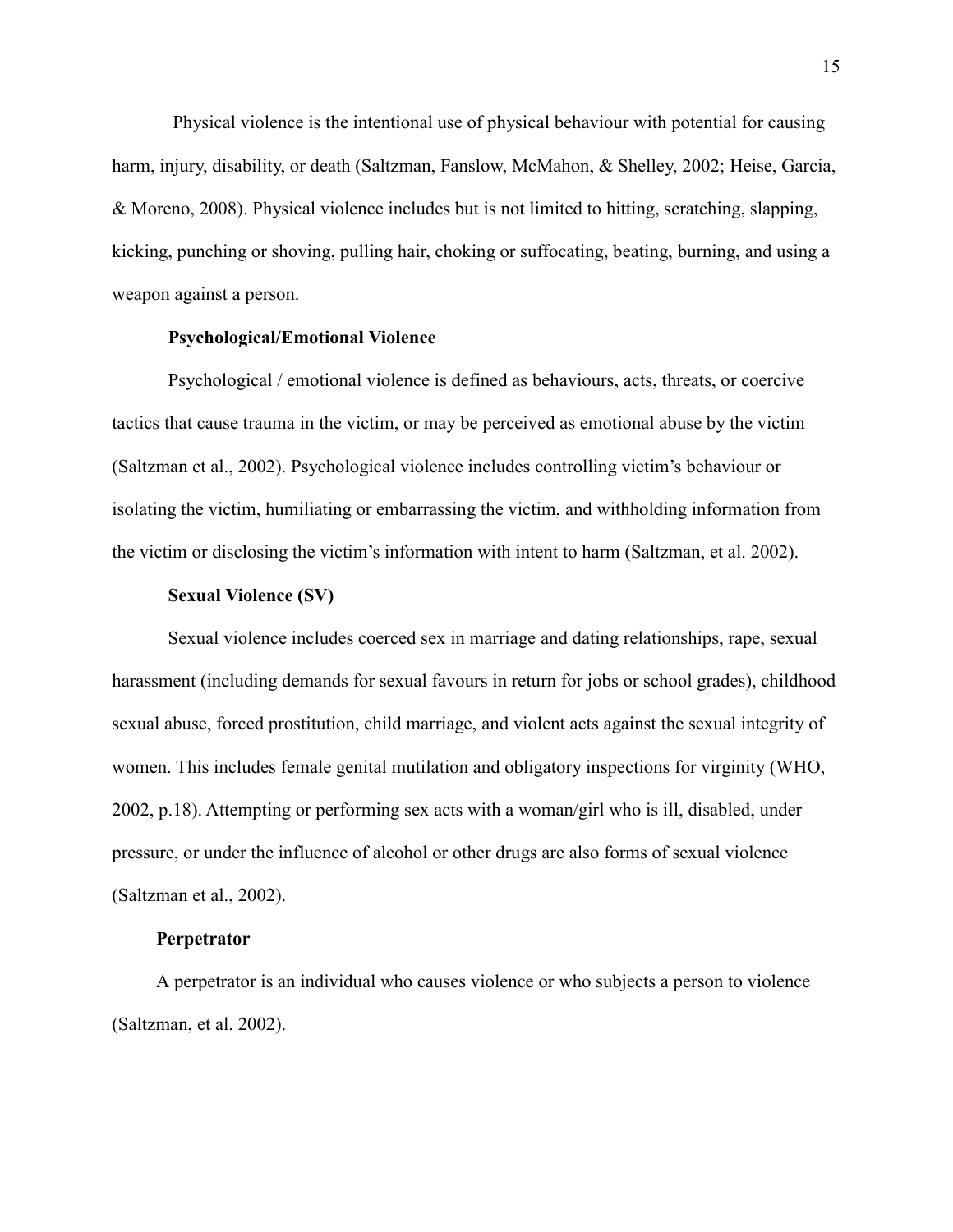Physical violence is the intentional use of physical behaviour with potential for causing harm, injury, disability, or death (Saltzman, Fanslow, McMahon, & Shelley, 2002; Heise, Garcia, & Moreno, 2008). Physical violence includes but is not limited to hitting, scratching, slapping, kicking, punching or shoving, pulling hair, choking or suffocating, beating, burning, and using a weapon against a person.

**Psychological/Emotional Violence**

Psychological / emotional violence is defined as behaviours, acts, threats, or coercive tactics that cause trauma in the victim, or may be perceived as emotional abuse by the victim (Saltzman et al., 2002). Psychological violence includes controlling victim's behaviour or isolating the victim, humiliating or embarrassing the victim, and withholding information from the victim or disclosing the victim's information with intent to harm (Saltzman, et al. 2002).

**Sexual Violence (SV)**

Sexual violence includes coerced sex in marriage and dating relationships, rape, sexual harassment (including demands for sexual favours in return for jobs or school grades), childhood sexual abuse, forced prostitution, child marriage, and violent acts against the sexual integrity of women. This includes female genital mutilation and obligatory inspections for virginity (WHO, 2002, p.18). Attempting or performing sex acts with a woman/girl who is ill, disabled, under pressure, or under the influence of alcohol or other drugs are also forms of sexual violence (Saltzman et al., 2002).

**Perpetrator**

A perpetrator is an individual who causes violence or who subjects a person to violence (Saltzman, et al. 2002).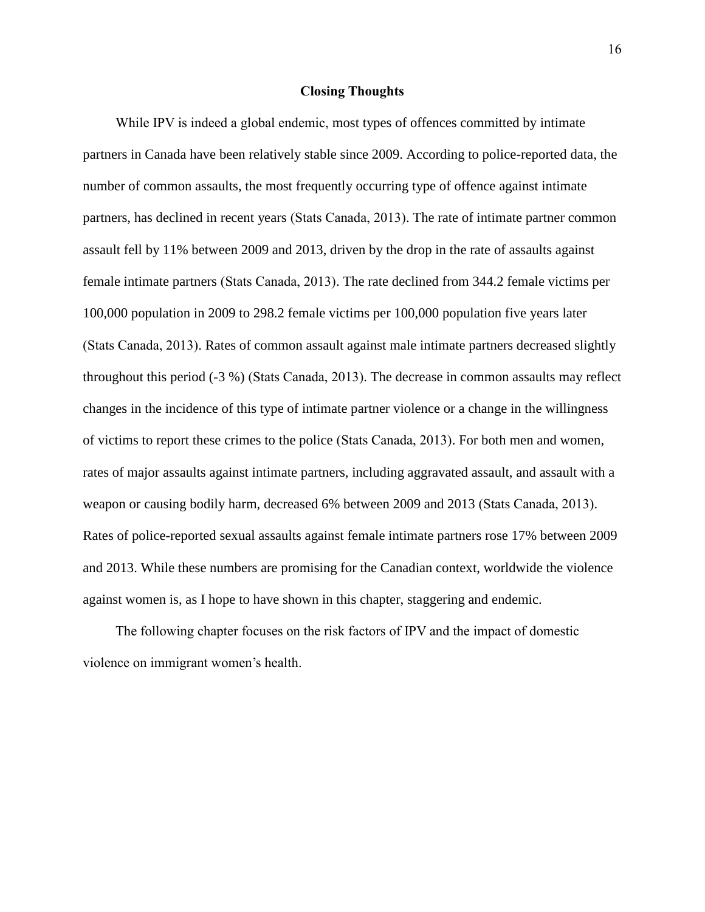## Closing Thoughts

While IPV is indeed a global endemic, most types of offences committed by intimate partners in Canada have been relatively stable since 2009. According to police-reported data, the number of common assaults, the most frequently occurring type of offence against intimate partners, has declined in recent years (Stats Canada, 2013). The rate of intimate partner common assault fell by 11% between 2009 and 2013, driven by the drop in the rate of assaults against female intimate partners (Stats Canada, 2013). The rate declined from 344.2 female victims per 100,000 population in 2009 to 298.2 female victims per 100,000 population five years later (Stats Canada, 2013). Rates of common assault against male intimate partners decreased slightly throughout this period (-3 %) (Stats Canada, 2013). The decrease in common assaults may reflect changes in the incidence of this type of intimate partner violence or a change in the willingness of victims to report these crimes to the police (Stats Canada, 2013). For both men and women, rates of major assaults against intimate partners, including aggravated assault, and assault with a weapon or causing bodily harm, decreased 6% between 2009 and 2013 (Stats Canada, 2013). Rates of police-reported sexual assaults against female intimate partners rose 17% between 2009 and 2013. While these numbers are promising for the Canadian context, worldwide the violence against women is, as I hope to have shown in this chapter, staggering and endemic.

The following chapter focuses on the risk factors of IPV and the impact of domestic violence on immigrant women's health.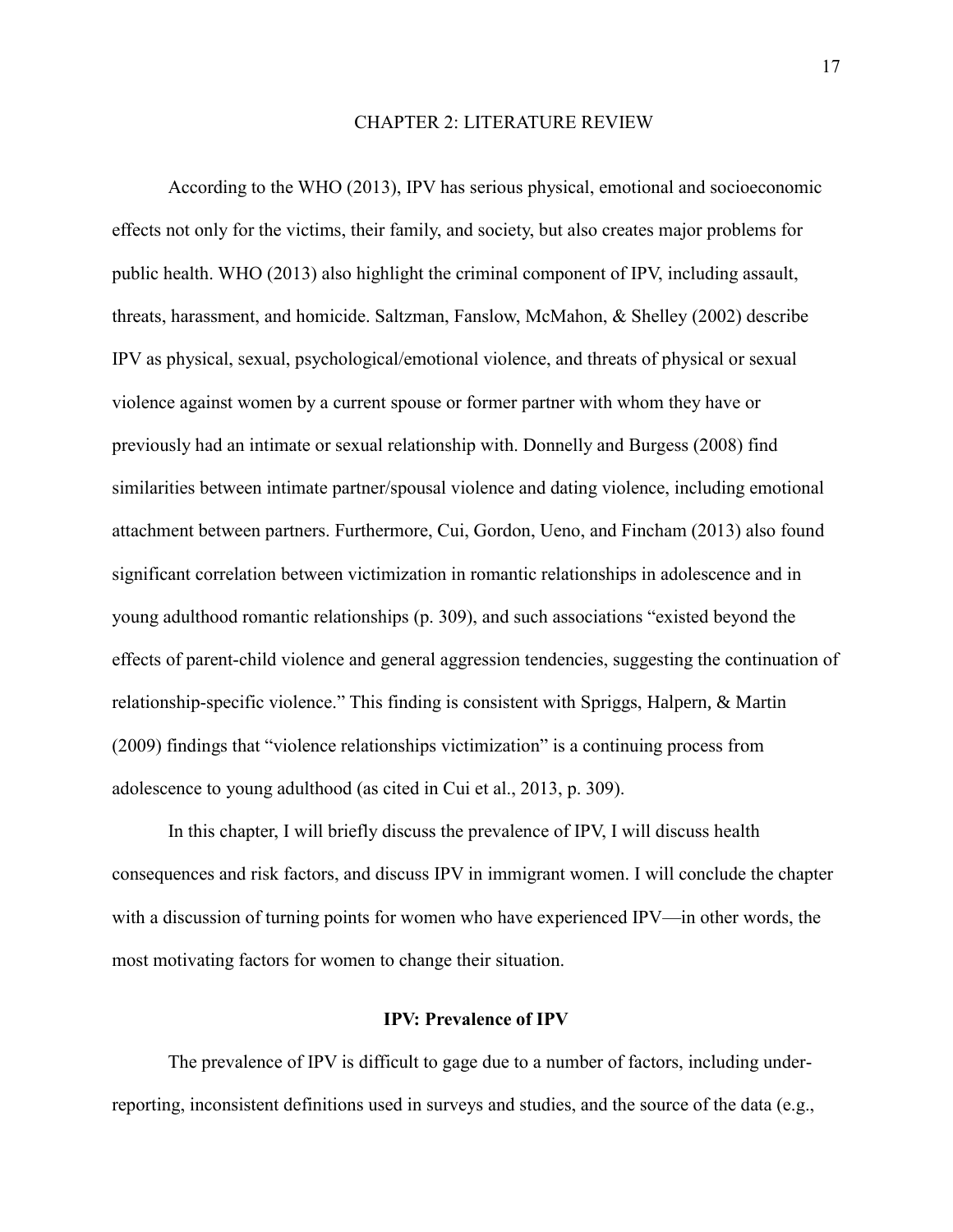# CHAPTER 2: LITERATURE REVIEW

According to the WHO (2013), IPV has serious physical, emotional and socioeconomic effects not only for the victims, their family, and society, but also creates major problems for public health. WHO (2013) also highlight the criminal component of IPV, including assault, threats, harassment, and homicide. Saltzman, Fanslow, McMahon, & Shelley (2002) describe IPV as physical, sexual, psychological/emotional violence, and threats of physical or sexual violence against women by a current spouse or former partner with whom they have or previously had an intimate or sexual relationship with. Donnelly and Burgess (2008) find similarities between intimate partner/spousal violence and dating violence, including emotional attachment between partners. Furthermore, Cui, Gordon, Ueno, and Fincham (2013) also found significant correlation between victimization in romantic relationships in adolescence and in young adulthood romantic relationships (p. 309), and such associations "existed beyond the effects of parent-child violence and general aggression tendencies, suggesting the continuation of relationship-specific violence." This finding is consistent with Spriggs, Halpern, & Martin (2009) findings that "violence relationships victimization" is a continuing process from adolescence to young adulthood (as cited in Cui et al., 2013, p. 309).

In this chapter, I will briefly discuss the prevalence of IPV, I will discuss health consequences and risk factors, and discuss IPV in immigrant women. I will conclude the chapter with a discussion of turning points for women who have experienced IPV—in other words, the most motivating factors for women to change their situation.

## IPV: Prevalence of IPV

The prevalence of IPV is difficult to gage due to a number of factors, including under-reporting, inconsistent definitions used in surveys and studies, and the source of the data (e.g.,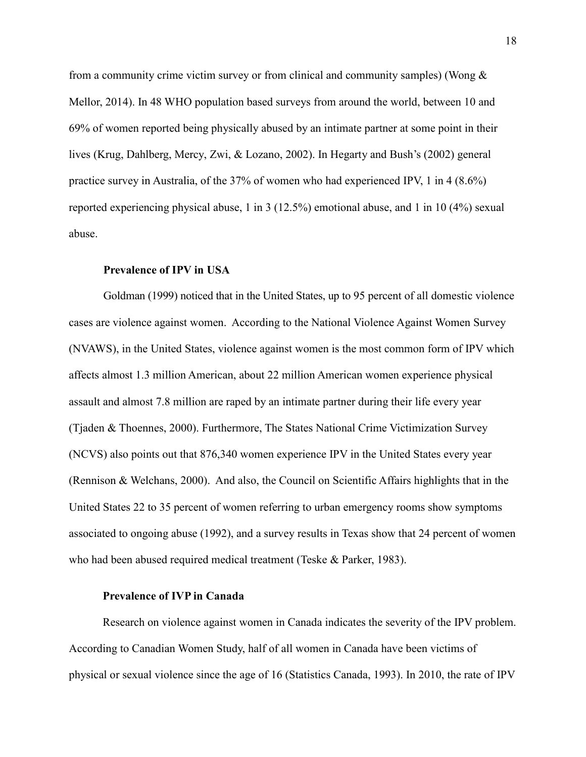from a community crime victim survey or from clinical and community samples) (Wong & Mellor, 2014). In 48 WHO population based surveys from around the world, between 10 and 69% of women reported being physically abused by an intimate partner at some point in their lives (Krug, Dahlberg, Mercy, Zwi, & Lozano, 2002). In Hegarty and Bush's (2002) general practice survey in Australia, of the 37% of women who had experienced IPV, 1 in 4 (8.6%) reported experiencing physical abuse, 1 in 3 (12.5%) emotional abuse, and 1 in 10 (4%) sexual abuse.

### Prevalence of IPV in USA

Goldman (1999) noticed that in the United States, up to 95 percent of all domestic violence cases are violence against women. According to the National Violence Against Women Survey (NVAWS), in the United States, violence against women is the most common form of IPV which affects almost 1.3 million American, about 22 million American women experience physical assault and almost 7.8 million are raped by an intimate partner during their life every year (Tjaden & Thoennes, 2000). Furthermore, The States National Crime Victimization Survey (NCVS) also points out that 876,340 women experience IPV in the United States every year (Rennison & Welchans, 2000). And also, the Council on Scientific Affairs highlights that in the United States 22 to 35 percent of women referring to urban emergency rooms show symptoms associated to ongoing abuse (1992), and a survey results in Texas show that 24 percent of women who had been abused required medical treatment (Teske & Parker, 1983).

### Prevalence of IVP in Canada

Research on violence against women in Canada indicates the severity of the IPV problem. According to Canadian Women Study, half of all women in Canada have been victims of physical or sexual violence since the age of 16 (Statistics Canada, 1993). In 2010, the rate of IPV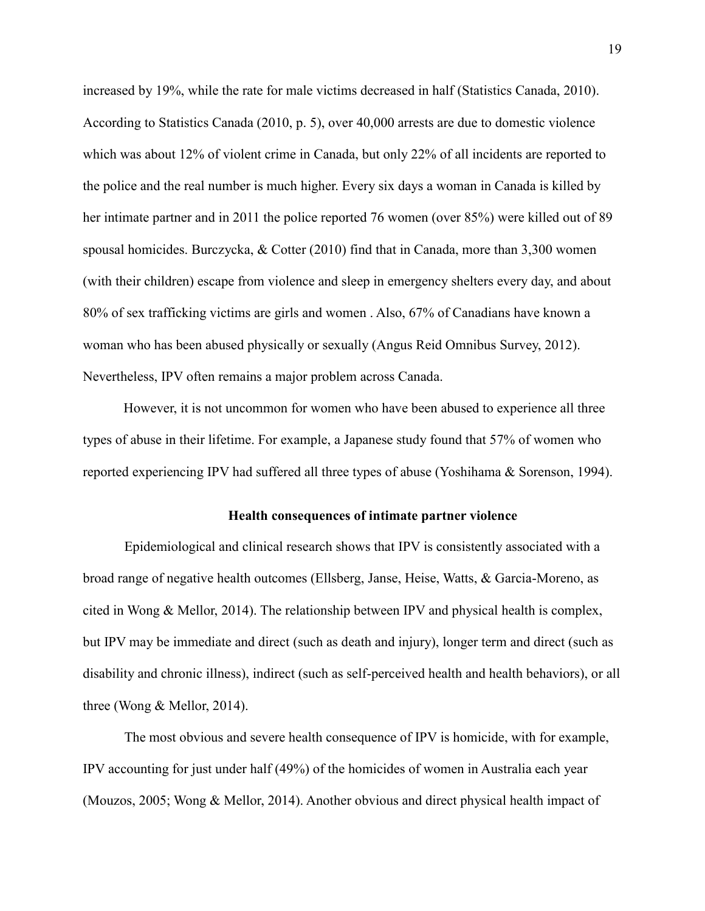increased by 19%, while the rate for male victims decreased in half (Statistics Canada, 2010). According to Statistics Canada (2010, p. 5), over 40,000 arrests are due to domestic violence which was about 12% of violent crime in Canada, but only 22% of all incidents are reported to the police and the real number is much higher. Every six days a woman in Canada is killed by her intimate partner and in 2011 the police reported 76 women (over 85%) were killed out of 89 spousal homicides. Burczycka, & Cotter (2010) find that in Canada, more than 3,300 women (with their children) escape from violence and sleep in emergency shelters every day, and about 80% of sex trafficking victims are girls and women . Also, 67% of Canadians have known a woman who has been abused physically or sexually (Angus Reid Omnibus Survey, 2012). Nevertheless, IPV often remains a major problem across Canada.

However, it is not uncommon for women who have been abused to experience all three types of abuse in their lifetime. For example, a Japanese study found that 57% of women who reported experiencing IPV had suffered all three types of abuse (Yoshihama & Sorenson, 1994).

## Health consequences of intimate partner violence

Epidemiological and clinical research shows that IPV is consistently associated with a broad range of negative health outcomes (Ellsberg, Janse, Heise, Watts, & Garcia-Moreno, as cited in Wong & Mellor, 2014). The relationship between IPV and physical health is complex, but IPV may be immediate and direct (such as death and injury), longer term and direct (such as disability and chronic illness), indirect (such as self-perceived health and health behaviors), or all three (Wong & Mellor, 2014).

The most obvious and severe health consequence of IPV is homicide, with for example, IPV accounting for just under half (49%) of the homicides of women in Australia each year (Mouzos, 2005; Wong & Mellor, 2014). Another obvious and direct physical health impact of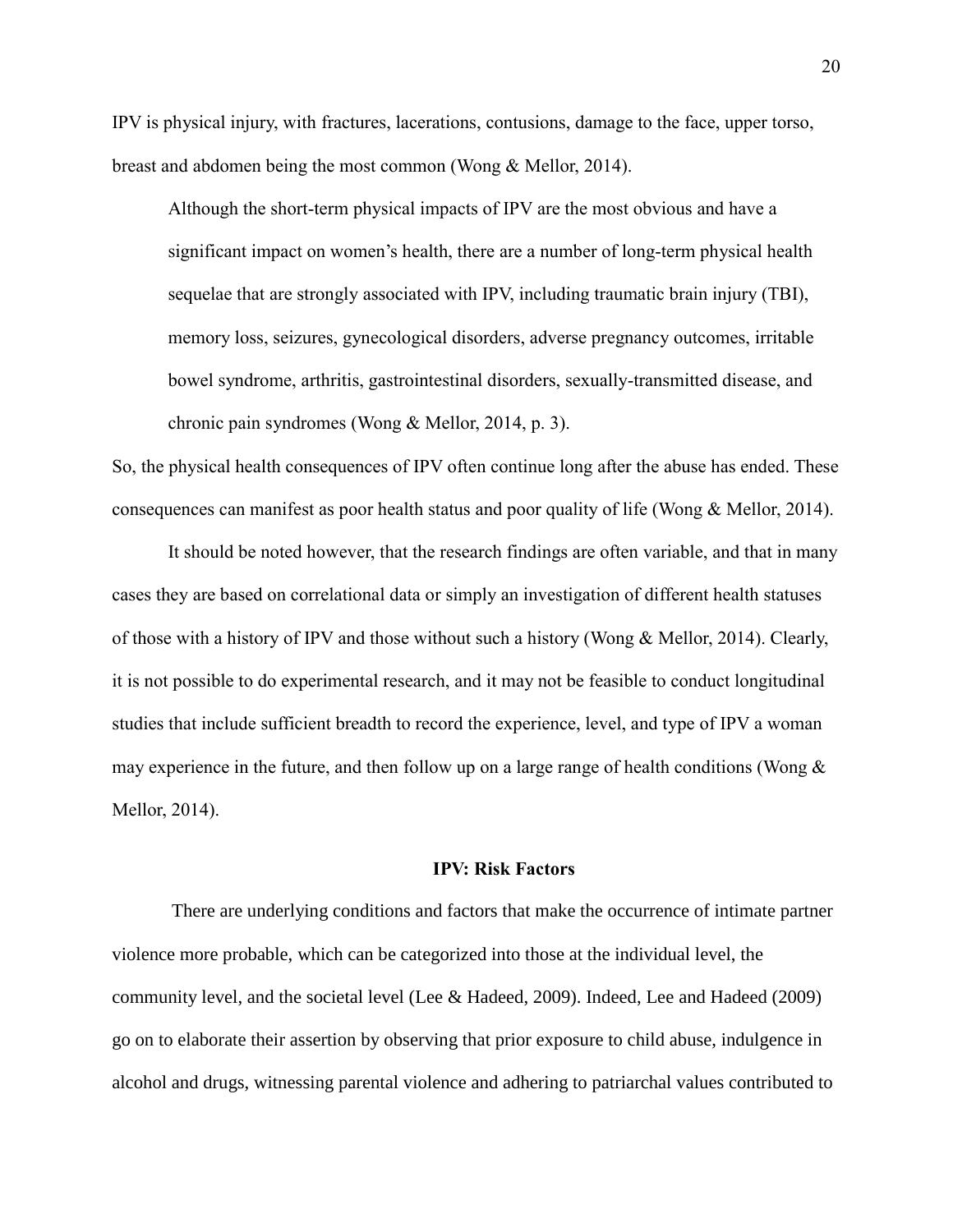IPV is physical injury, with fractures, lacerations, contusions, damage to the face, upper torso, breast and abdomen being the most common (Wong & Mellor, 2014).

> Although the short-term physical impacts of IPV are the most obvious and have a significant impact on women's health, there are a number of long-term physical health sequelae that are strongly associated with IPV, including traumatic brain injury (TBI), memory loss, seizures, gynecological disorders, adverse pregnancy outcomes, irritable bowel syndrome, arthritis, gastrointestinal disorders, sexually-transmitted disease, and chronic pain syndromes (Wong & Mellor, 2014, p. 3).

So, the physical health consequences of IPV often continue long after the abuse has ended. These consequences can manifest as poor health status and poor quality of life (Wong & Mellor, 2014).

It should be noted however, that the research findings are often variable, and that in many cases they are based on correlational data or simply an investigation of different health statuses of those with a history of IPV and those without such a history (Wong & Mellor, 2014). Clearly, it is not possible to do experimental research, and it may not be feasible to conduct longitudinal studies that include sufficient breadth to record the experience, level, and type of IPV a woman may experience in the future, and then follow up on a large range of health conditions (Wong & Mellor, 2014).

## IPV: Risk Factors

There are underlying conditions and factors that make the occurrence of intimate partner violence more probable, which can be categorized into those at the individual level, the community level, and the societal level (Lee & Hadeed, 2009). Indeed, Lee and Hadeed (2009) go on to elaborate their assertion by observing that prior exposure to child abuse, indulgence in alcohol and drugs, witnessing parental violence and adhering to patriarchal values contributed to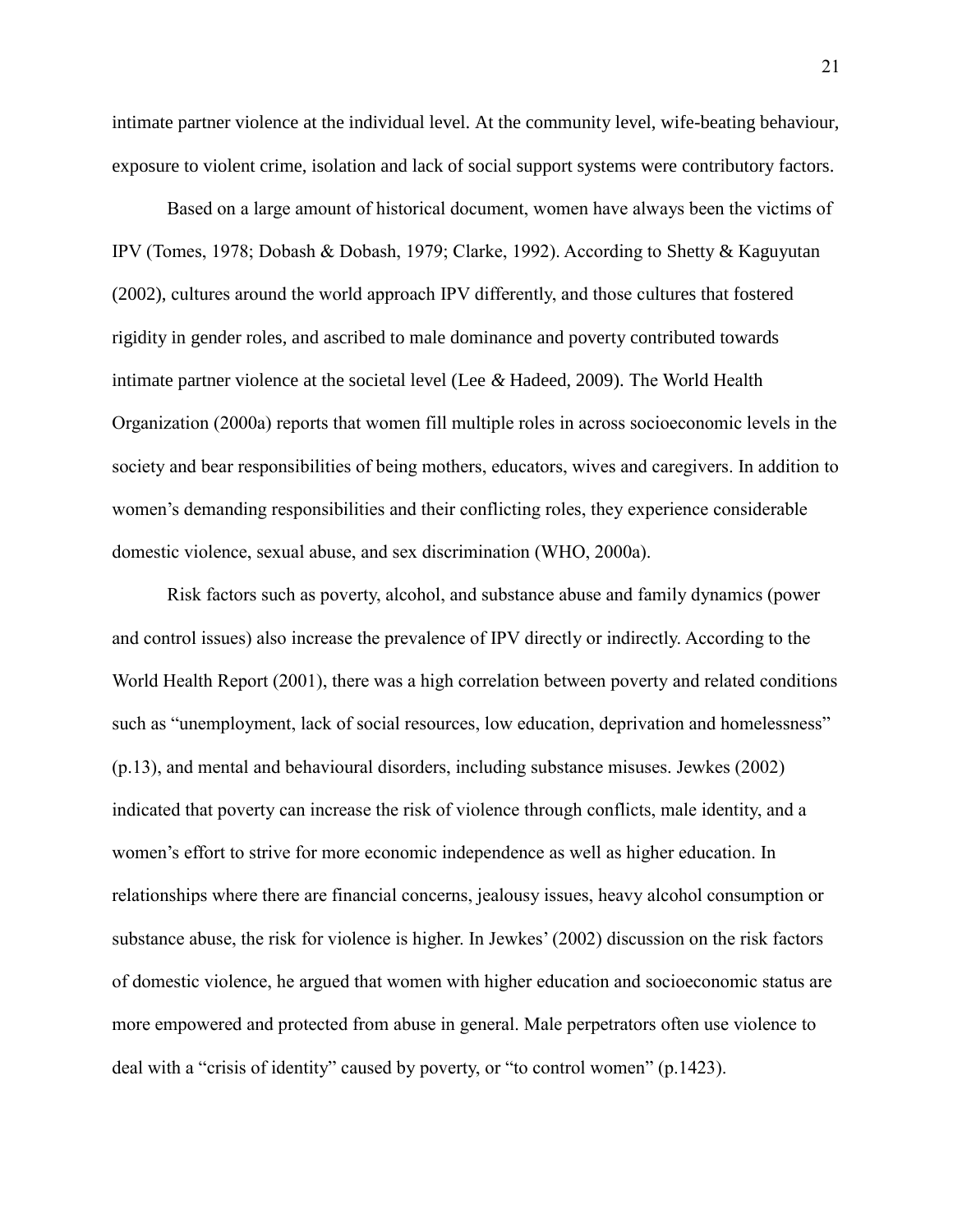intimate partner violence at the individual level. At the community level, wife-beating behaviour, exposure to violent crime, isolation and lack of social support systems were contributory factors.

Based on a large amount of historical document, women have always been the victims of IPV (Tomes, 1978; Dobash & Dobash, 1979; Clarke, 1992). According to Shetty & Kaguyutan (2002), cultures around the world approach IPV differently, and those cultures that fostered rigidity in gender roles, and ascribed to male dominance and poverty contributed towards intimate partner violence at the societal level (Lee *&* Hadeed, 2009). The World Health Organization (2000a) reports that women fill multiple roles in across socioeconomic levels in the society and bear responsibilities of being mothers, educators, wives and caregivers. In addition to women's demanding responsibilities and their conflicting roles, they experience considerable domestic violence, sexual abuse, and sex discrimination (WHO, 2000a).

Risk factors such as poverty, alcohol, and substance abuse and family dynamics (power and control issues) also increase the prevalence of IPV directly or indirectly. According to the World Health Report (2001), there was a high correlation between poverty and related conditions such as "unemployment, lack of social resources, low education, deprivation and homelessness" (p.13), and mental and behavioural disorders, including substance misuses. Jewkes (2002) indicated that poverty can increase the risk of violence through conflicts, male identity, and a women's effort to strive for more economic independence as well as higher education. In relationships where there are financial concerns, jealousy issues, heavy alcohol consumption or substance abuse, the risk for violence is higher. In Jewkes' (2002) discussion on the risk factors of domestic violence, he argued that women with higher education and socioeconomic status are more empowered and protected from abuse in general. Male perpetrators often use violence to deal with a "crisis of identity" caused by poverty, or "to control women" (p.1423).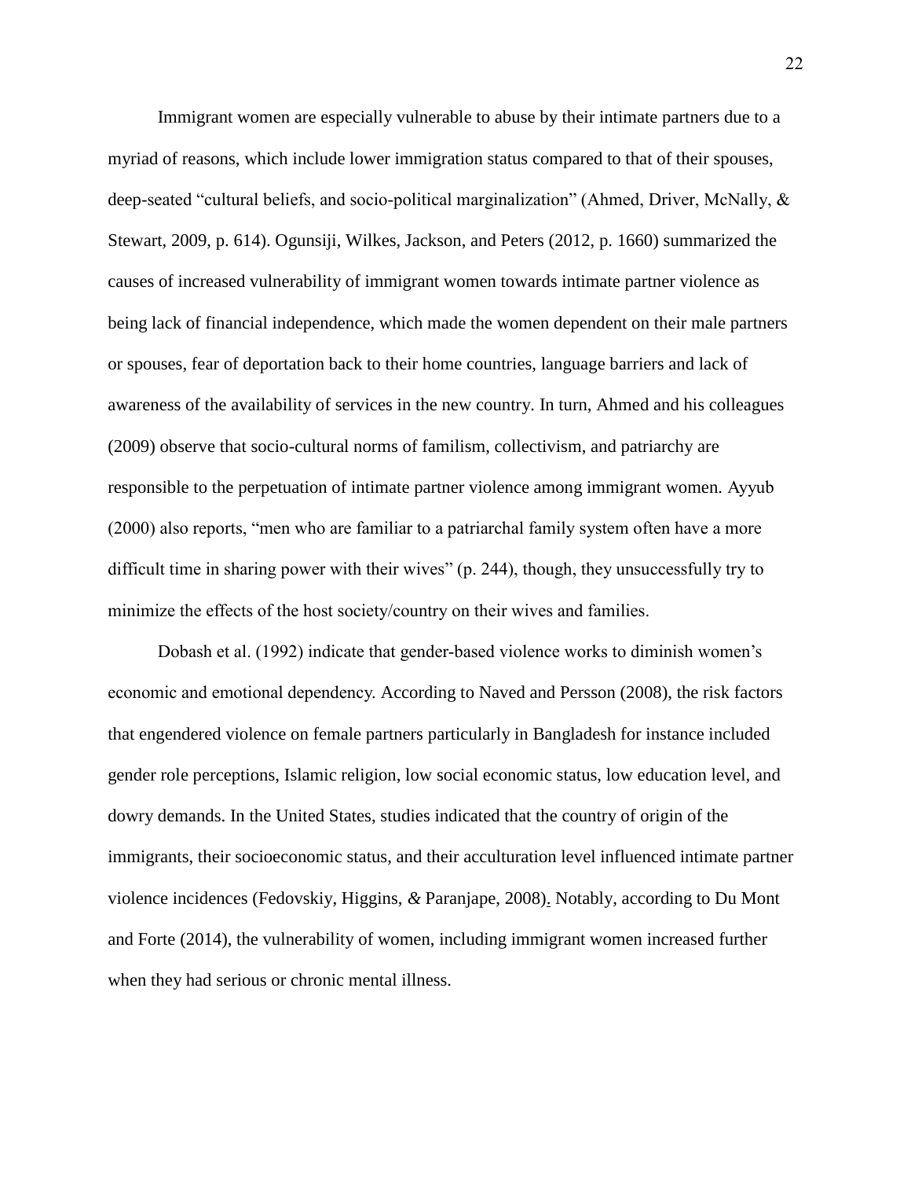Immigrant women are especially vulnerable to abuse by their intimate partners due to a myriad of reasons, which include lower immigration status compared to that of their spouses, deep-seated "cultural beliefs, and socio-political marginalization" (Ahmed, Driver, McNally, & Stewart, 2009, p. 614). Ogunsiji, Wilkes, Jackson, and Peters (2012, p. 1660) summarized the causes of increased vulnerability of immigrant women towards intimate partner violence as being lack of financial independence, which made the women dependent on their male partners or spouses, fear of deportation back to their home countries, language barriers and lack of awareness of the availability of services in the new country. In turn, Ahmed and his colleagues (2009) observe that socio-cultural norms of familism, collectivism, and patriarchy are responsible to the perpetuation of intimate partner violence among immigrant women. Ayyub (2000) also reports, "men who are familiar to a patriarchal family system often have a more difficult time in sharing power with their wives" (p. 244), though, they unsuccessfully try to minimize the effects of the host society/country on their wives and families.

Dobash et al. (1992) indicate that gender-based violence works to diminish women's economic and emotional dependency. According to Naved and Persson (2008), the risk factors that engendered violence on female partners particularly in Bangladesh for instance included gender role perceptions, Islamic religion, low social economic status, low education level, and dowry demands. In the United States, studies indicated that the country of origin of the immigrants, their socioeconomic status, and their acculturation level influenced intimate partner violence incidences (Fedovskiy, Higgins, & Paranjape, 2008). Notably, according to Du Mont and Forte (2014), the vulnerability of women, including immigrant women increased further when they had serious or chronic mental illness.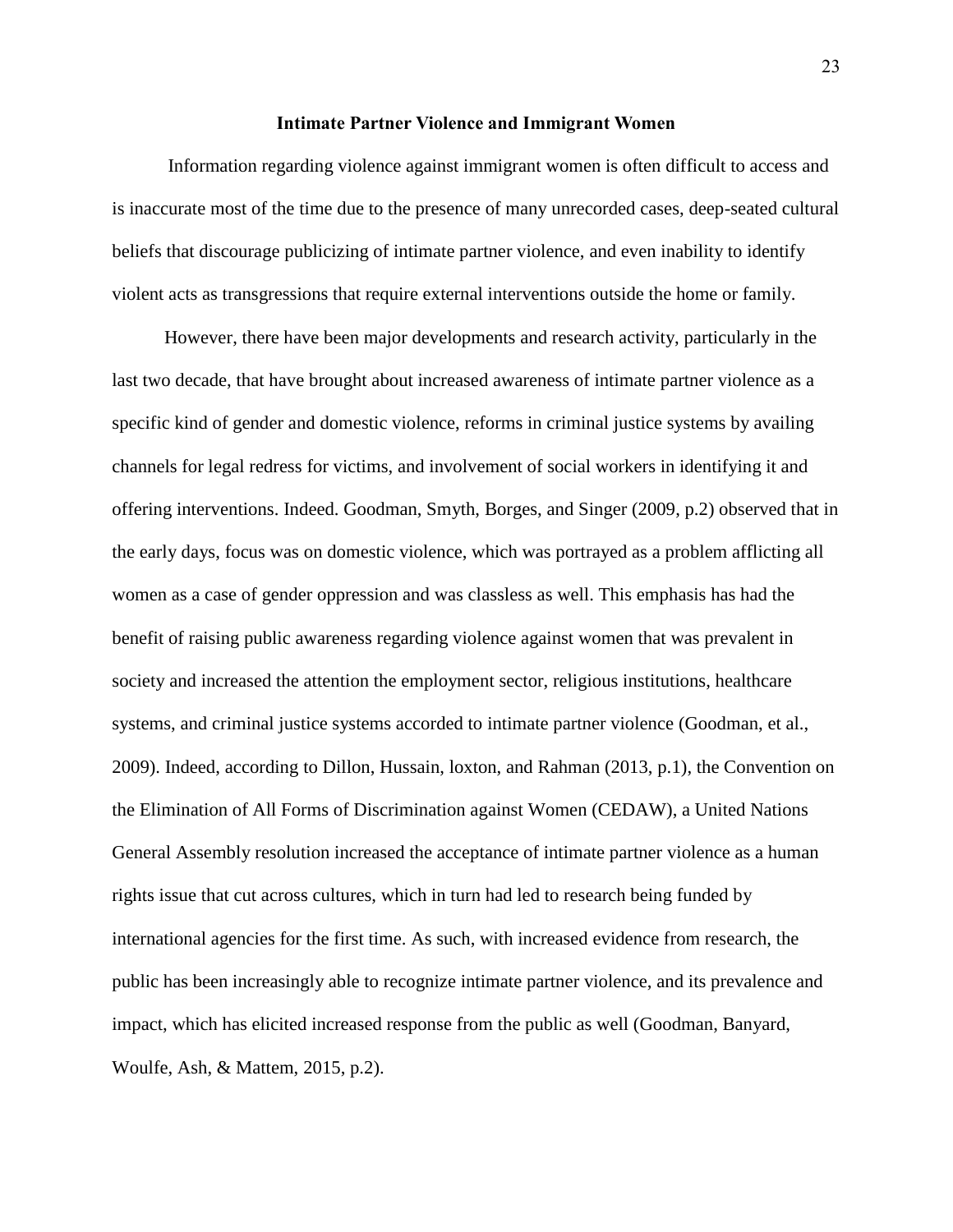## Intimate Partner Violence and Immigrant Women

Information regarding violence against immigrant women is often difficult to access and is inaccurate most of the time due to the presence of many unrecorded cases, deep-seated cultural beliefs that discourage publicizing of intimate partner violence, and even inability to identify violent acts as transgressions that require external interventions outside the home or family.

However, there have been major developments and research activity, particularly in the last two decade, that have brought about increased awareness of intimate partner violence as a specific kind of gender and domestic violence, reforms in criminal justice systems by availing channels for legal redress for victims, and involvement of social workers in identifying it and offering interventions. Indeed. Goodman, Smyth, Borges, and Singer (2009, p.2) observed that in the early days, focus was on domestic violence, which was portrayed as a problem afflicting all women as a case of gender oppression and was classless as well. This emphasis has had the benefit of raising public awareness regarding violence against women that was prevalent in society and increased the attention the employment sector, religious institutions, healthcare systems, and criminal justice systems accorded to intimate partner violence (Goodman, et al., 2009). Indeed, according to Dillon, Hussain, loxton, and Rahman (2013, p.1), the Convention on the Elimination of All Forms of Discrimination against Women (CEDAW), a United Nations General Assembly resolution increased the acceptance of intimate partner violence as a human rights issue that cut across cultures, which in turn had led to research being funded by international agencies for the first time. As such, with increased evidence from research, the public has been increasingly able to recognize intimate partner violence, and its prevalence and impact, which has elicited increased response from the public as well (Goodman, Banyard, Woulfe, Ash, & Mattem, 2015, p.2).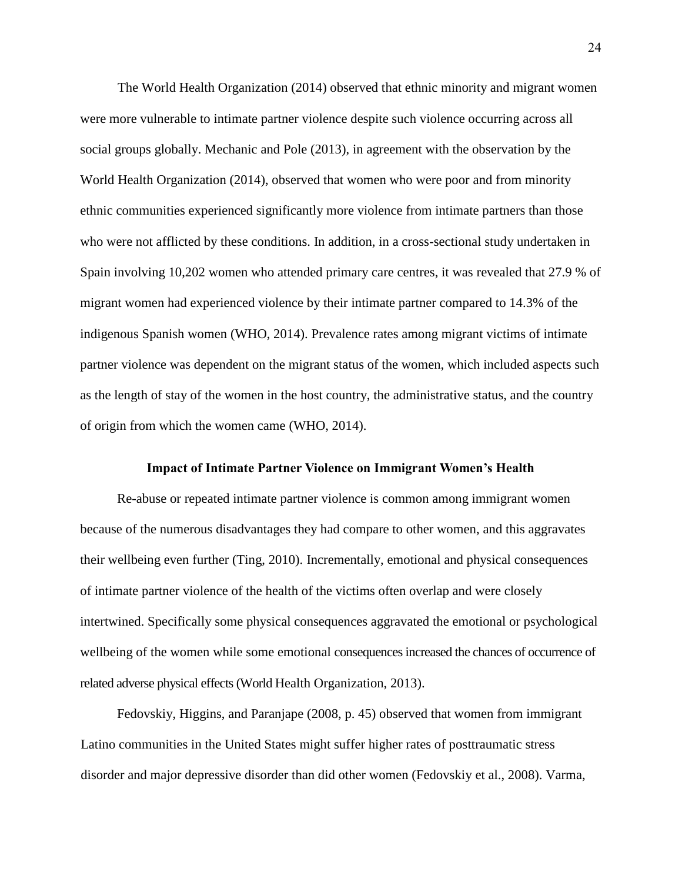The World Health Organization (2014) observed that ethnic minority and migrant women were more vulnerable to intimate partner violence despite such violence occurring across all social groups globally. Mechanic and Pole (2013), in agreement with the observation by the World Health Organization (2014), observed that women who were poor and from minority ethnic communities experienced significantly more violence from intimate partners than those who were not afflicted by these conditions. In addition, in a cross-sectional study undertaken in Spain involving 10,202 women who attended primary care centres, it was revealed that 27.9 % of migrant women had experienced violence by their intimate partner compared to 14.3% of the indigenous Spanish women (WHO, 2014). Prevalence rates among migrant victims of intimate partner violence was dependent on the migrant status of the women, which included aspects such as the length of stay of the women in the host country, the administrative status, and the country of origin from which the women came (WHO, 2014).

## Impact of Intimate Partner Violence on Immigrant Women's Health

Re-abuse or repeated intimate partner violence is common among immigrant women because of the numerous disadvantages they had compare to other women, and this aggravates their wellbeing even further (Ting, 2010). Incrementally, emotional and physical consequences of intimate partner violence of the health of the victims often overlap and were closely intertwined. Specifically some physical consequences aggravated the emotional or psychological wellbeing of the women while some emotional consequences increased the chances of occurrence of related adverse physical effects (World Health Organization, 2013).

Fedovskiy, Higgins, and Paranjape (2008, p. 45) observed that women from immigrant Latino communities in the United States might suffer higher rates of posttraumatic stress disorder and major depressive disorder than did other women (Fedovskiy et al., 2008). Varma,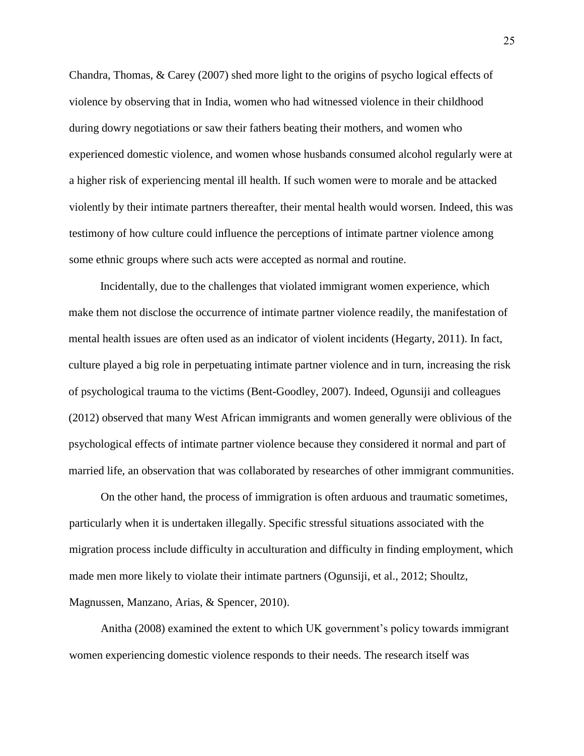Chandra, Thomas, & Carey (2007) shed more light to the origins of psycho logical effects of violence by observing that in India, women who had witnessed violence in their childhood during dowry negotiations or saw their fathers beating their mothers, and women who experienced domestic violence, and women whose husbands consumed alcohol regularly were at a higher risk of experiencing mental ill health. If such women were to morale and be attacked violently by their intimate partners thereafter, their mental health would worsen. Indeed, this was testimony of how culture could influence the perceptions of intimate partner violence among some ethnic groups where such acts were accepted as normal and routine.

Incidentally, due to the challenges that violated immigrant women experience, which make them not disclose the occurrence of intimate partner violence readily, the manifestation of mental health issues are often used as an indicator of violent incidents (Hegarty, 2011). In fact, culture played a big role in perpetuating intimate partner violence and in turn, increasing the risk of psychological trauma to the victims (Bent-Goodley, 2007). Indeed, Ogunsiji and colleagues (2012) observed that many West African immigrants and women generally were oblivious of the psychological effects of intimate partner violence because they considered it normal and part of married life, an observation that was collaborated by researches of other immigrant communities.

On the other hand, the process of immigration is often arduous and traumatic sometimes, particularly when it is undertaken illegally. Specific stressful situations associated with the migration process include difficulty in acculturation and difficulty in finding employment, which made men more likely to violate their intimate partners (Ogunsiji, et al., 2012; Shoultz, Magnussen, Manzano, Arias, & Spencer, 2010).

Anitha (2008) examined the extent to which UK government's policy towards immigrant women experiencing domestic violence responds to their needs. The research itself was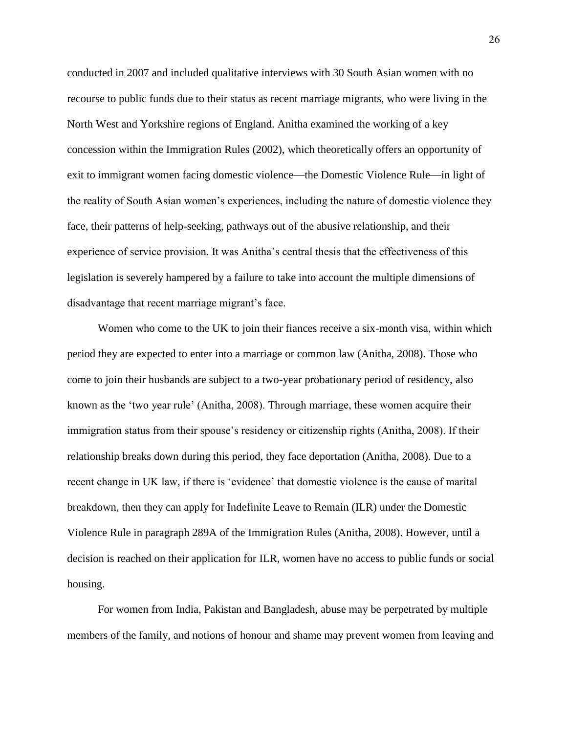conducted in 2007 and included qualitative interviews with 30 South Asian women with no recourse to public funds due to their status as recent marriage migrants, who were living in the North West and Yorkshire regions of England. Anitha examined the working of a key concession within the Immigration Rules (2002), which theoretically offers an opportunity of exit to immigrant women facing domestic violence—the Domestic Violence Rule—in light of the reality of South Asian women's experiences, including the nature of domestic violence they face, their patterns of help-seeking, pathways out of the abusive relationship, and their experience of service provision. It was Anitha's central thesis that the effectiveness of this legislation is severely hampered by a failure to take into account the multiple dimensions of disadvantage that recent marriage migrant's face.

Women who come to the UK to join their fiances receive a six-month visa, within which period they are expected to enter into a marriage or common law (Anitha, 2008). Those who come to join their husbands are subject to a two-year probationary period of residency, also known as the 'two year rule' (Anitha, 2008). Through marriage, these women acquire their immigration status from their spouse's residency or citizenship rights (Anitha, 2008). If their relationship breaks down during this period, they face deportation (Anitha, 2008). Due to a recent change in UK law, if there is 'evidence' that domestic violence is the cause of marital breakdown, then they can apply for Indefinite Leave to Remain (ILR) under the Domestic Violence Rule in paragraph 289A of the Immigration Rules (Anitha, 2008). However, until a decision is reached on their application for ILR, women have no access to public funds or social housing.

For women from India, Pakistan and Bangladesh, abuse may be perpetrated by multiple members of the family, and notions of honour and shame may prevent women from leaving and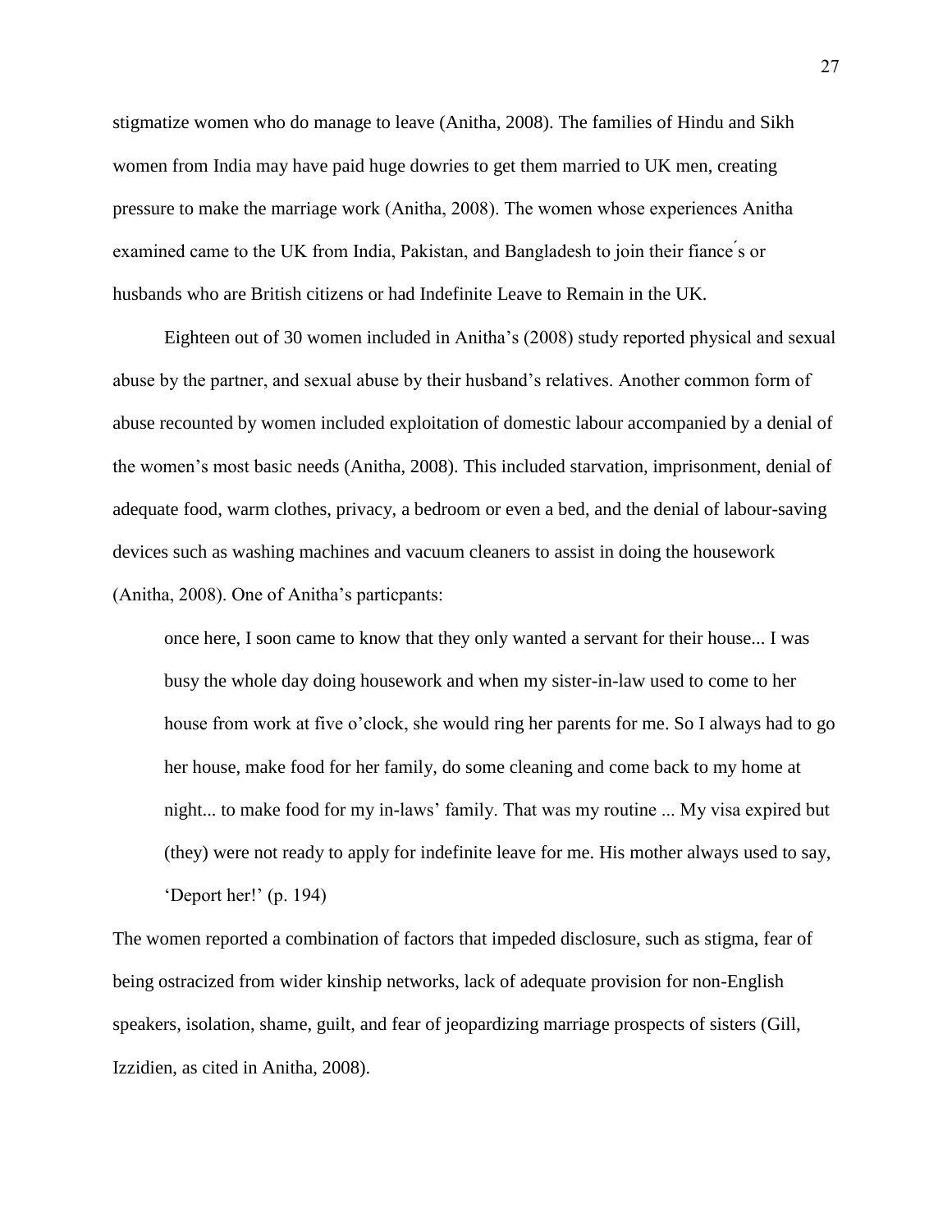stigmatize women who do manage to leave (Anitha, 2008). The families of Hindu and Sikh women from India may have paid huge dowries to get them married to UK men, creating pressure to make the marriage work (Anitha, 2008). The women whose experiences Anitha examined came to the UK from India, Pakistan, and Bangladesh to join their fiance ́s or husbands who are British citizens or had Indefinite Leave to Remain in the UK.

Eighteen out of 30 women included in Anitha's (2008) study reported physical and sexual abuse by the partner, and sexual abuse by their husband's relatives. Another common form of abuse recounted by women included exploitation of domestic labour accompanied by a denial of the women's most basic needs (Anitha, 2008). This included starvation, imprisonment, denial of adequate food, warm clothes, privacy, a bedroom or even a bed, and the denial of labour-saving devices such as washing machines and vacuum cleaners to assist in doing the housework (Anitha, 2008). One of Anitha's particpants:

> once here, I soon came to know that they only wanted a servant for their house... I was busy the whole day doing housework and when my sister-in-law used to come to her house from work at five o'clock, she would ring her parents for me. So I always had to go her house, make food for her family, do some cleaning and come back to my home at night... to make food for my in-laws' family. That was my routine ... My visa expired but (they) were not ready to apply for indefinite leave for me. His mother always used to say, 'Deport her!' (p. 194)

The women reported a combination of factors that impeded disclosure, such as stigma, fear of being ostracized from wider kinship networks, lack of adequate provision for non-English speakers, isolation, shame, guilt, and fear of jeopardizing marriage prospects of sisters (Gill, Izzidien, as cited in Anitha, 2008).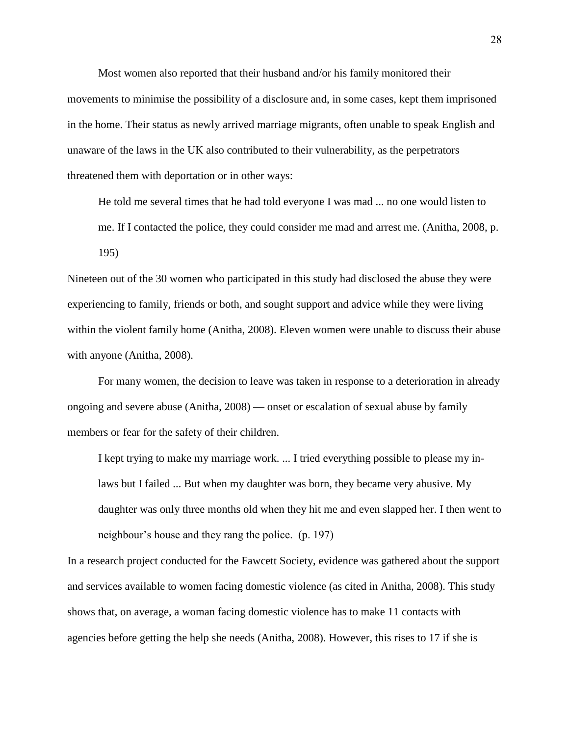Most women also reported that their husband and/or his family monitored their movements to minimise the possibility of a disclosure and, in some cases, kept them imprisoned in the home. Their status as newly arrived marriage migrants, often unable to speak English and unaware of the laws in the UK also contributed to their vulnerability, as the perpetrators threatened them with deportation or in other ways:

> He told me several times that he had told everyone I was mad ... no one would listen to me. If I contacted the police, they could consider me mad and arrest me. (Anitha, 2008, p. 195)

Nineteen out of the 30 women who participated in this study had disclosed the abuse they were experiencing to family, friends or both, and sought support and advice while they were living within the violent family home (Anitha, 2008). Eleven women were unable to discuss their abuse with anyone (Anitha, 2008).

For many women, the decision to leave was taken in response to a deterioration in already ongoing and severe abuse (Anitha, 2008) — onset or escalation of sexual abuse by family members or fear for the safety of their children.

> I kept trying to make my marriage work. ... I tried everything possible to please my in-laws but I failed ... But when my daughter was born, they became very abusive. My daughter was only three months old when they hit me and even slapped her. I then went to neighbour's house and they rang the police. (p. 197)

In a research project conducted for the Fawcett Society, evidence was gathered about the support and services available to women facing domestic violence (as cited in Anitha, 2008). This study shows that, on average, a woman facing domestic violence has to make 11 contacts with agencies before getting the help she needs (Anitha, 2008). However, this rises to 17 if she is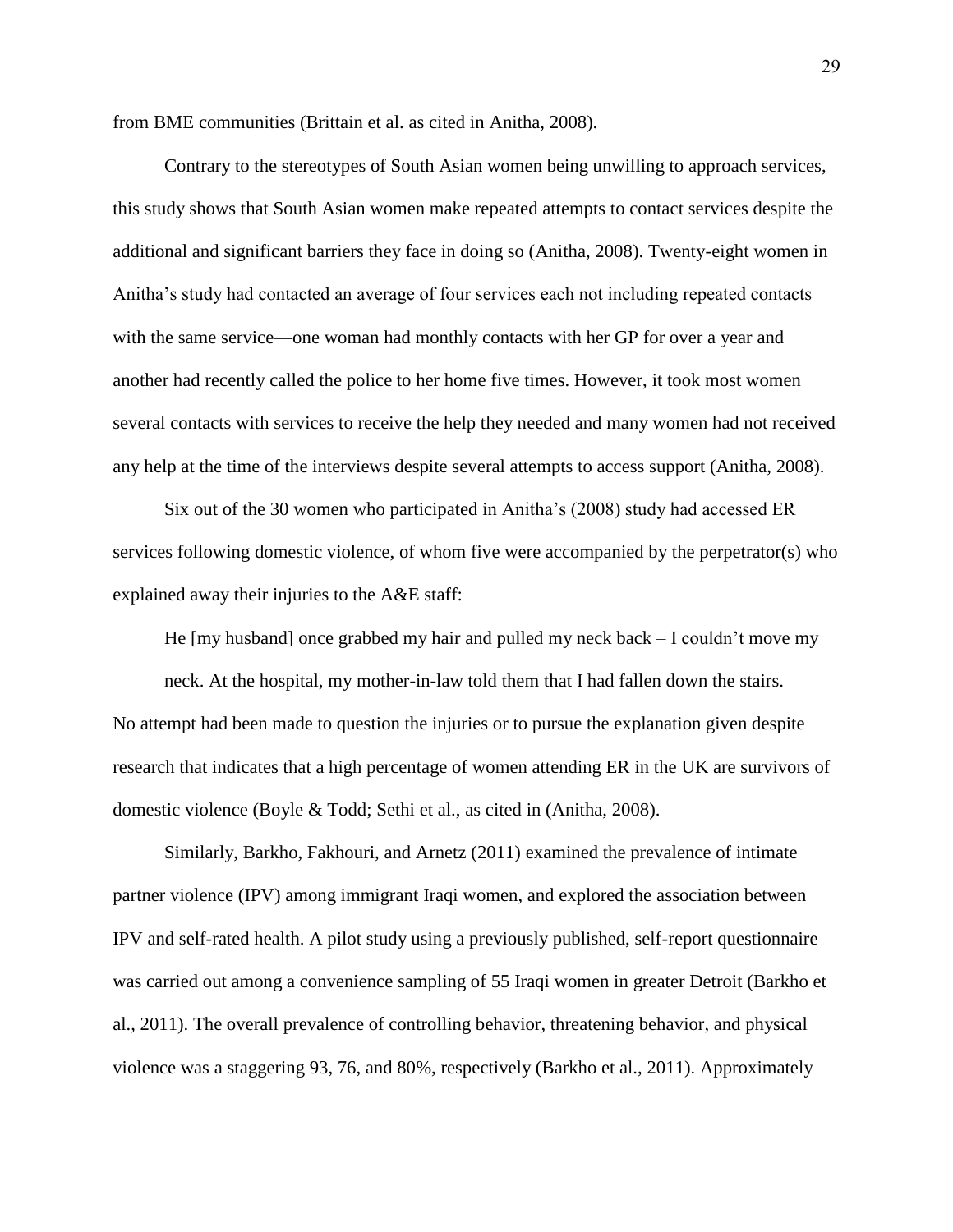from BME communities (Brittain et al. as cited in Anitha, 2008).

Contrary to the stereotypes of South Asian women being unwilling to approach services, this study shows that South Asian women make repeated attempts to contact services despite the additional and significant barriers they face in doing so (Anitha, 2008). Twenty-eight women in Anitha's study had contacted an average of four services each not including repeated contacts with the same service—one woman had monthly contacts with her GP for over a year and another had recently called the police to her home five times. However, it took most women several contacts with services to receive the help they needed and many women had not received any help at the time of the interviews despite several attempts to access support (Anitha, 2008).

Six out of the 30 women who participated in Anitha's (2008) study had accessed ER services following domestic violence, of whom five were accompanied by the perpetrator(s) who explained away their injuries to the A&E staff:

> He [my husband] once grabbed my hair and pulled my neck back – I couldn't move my neck. At the hospital, my mother-in-law told them that I had fallen down the stairs.

No attempt had been made to question the injuries or to pursue the explanation given despite research that indicates that a high percentage of women attending ER in the UK are survivors of domestic violence (Boyle & Todd; Sethi et al., as cited in (Anitha, 2008).

Similarly, Barkho, Fakhouri, and Arnetz (2011) examined the prevalence of intimate partner violence (IPV) among immigrant Iraqi women, and explored the association between IPV and self-rated health. A pilot study using a previously published, self-report questionnaire was carried out among a convenience sampling of 55 Iraqi women in greater Detroit (Barkho et al., 2011). The overall prevalence of controlling behavior, threatening behavior, and physical violence was a staggering 93, 76, and 80%, respectively (Barkho et al., 2011). Approximately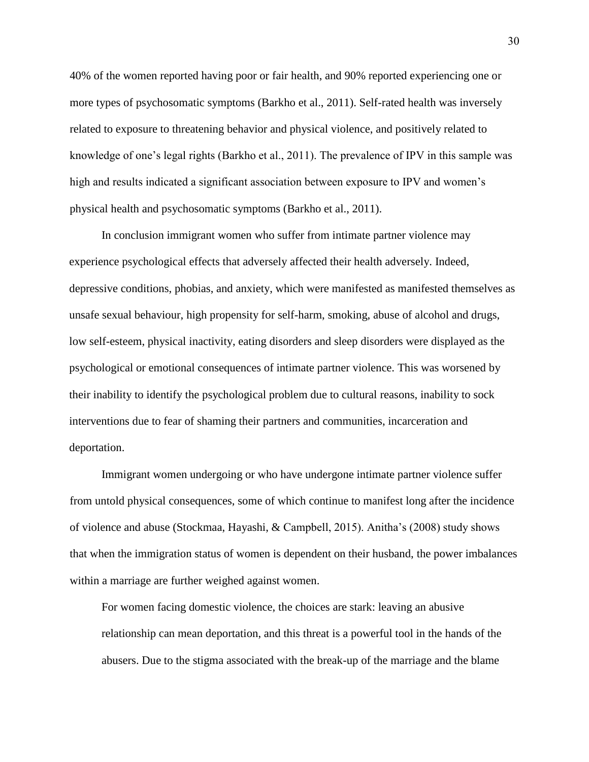40% of the women reported having poor or fair health, and 90% reported experiencing one or more types of psychosomatic symptoms (Barkho et al., 2011). Self-rated health was inversely related to exposure to threatening behavior and physical violence, and positively related to knowledge of one's legal rights (Barkho et al., 2011). The prevalence of IPV in this sample was high and results indicated a significant association between exposure to IPV and women's physical health and psychosomatic symptoms (Barkho et al., 2011).

In conclusion immigrant women who suffer from intimate partner violence may experience psychological effects that adversely affected their health adversely. Indeed, depressive conditions, phobias, and anxiety, which were manifested as manifested themselves as unsafe sexual behaviour, high propensity for self-harm, smoking, abuse of alcohol and drugs, low self-esteem, physical inactivity, eating disorders and sleep disorders were displayed as the psychological or emotional consequences of intimate partner violence. This was worsened by their inability to identify the psychological problem due to cultural reasons, inability to sock interventions due to fear of shaming their partners and communities, incarceration and deportation.

Immigrant women undergoing or who have undergone intimate partner violence suffer from untold physical consequences, some of which continue to manifest long after the incidence of violence and abuse (Stockmaa, Hayashi, & Campbell, 2015). Anitha's (2008) study shows that when the immigration status of women is dependent on their husband, the power imbalances within a marriage are further weighed against women.

> For women facing domestic violence, the choices are stark: leaving an abusive relationship can mean deportation, and this threat is a powerful tool in the hands of the abusers. Due to the stigma associated with the break-up of the marriage and the blame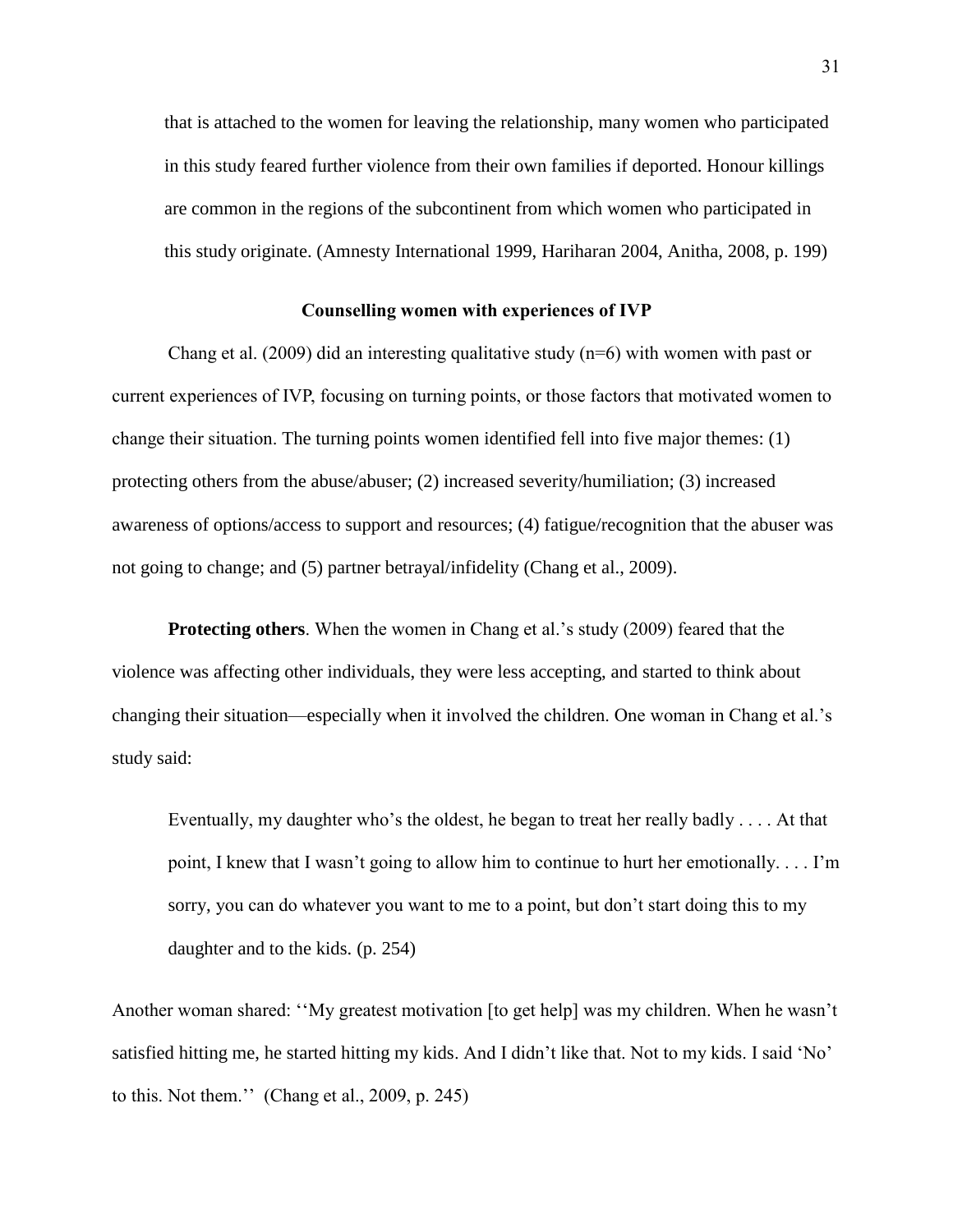that is attached to the women for leaving the relationship, many women who participated in this study feared further violence from their own families if deported. Honour killings are common in the regions of the subcontinent from which women who participated in this study originate. (Amnesty International 1999, Hariharan 2004, Anitha, 2008, p. 199)

## Counselling women with experiences of IVP

Chang et al. (2009) did an interesting qualitative study (n=6) with women with past or current experiences of IVP, focusing on turning points, or those factors that motivated women to change their situation. The turning points women identified fell into five major themes: (1) protecting others from the abuse/abuser; (2) increased severity/humiliation; (3) increased awareness of options/access to support and resources; (4) fatigue/recognition that the abuser was not going to change; and (5) partner betrayal/infidelity (Chang et al., 2009).

**Protecting others**. When the women in Chang et al.'s study (2009) feared that the violence was affecting other individuals, they were less accepting, and started to think about changing their situation—especially when it involved the children. One woman in Chang et al.'s study said:

> Eventually, my daughter who's the oldest, he began to treat her really badly . . . . At that point, I knew that I wasn't going to allow him to continue to hurt her emotionally. . . . I'm sorry, you can do whatever you want to me to a point, but don't start doing this to my daughter and to the kids. (p. 254)

Another woman shared: ''My greatest motivation [to get help] was my children. When he wasn't satisfied hitting me, he started hitting my kids. And I didn't like that. Not to my kids. I said 'No' to this. Not them.'' (Chang et al., 2009, p. 245)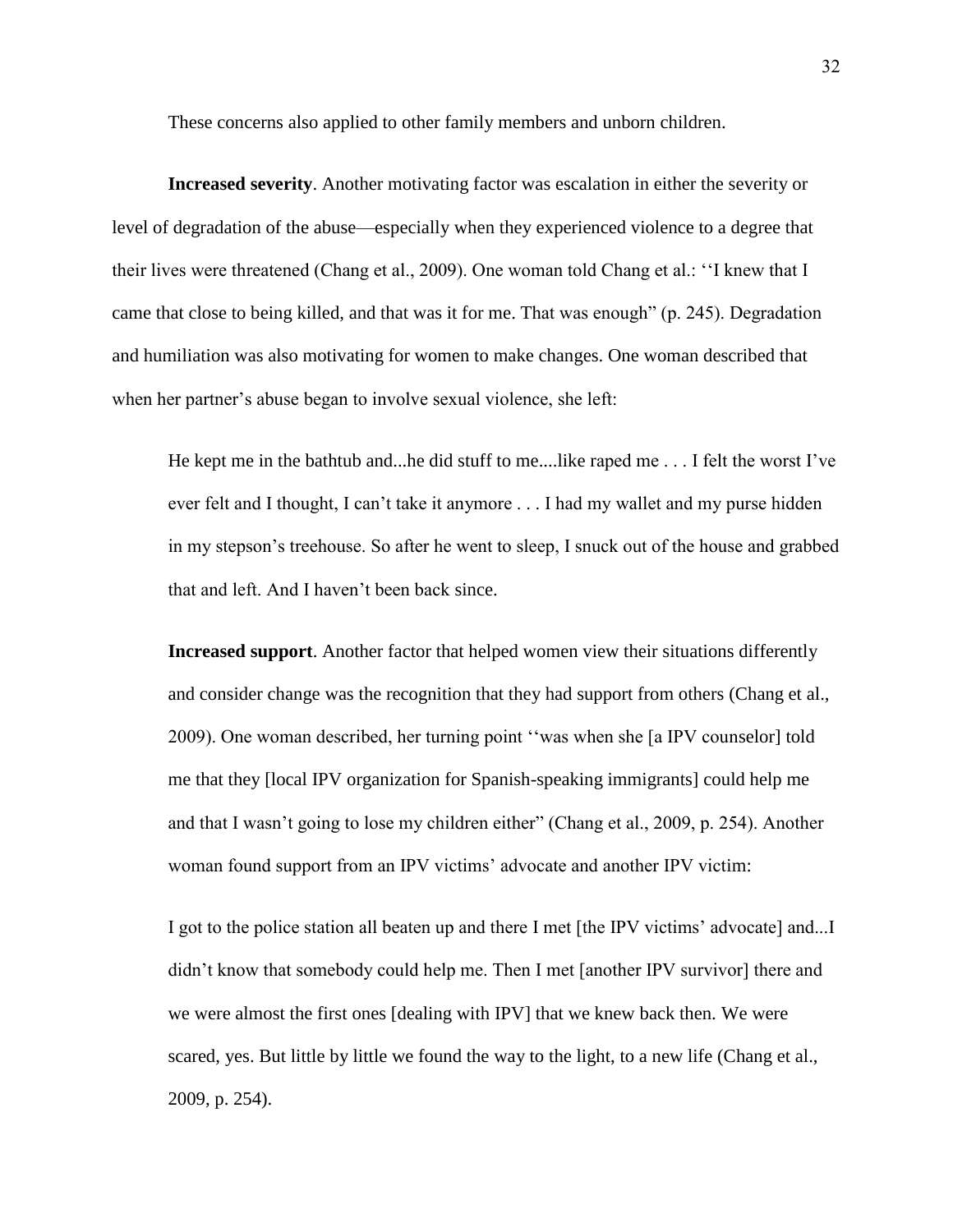These concerns also applied to other family members and unborn children.

**Increased severity**. Another motivating factor was escalation in either the severity or level of degradation of the abuse—especially when they experienced violence to a degree that their lives were threatened (Chang et al., 2009). One woman told Chang et al.: ''I knew that I came that close to being killed, and that was it for me. That was enough" (p. 245). Degradation and humiliation was also motivating for women to make changes. One woman described that when her partner's abuse began to involve sexual violence, she left:

> He kept me in the bathtub and...he did stuff to me....like raped me . . . I felt the worst I've ever felt and I thought, I can't take it anymore . . . I had my wallet and my purse hidden in my stepson's treehouse. So after he went to sleep, I snuck out of the house and grabbed that and left. And I haven't been back since.

**Increased support**. Another factor that helped women view their situations differently and consider change was the recognition that they had support from others (Chang et al., 2009). One woman described, her turning point ''was when she [a IPV counselor] told me that they [local IPV organization for Spanish-speaking immigrants] could help me and that I wasn't going to lose my children either" (Chang et al., 2009, p. 254). Another woman found support from an IPV victims' advocate and another IPV victim:

> I got to the police station all beaten up and there I met [the IPV victims' advocate] and...I didn't know that somebody could help me. Then I met [another IPV survivor] there and we were almost the first ones [dealing with IPV] that we knew back then. We were scared, yes. But little by little we found the way to the light, to a new life (Chang et al., 2009, p. 254).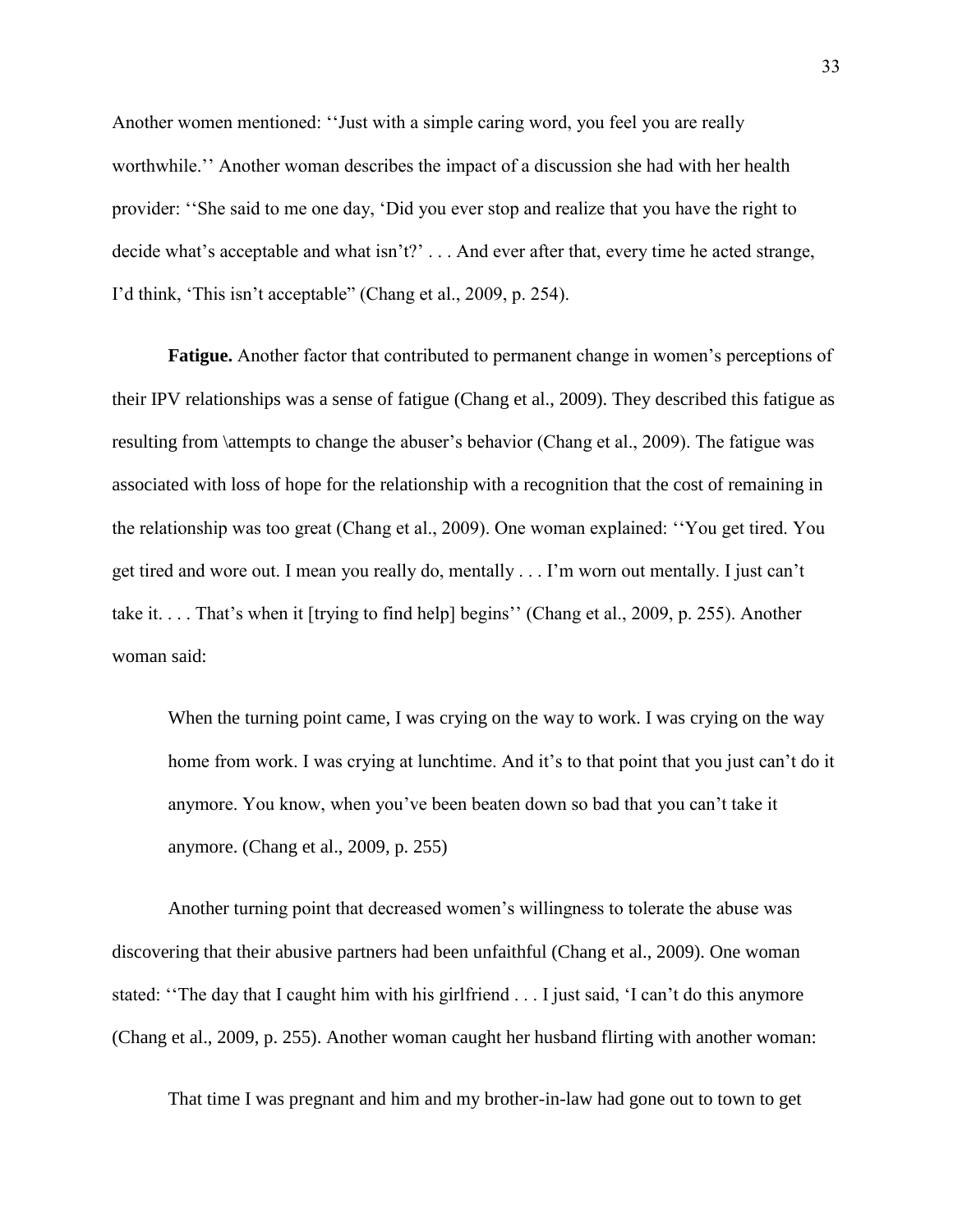Another women mentioned: ''Just with a simple caring word, you feel you are really worthwhile.'' Another woman describes the impact of a discussion she had with her health provider: ''She said to me one day, 'Did you ever stop and realize that you have the right to decide what's acceptable and what isn't?' . . . And ever after that, every time he acted strange, I'd think, 'This isn't acceptable" (Chang et al., 2009, p. 254).

**Fatigue.** Another factor that contributed to permanent change in women's perceptions of their IPV relationships was a sense of fatigue (Chang et al., 2009). They described this fatigue as resulting from \attempts to change the abuser's behavior (Chang et al., 2009). The fatigue was associated with loss of hope for the relationship with a recognition that the cost of remaining in the relationship was too great (Chang et al., 2009). One woman explained: ''You get tired. You get tired and wore out. I mean you really do, mentally . . . I'm worn out mentally. I just can't take it. . . . That's when it [trying to find help] begins'' (Chang et al., 2009, p. 255). Another woman said:

> When the turning point came, I was crying on the way to work. I was crying on the way home from work. I was crying at lunchtime. And it's to that point that you just can't do it anymore. You know, when you've been beaten down so bad that you can't take it anymore. (Chang et al., 2009, p. 255)

Another turning point that decreased women's willingness to tolerate the abuse was discovering that their abusive partners had been unfaithful (Chang et al., 2009). One woman stated: ''The day that I caught him with his girlfriend . . . I just said, 'I can't do this anymore (Chang et al., 2009, p. 255). Another woman caught her husband flirting with another woman:

> That time I was pregnant and him and my brother-in-law had gone out to town to get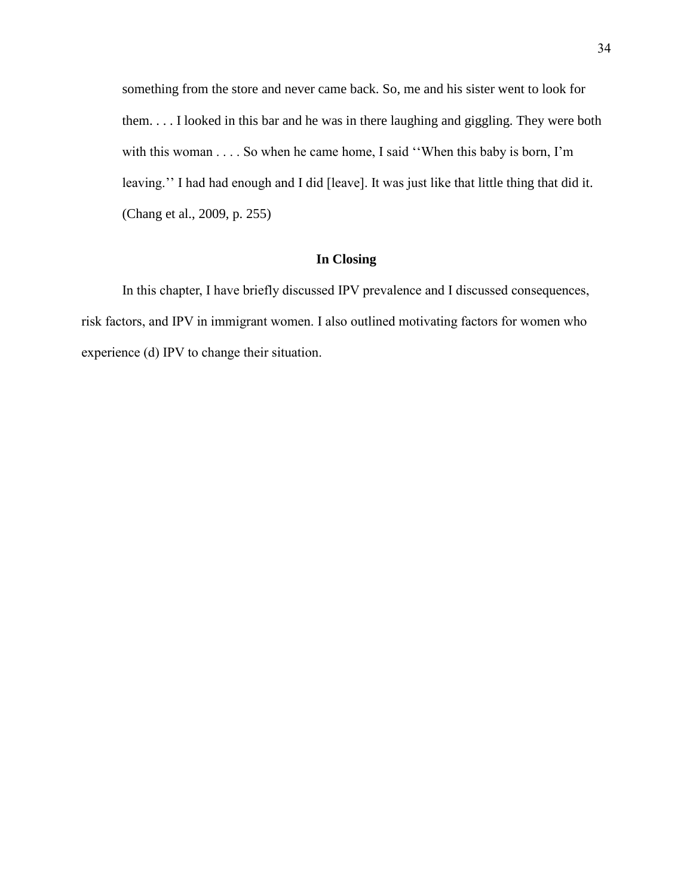> something from the store and never came back. So, me and his sister went to look for them. . . . I looked in this bar and he was in there laughing and giggling. They were both with this woman . . . . So when he came home, I said ‘‘When this baby is born, I'm leaving.’’ I had had enough and I did [leave]. It was just like that little thing that did it. (Chang et al., 2009, p. 255)

## In Closing

In this chapter, I have briefly discussed IPV prevalence and I discussed consequences, risk factors, and IPV in immigrant women. I also outlined motivating factors for women who experience (d) IPV to change their situation.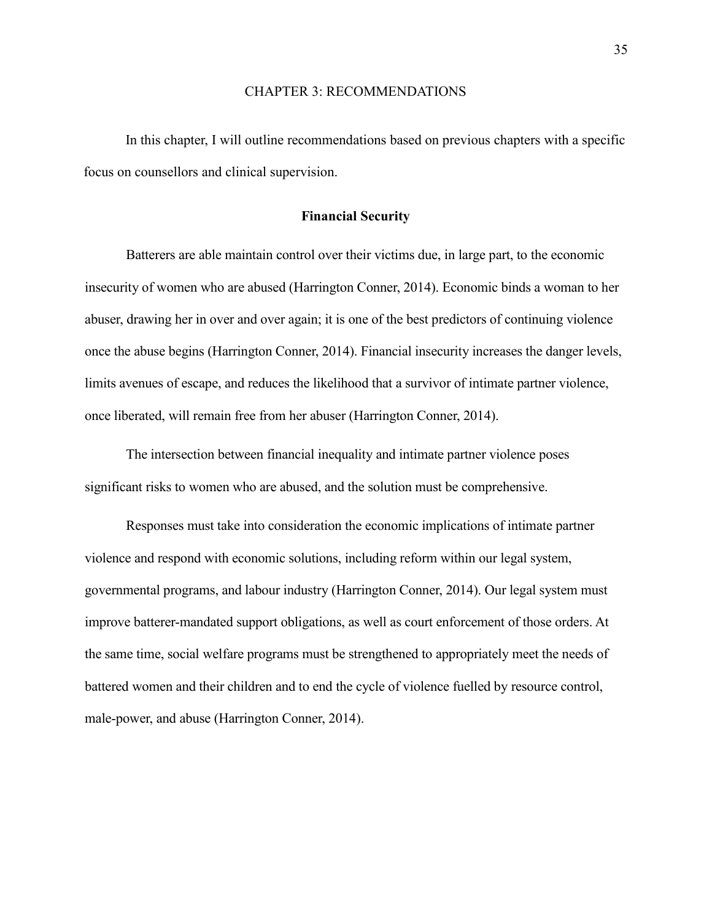# CHAPTER 3: RECOMMENDATIONS

In this chapter, I will outline recommendations based on previous chapters with a specific focus on counsellors and clinical supervision.

## Financial Security

Batterers are able maintain control over their victims due, in large part, to the economic insecurity of women who are abused (Harrington Conner, 2014). Economic binds a woman to her abuser, drawing her in over and over again; it is one of the best predictors of continuing violence once the abuse begins (Harrington Conner, 2014). Financial insecurity increases the danger levels, limits avenues of escape, and reduces the likelihood that a survivor of intimate partner violence, once liberated, will remain free from her abuser (Harrington Conner, 2014).

The intersection between financial inequality and intimate partner violence poses significant risks to women who are abused, and the solution must be comprehensive.

Responses must take into consideration the economic implications of intimate partner violence and respond with economic solutions, including reform within our legal system, governmental programs, and labour industry (Harrington Conner, 2014). Our legal system must improve batterer-mandated support obligations, as well as court enforcement of those orders. At the same time, social welfare programs must be strengthened to appropriately meet the needs of battered women and their children and to end the cycle of violence fuelled by resource control, male-power, and abuse (Harrington Conner, 2014).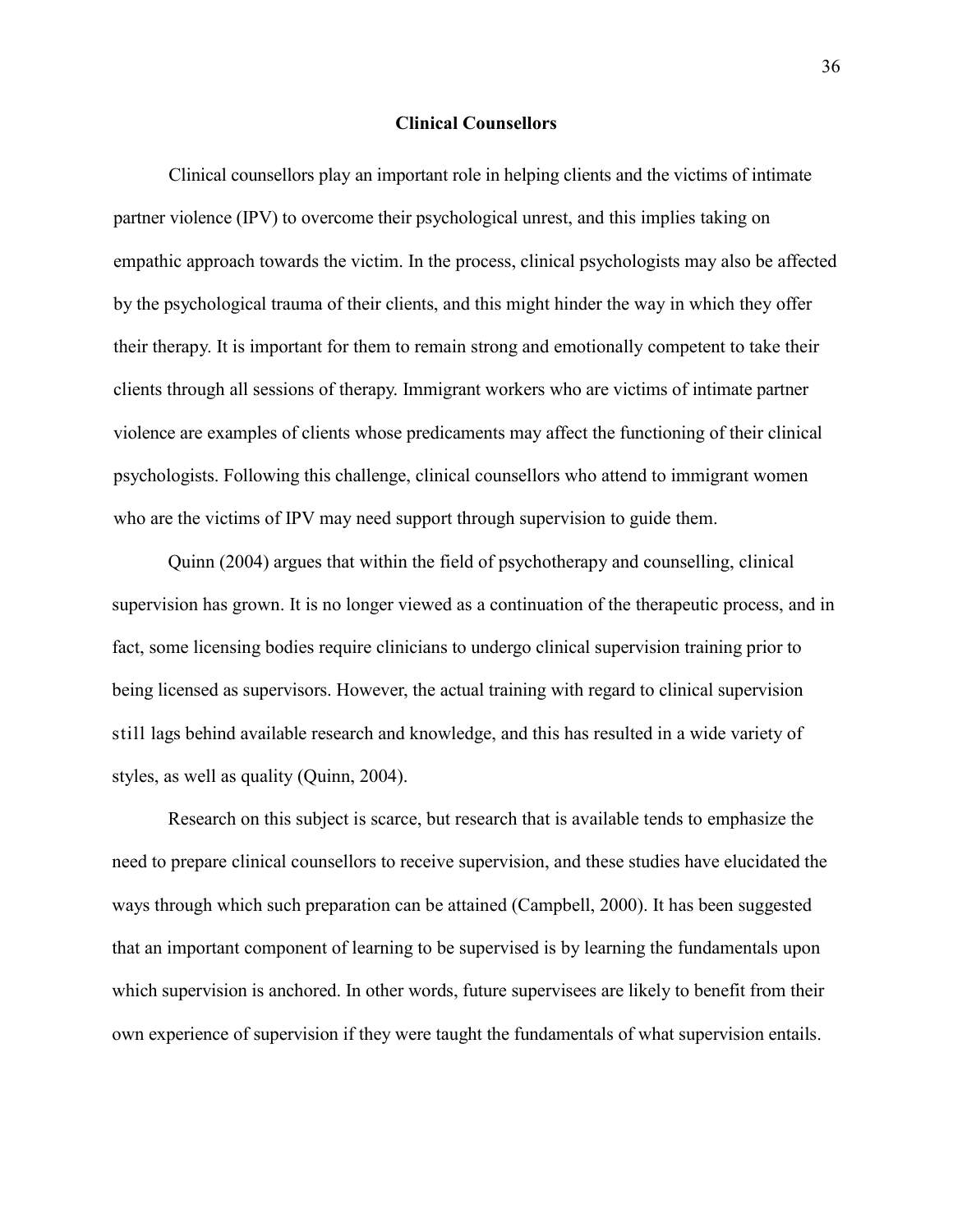## Clinical Counsellors

Clinical counsellors play an important role in helping clients and the victims of intimate partner violence (IPV) to overcome their psychological unrest, and this implies taking on empathic approach towards the victim. In the process, clinical psychologists may also be affected by the psychological trauma of their clients, and this might hinder the way in which they offer their therapy. It is important for them to remain strong and emotionally competent to take their clients through all sessions of therapy. Immigrant workers who are victims of intimate partner violence are examples of clients whose predicaments may affect the functioning of their clinical psychologists. Following this challenge, clinical counsellors who attend to immigrant women who are the victims of IPV may need support through supervision to guide them.

Quinn (2004) argues that within the field of psychotherapy and counselling, clinical supervision has grown. It is no longer viewed as a continuation of the therapeutic process, and in fact, some licensing bodies require clinicians to undergo clinical supervision training prior to being licensed as supervisors. However, the actual training with regard to clinical supervision still lags behind available research and knowledge, and this has resulted in a wide variety of styles, as well as quality (Quinn, 2004).

Research on this subject is scarce, but research that is available tends to emphasize the need to prepare clinical counsellors to receive supervision, and these studies have elucidated the ways through which such preparation can be attained (Campbell, 2000). It has been suggested that an important component of learning to be supervised is by learning the fundamentals upon which supervision is anchored. In other words, future supervisees are likely to benefit from their own experience of supervision if they were taught the fundamentals of what supervision entails.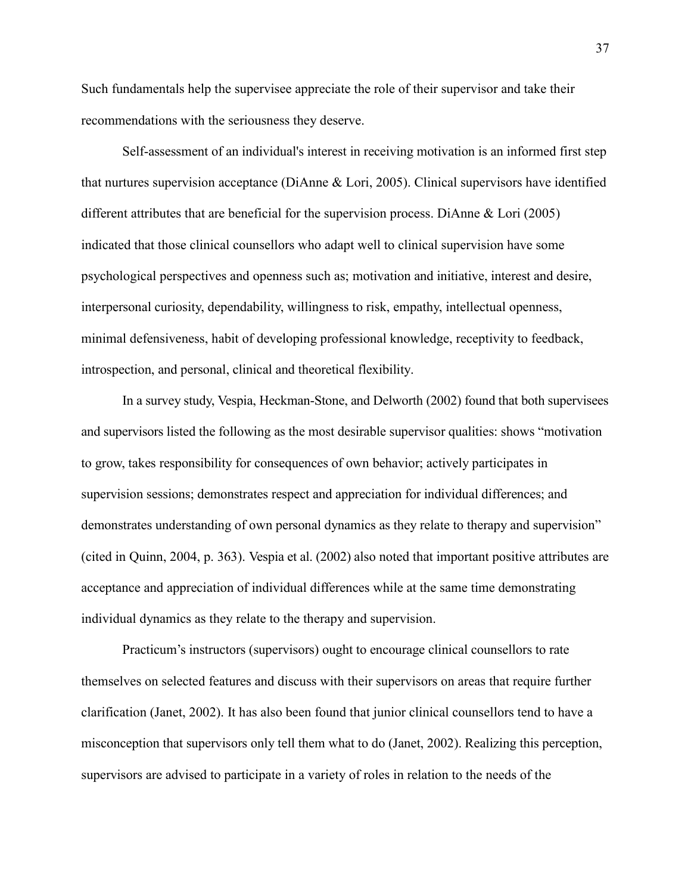Such fundamentals help the supervisee appreciate the role of their supervisor and take their recommendations with the seriousness they deserve.

Self-assessment of an individual's interest in receiving motivation is an informed first step that nurtures supervision acceptance (DiAnne & Lori, 2005). Clinical supervisors have identified different attributes that are beneficial for the supervision process. DiAnne & Lori (2005) indicated that those clinical counsellors who adapt well to clinical supervision have some psychological perspectives and openness such as; motivation and initiative, interest and desire, interpersonal curiosity, dependability, willingness to risk, empathy, intellectual openness, minimal defensiveness, habit of developing professional knowledge, receptivity to feedback, introspection, and personal, clinical and theoretical flexibility.

In a survey study, Vespia, Heckman-Stone, and Delworth (2002) found that both supervisees and supervisors listed the following as the most desirable supervisor qualities: shows "motivation to grow, takes responsibility for consequences of own behavior; actively participates in supervision sessions; demonstrates respect and appreciation for individual differences; and demonstrates understanding of own personal dynamics as they relate to therapy and supervision" (cited in Quinn, 2004, p. 363). Vespia et al. (2002) also noted that important positive attributes are acceptance and appreciation of individual differences while at the same time demonstrating individual dynamics as they relate to the therapy and supervision.

Practicum's instructors (supervisors) ought to encourage clinical counsellors to rate themselves on selected features and discuss with their supervisors on areas that require further clarification (Janet, 2002). It has also been found that junior clinical counsellors tend to have a misconception that supervisors only tell them what to do (Janet, 2002). Realizing this perception, supervisors are advised to participate in a variety of roles in relation to the needs of the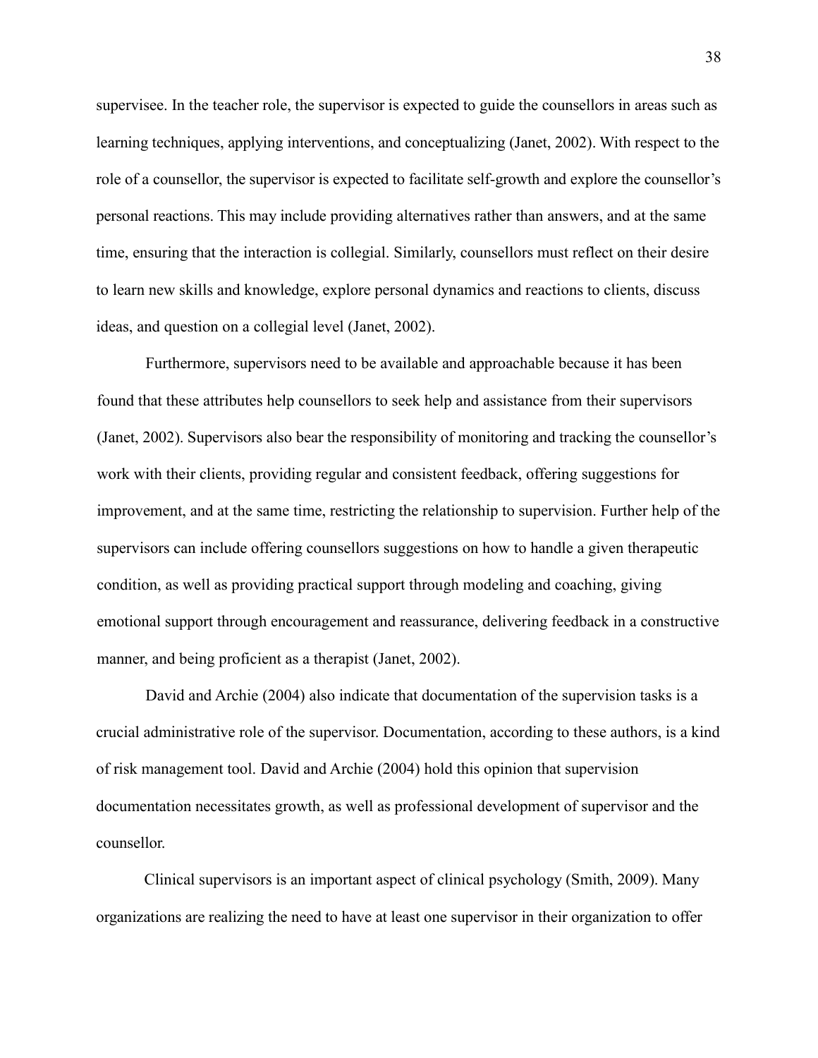supervisee. In the teacher role, the supervisor is expected to guide the counsellors in areas such as learning techniques, applying interventions, and conceptualizing (Janet, 2002). With respect to the role of a counsellor, the supervisor is expected to facilitate self-growth and explore the counsellor's personal reactions. This may include providing alternatives rather than answers, and at the same time, ensuring that the interaction is collegial. Similarly, counsellors must reflect on their desire to learn new skills and knowledge, explore personal dynamics and reactions to clients, discuss ideas, and question on a collegial level (Janet, 2002).

Furthermore, supervisors need to be available and approachable because it has been found that these attributes help counsellors to seek help and assistance from their supervisors (Janet, 2002). Supervisors also bear the responsibility of monitoring and tracking the counsellor's work with their clients, providing regular and consistent feedback, offering suggestions for improvement, and at the same time, restricting the relationship to supervision. Further help of the supervisors can include offering counsellors suggestions on how to handle a given therapeutic condition, as well as providing practical support through modeling and coaching, giving emotional support through encouragement and reassurance, delivering feedback in a constructive manner, and being proficient as a therapist (Janet, 2002).

David and Archie (2004) also indicate that documentation of the supervision tasks is a crucial administrative role of the supervisor. Documentation, according to these authors, is a kind of risk management tool. David and Archie (2004) hold this opinion that supervision documentation necessitates growth, as well as professional development of supervisor and the counsellor.

Clinical supervisors is an important aspect of clinical psychology (Smith, 2009). Many organizations are realizing the need to have at least one supervisor in their organization to offer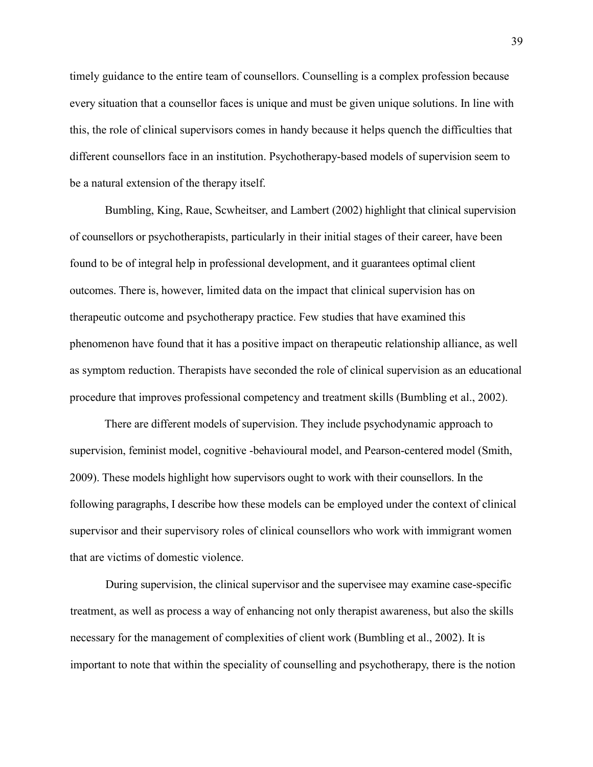timely guidance to the entire team of counsellors. Counselling is a complex profession because every situation that a counsellor faces is unique and must be given unique solutions. In line with this, the role of clinical supervisors comes in handy because it helps quench the difficulties that different counsellors face in an institution. Psychotherapy-based models of supervision seem to be a natural extension of the therapy itself.

Bumbling, King, Raue, Scwheitser, and Lambert (2002) highlight that clinical supervision of counsellors or psychotherapists, particularly in their initial stages of their career, have been found to be of integral help in professional development, and it guarantees optimal client outcomes. There is, however, limited data on the impact that clinical supervision has on therapeutic outcome and psychotherapy practice. Few studies that have examined this phenomenon have found that it has a positive impact on therapeutic relationship alliance, as well as symptom reduction. Therapists have seconded the role of clinical supervision as an educational procedure that improves professional competency and treatment skills (Bumbling et al., 2002).

There are different models of supervision. They include psychodynamic approach to supervision, feminist model, cognitive -behavioural model, and Pearson-centered model (Smith, 2009). These models highlight how supervisors ought to work with their counsellors. In the following paragraphs, I describe how these models can be employed under the context of clinical supervisor and their supervisory roles of clinical counsellors who work with immigrant women that are victims of domestic violence.

During supervision, the clinical supervisor and the supervisee may examine case-specific treatment, as well as process a way of enhancing not only therapist awareness, but also the skills necessary for the management of complexities of client work (Bumbling et al., 2002). It is important to note that within the speciality of counselling and psychotherapy, there is the notion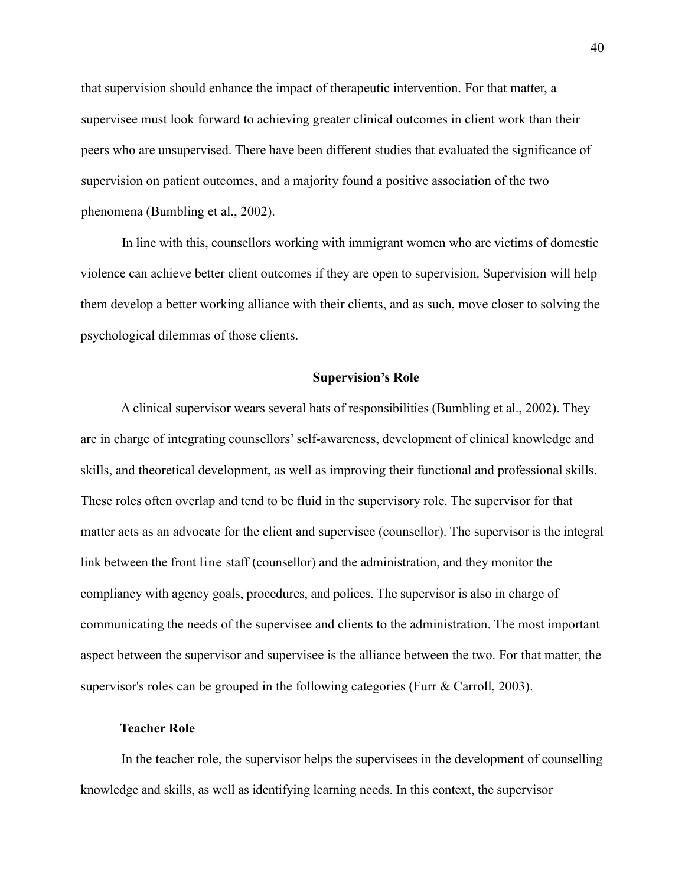that supervision should enhance the impact of therapeutic intervention. For that matter, a supervisee must look forward to achieving greater clinical outcomes in client work than their peers who are unsupervised. There have been different studies that evaluated the significance of supervision on patient outcomes, and a majority found a positive association of the two phenomena (Bumbling et al., 2002).

In line with this, counsellors working with immigrant women who are victims of domestic violence can achieve better client outcomes if they are open to supervision. Supervision will help them develop a better working alliance with their clients, and as such, move closer to solving the psychological dilemmas of those clients.

## Supervision's Role

A clinical supervisor wears several hats of responsibilities (Bumbling et al., 2002). They are in charge of integrating counsellors' self-awareness, development of clinical knowledge and skills, and theoretical development, as well as improving their functional and professional skills. These roles often overlap and tend to be fluid in the supervisory role. The supervisor for that matter acts as an advocate for the client and supervisee (counsellor). The supervisor is the integral link between the front line staff (counsellor) and the administration, and they monitor the compliancy with agency goals, procedures, and polices. The supervisor is also in charge of communicating the needs of the supervisee and clients to the administration. The most important aspect between the supervisor and supervisee is the alliance between the two. For that matter, the supervisor's roles can be grouped in the following categories (Furr & Carroll, 2003).

### Teacher Role

In the teacher role, the supervisor helps the supervisees in the development of counselling knowledge and skills, as well as identifying learning needs. In this context, the supervisor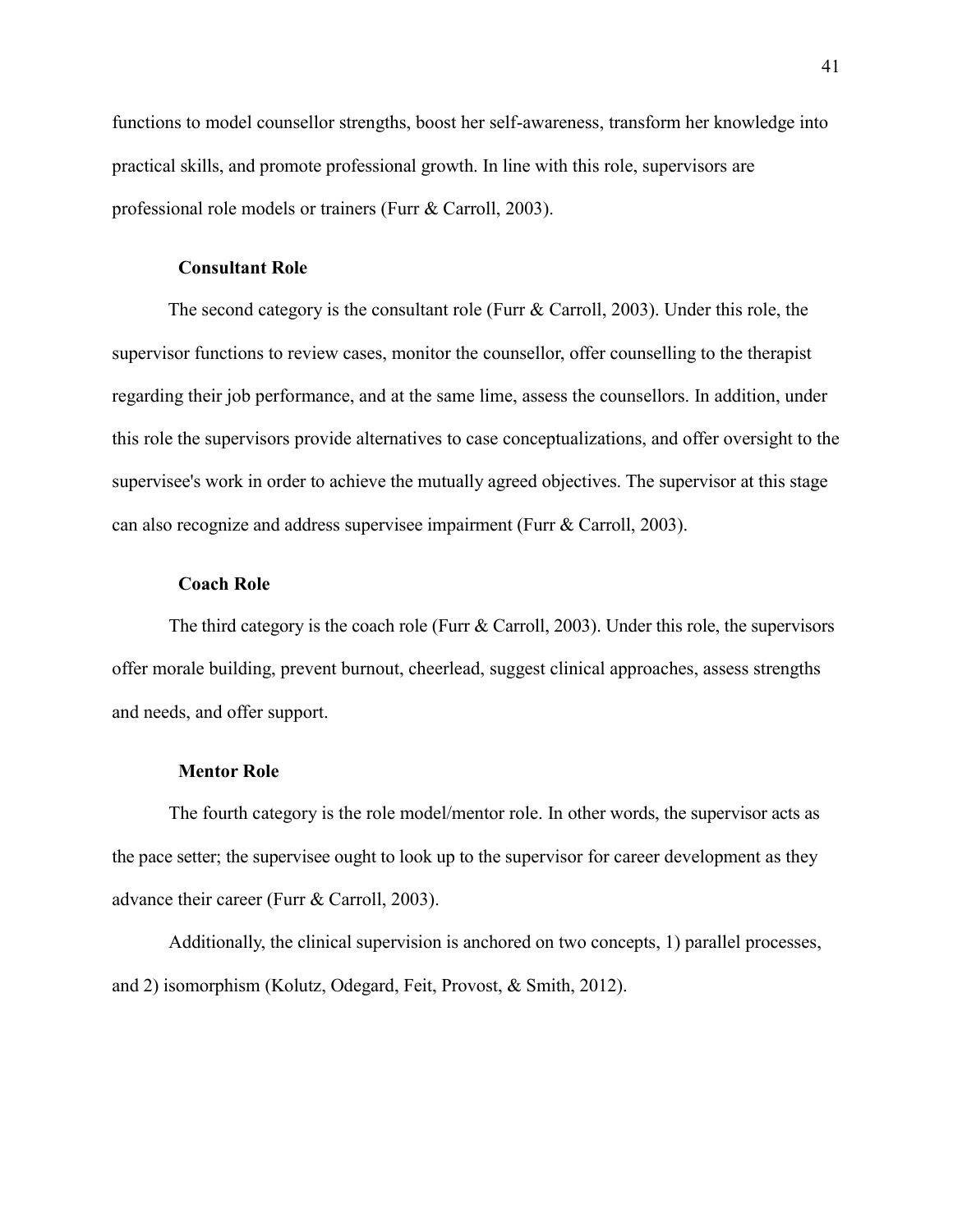functions to model counsellor strengths, boost her self-awareness, transform her knowledge into practical skills, and promote professional growth. In line with this role, supervisors are professional role models or trainers (Furr & Carroll, 2003).

### Consultant Role

The second category is the consultant role (Furr & Carroll, 2003). Under this role, the supervisor functions to review cases, monitor the counsellor, offer counselling to the therapist regarding their job performance, and at the same lime, assess the counsellors. In addition, under this role the supervisors provide alternatives to case conceptualizations, and offer oversight to the supervisee's work in order to achieve the mutually agreed objectives. The supervisor at this stage can also recognize and address supervisee impairment (Furr & Carroll, 2003).

### Coach Role

The third category is the coach role (Furr & Carroll, 2003). Under this role, the supervisors offer morale building, prevent burnout, cheerlead, suggest clinical approaches, assess strengths and needs, and offer support.

### Mentor Role

The fourth category is the role model/mentor role. In other words, the supervisor acts as the pace setter; the supervisee ought to look up to the supervisor for career development as they advance their career (Furr & Carroll, 2003).

Additionally, the clinical supervision is anchored on two concepts, 1) parallel processes, and 2) isomorphism (Kolutz, Odegard, Feit, Provost, & Smith, 2012).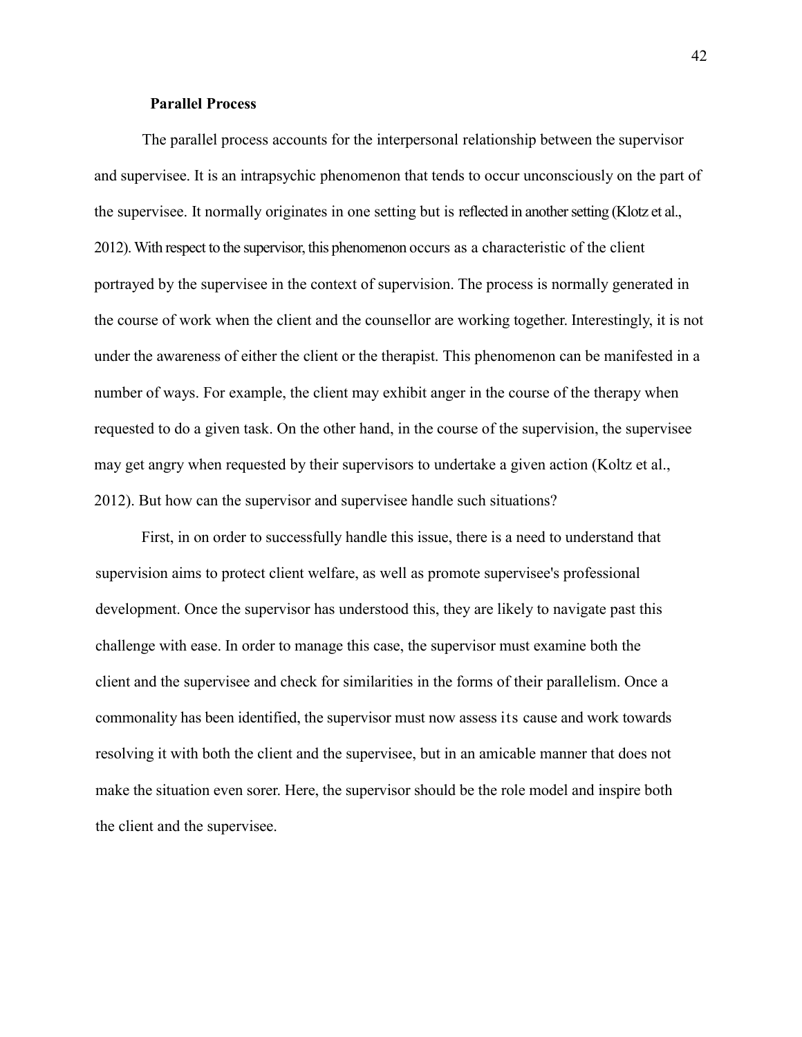## Parallel Process

The parallel process accounts for the interpersonal relationship between the supervisor and supervisee. It is an intrapsychic phenomenon that tends to occur unconsciously on the part of the supervisee. It normally originates in one setting but is reflected in another setting (Klotz et al., 2012). With respect to the supervisor, this phenomenon occurs as a characteristic of the client portrayed by the supervisee in the context of supervision. The process is normally generated in the course of work when the client and the counsellor are working together. Interestingly, it is not under the awareness of either the client or the therapist. This phenomenon can be manifested in a number of ways. For example, the client may exhibit anger in the course of the therapy when requested to do a given task. On the other hand, in the course of the supervision, the supervisee may get angry when requested by their supervisors to undertake a given action (Koltz et al., 2012). But how can the supervisor and supervisee handle such situations?

First, in on order to successfully handle this issue, there is a need to understand that supervision aims to protect client welfare, as well as promote supervisee's professional development. Once the supervisor has understood this, they are likely to navigate past this challenge with ease. In order to manage this case, the supervisor must examine both the client and the supervisee and check for similarities in the forms of their parallelism. Once a commonality has been identified, the supervisor must now assess its cause and work towards resolving it with both the client and the supervisee, but in an amicable manner that does not make the situation even sorer. Here, the supervisor should be the role model and inspire both the client and the supervisee.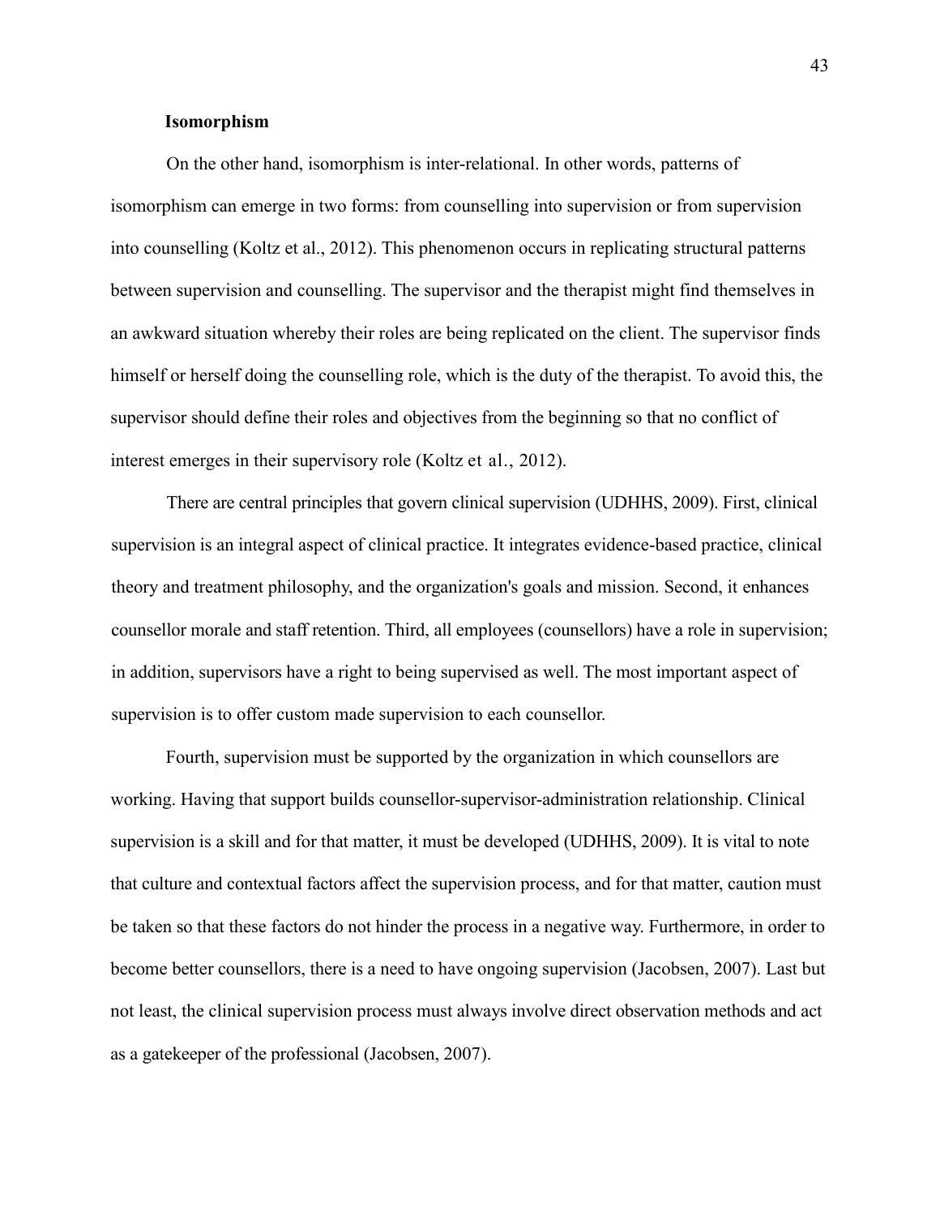**Isomorphism**

On the other hand, isomorphism is inter-relational. In other words, patterns of isomorphism can emerge in two forms: from counselling into supervision or from supervision into counselling (Koltz et al., 2012). This phenomenon occurs in replicating structural patterns between supervision and counselling. The supervisor and the therapist might find themselves in an awkward situation whereby their roles are being replicated on the client. The supervisor finds himself or herself doing the counselling role, which is the duty of the therapist. To avoid this, the supervisor should define their roles and objectives from the beginning so that no conflict of interest emerges in their supervisory role (Koltz et al., 2012).

There are central principles that govern clinical supervision (UDHHS, 2009). First, clinical supervision is an integral aspect of clinical practice. It integrates evidence-based practice, clinical theory and treatment philosophy, and the organization's goals and mission. Second, it enhances counsellor morale and staff retention. Third, all employees (counsellors) have a role in supervision; in addition, supervisors have a right to being supervised as well. The most important aspect of supervision is to offer custom made supervision to each counsellor.

Fourth, supervision must be supported by the organization in which counsellors are working. Having that support builds counsellor-supervisor-administration relationship. Clinical supervision is a skill and for that matter, it must be developed (UDHHS, 2009). It is vital to note that culture and contextual factors affect the supervision process, and for that matter, caution must be taken so that these factors do not hinder the process in a negative way. Furthermore, in order to become better counsellors, there is a need to have ongoing supervision (Jacobsen, 2007). Last but not least, the clinical supervision process must always involve direct observation methods and act as a gatekeeper of the professional (Jacobsen, 2007).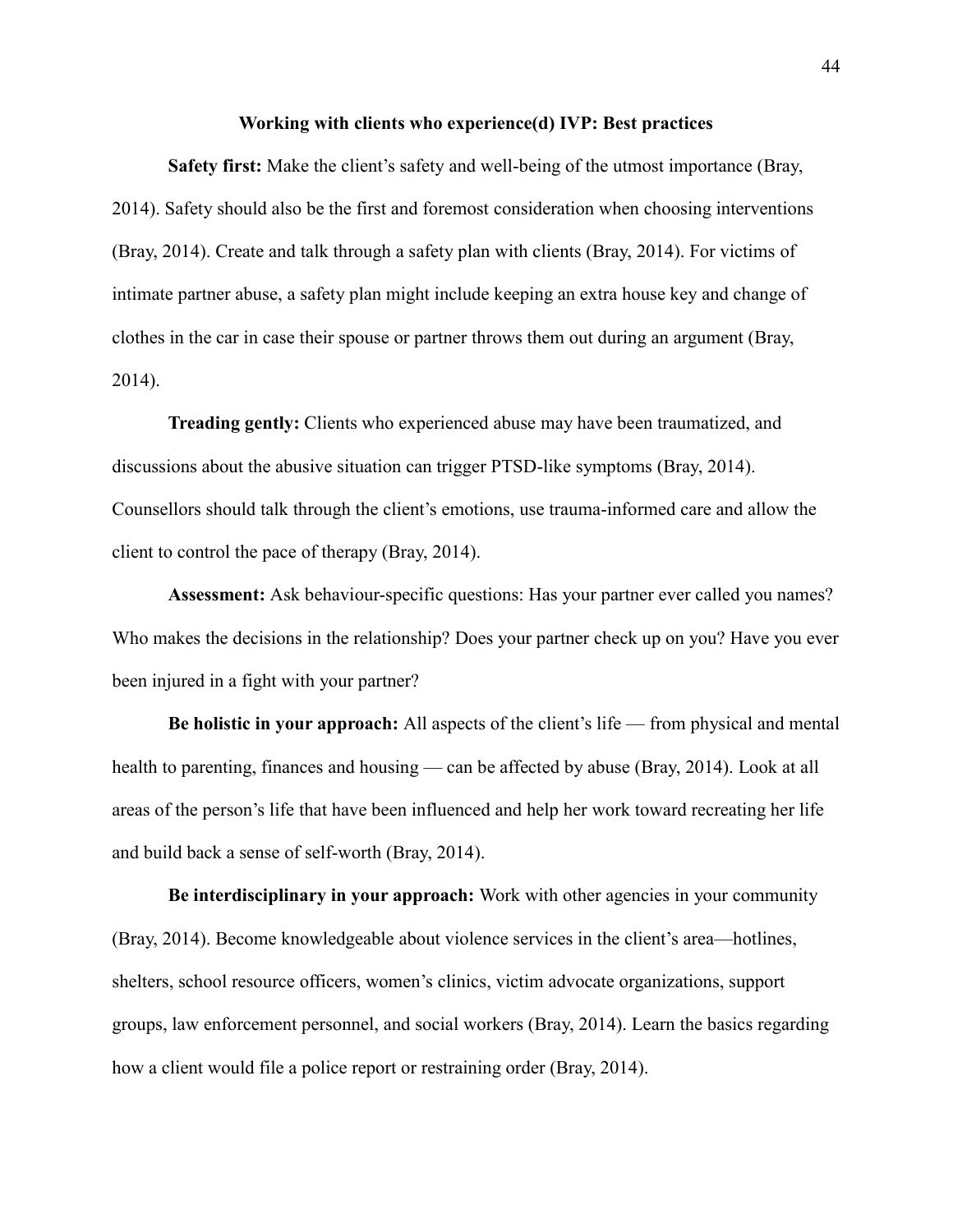## Working with clients who experience(d) IVP: Best practices

**Safety first:** Make the client's safety and well-being of the utmost importance (Bray, 2014). Safety should also be the first and foremost consideration when choosing interventions (Bray, 2014). Create and talk through a safety plan with clients (Bray, 2014). For victims of intimate partner abuse, a safety plan might include keeping an extra house key and change of clothes in the car in case their spouse or partner throws them out during an argument (Bray, 2014).

**Treading gently:** Clients who experienced abuse may have been traumatized, and discussions about the abusive situation can trigger PTSD-like symptoms (Bray, 2014). Counsellors should talk through the client's emotions, use trauma-informed care and allow the client to control the pace of therapy (Bray, 2014).

**Assessment:** Ask behaviour-specific questions: Has your partner ever called you names? Who makes the decisions in the relationship? Does your partner check up on you? Have you ever been injured in a fight with your partner?

**Be holistic in your approach:** All aspects of the client's life — from physical and mental health to parenting, finances and housing — can be affected by abuse (Bray, 2014). Look at all areas of the person's life that have been influenced and help her work toward recreating her life and build back a sense of self-worth (Bray, 2014).

**Be interdisciplinary in your approach:** Work with other agencies in your community (Bray, 2014). Become knowledgeable about violence services in the client's area—hotlines, shelters, school resource officers, women's clinics, victim advocate organizations, support groups, law enforcement personnel, and social workers (Bray, 2014). Learn the basics regarding how a client would file a police report or restraining order (Bray, 2014).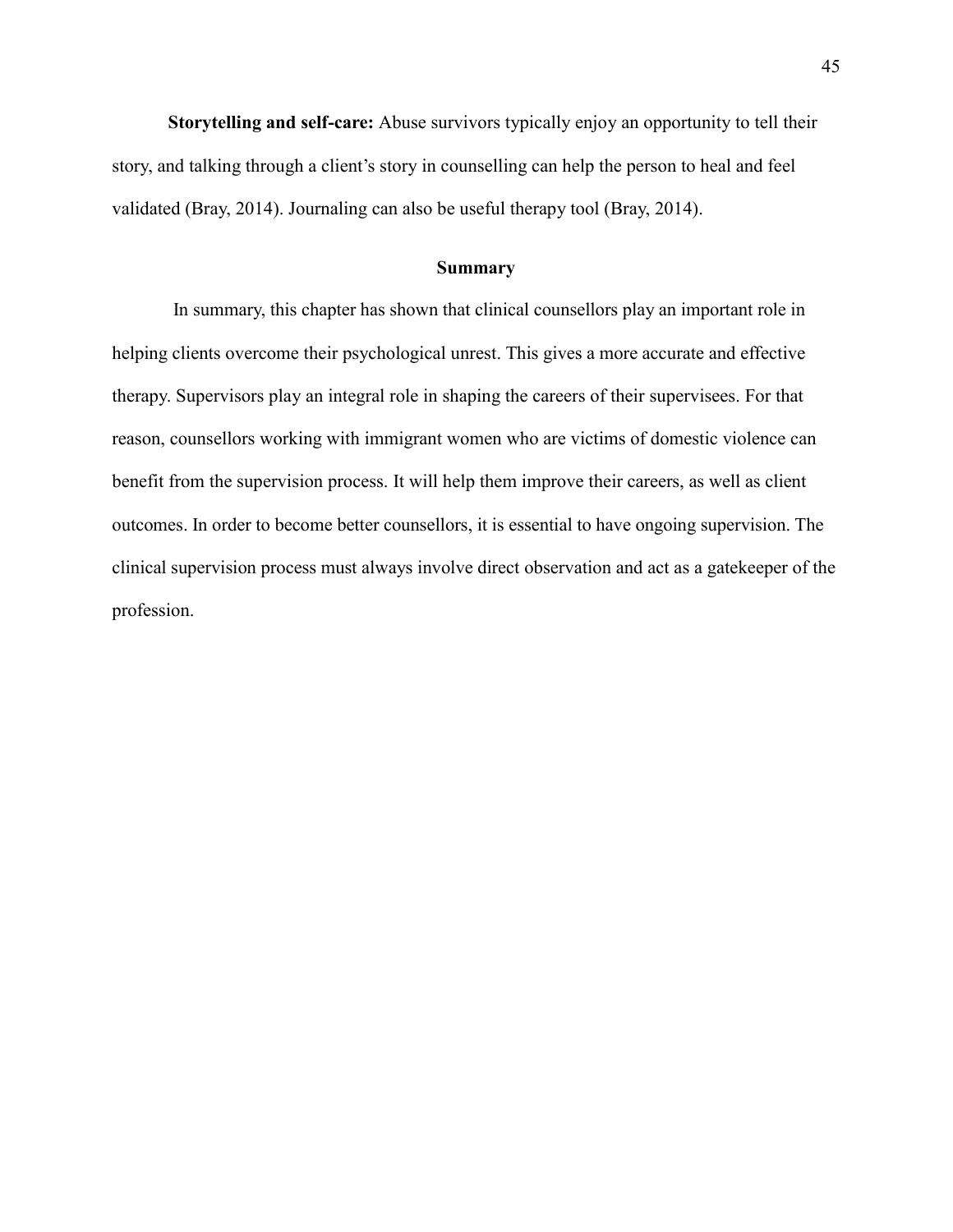**Storytelling and self-care:** Abuse survivors typically enjoy an opportunity to tell their story, and talking through a client's story in counselling can help the person to heal and feel validated (Bray, 2014). Journaling can also be useful therapy tool (Bray, 2014).

## Summary

In summary, this chapter has shown that clinical counsellors play an important role in helping clients overcome their psychological unrest. This gives a more accurate and effective therapy. Supervisors play an integral role in shaping the careers of their supervisees. For that reason, counsellors working with immigrant women who are victims of domestic violence can benefit from the supervision process. It will help them improve their careers, as well as client outcomes. In order to become better counsellors, it is essential to have ongoing supervision. The clinical supervision process must always involve direct observation and act as a gatekeeper of the profession.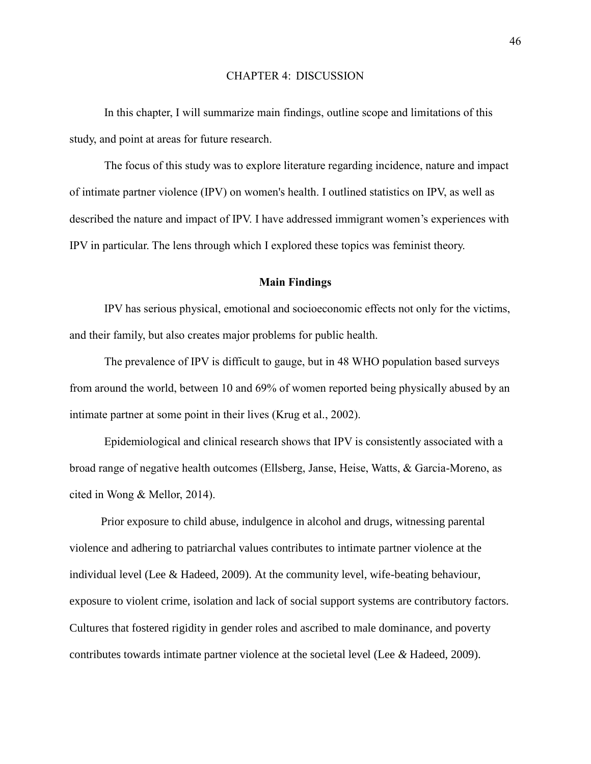# CHAPTER 4: DISCUSSION

In this chapter, I will summarize main findings, outline scope and limitations of this study, and point at areas for future research.

The focus of this study was to explore literature regarding incidence, nature and impact of intimate partner violence (IPV) on women's health. I outlined statistics on IPV, as well as described the nature and impact of IPV. I have addressed immigrant women's experiences with IPV in particular. The lens through which I explored these topics was feminist theory.

## Main Findings

IPV has serious physical, emotional and socioeconomic effects not only for the victims, and their family, but also creates major problems for public health.

The prevalence of IPV is difficult to gauge, but in 48 WHO population based surveys from around the world, between 10 and 69% of women reported being physically abused by an intimate partner at some point in their lives (Krug et al., 2002).

Epidemiological and clinical research shows that IPV is consistently associated with a broad range of negative health outcomes (Ellsberg, Janse, Heise, Watts, & Garcia-Moreno, as cited in Wong & Mellor, 2014).

Prior exposure to child abuse, indulgence in alcohol and drugs, witnessing parental violence and adhering to patriarchal values contributes to intimate partner violence at the individual level (Lee & Hadeed, 2009). At the community level, wife-beating behaviour, exposure to violent crime, isolation and lack of social support systems are contributory factors. Cultures that fostered rigidity in gender roles and ascribed to male dominance, and poverty contributes towards intimate partner violence at the societal level (Lee & Hadeed, 2009).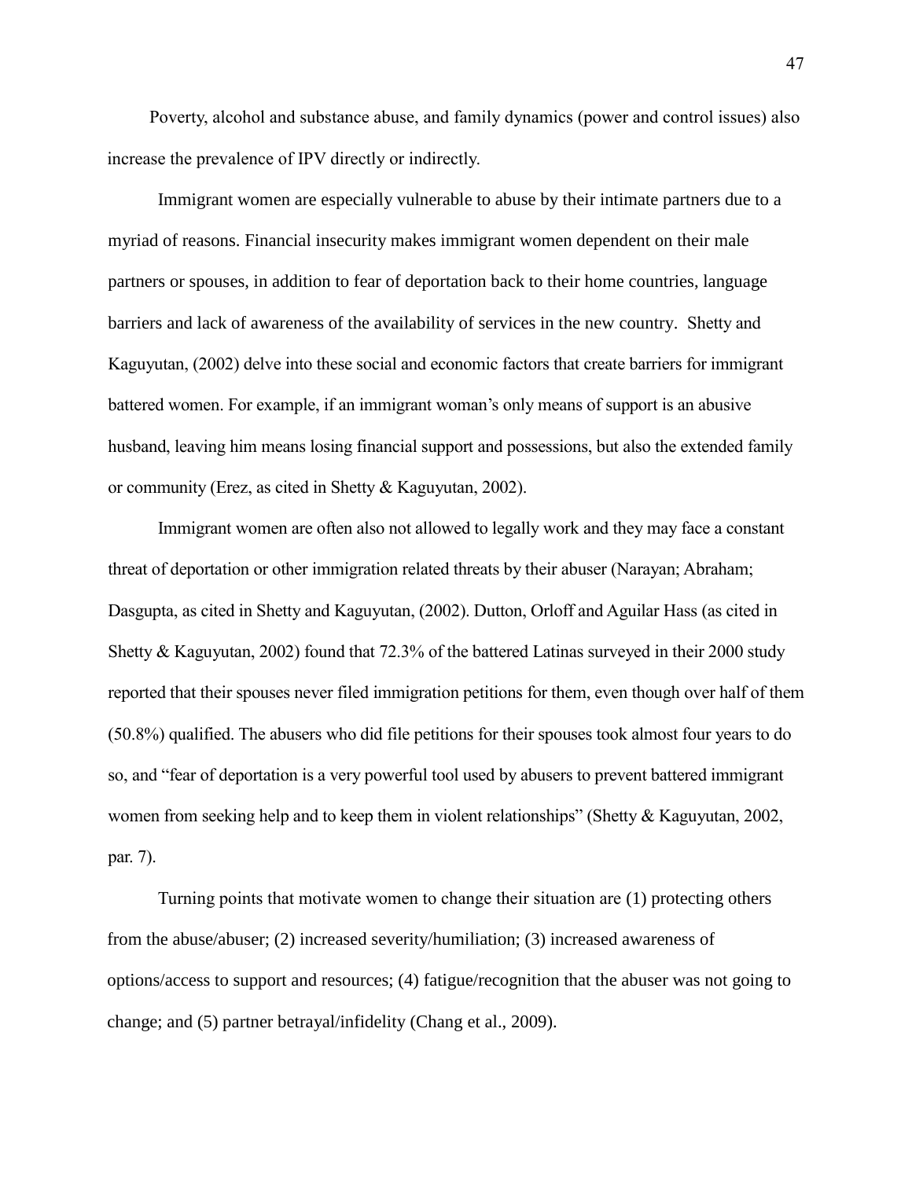Poverty, alcohol and substance abuse, and family dynamics (power and control issues) also increase the prevalence of IPV directly or indirectly.

Immigrant women are especially vulnerable to abuse by their intimate partners due to a myriad of reasons. Financial insecurity makes immigrant women dependent on their male partners or spouses, in addition to fear of deportation back to their home countries, language barriers and lack of awareness of the availability of services in the new country. Shetty and Kaguyutan, (2002) delve into these social and economic factors that create barriers for immigrant battered women. For example, if an immigrant woman's only means of support is an abusive husband, leaving him means losing financial support and possessions, but also the extended family or community (Erez, as cited in Shetty & Kaguyutan, 2002).

Immigrant women are often also not allowed to legally work and they may face a constant threat of deportation or other immigration related threats by their abuser (Narayan; Abraham; Dasgupta, as cited in Shetty and Kaguyutan, (2002). Dutton, Orloff and Aguilar Hass (as cited in Shetty & Kaguyutan, 2002) found that 72.3% of the battered Latinas surveyed in their 2000 study reported that their spouses never filed immigration petitions for them, even though over half of them (50.8%) qualified. The abusers who did file petitions for their spouses took almost four years to do so, and "fear of deportation is a very powerful tool used by abusers to prevent battered immigrant women from seeking help and to keep them in violent relationships" (Shetty & Kaguyutan, 2002, par. 7).

Turning points that motivate women to change their situation are (1) protecting others from the abuse/abuser; (2) increased severity/humiliation; (3) increased awareness of options/access to support and resources; (4) fatigue/recognition that the abuser was not going to change; and (5) partner betrayal/infidelity (Chang et al., 2009).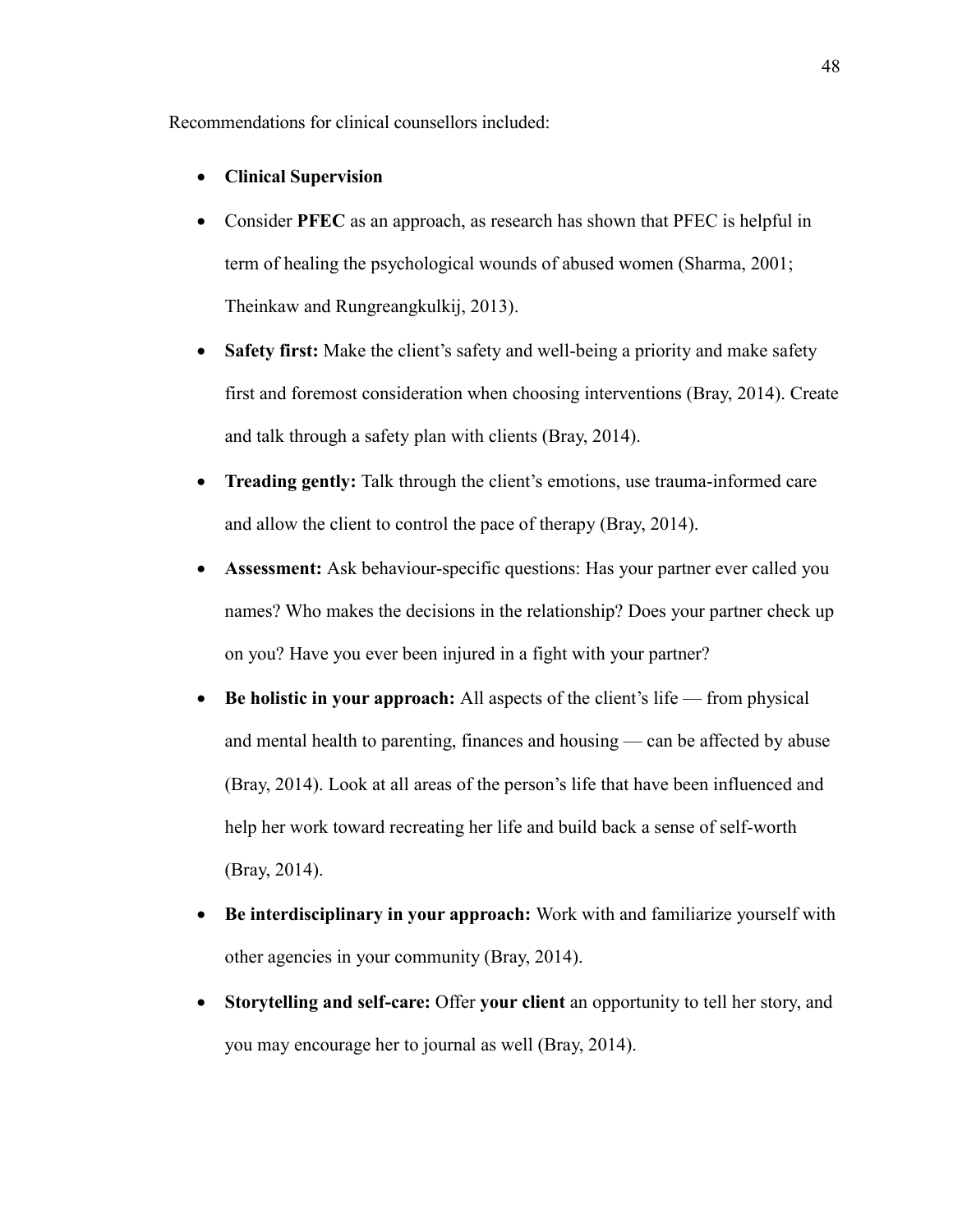Recommendations for clinical counsellors included:

- **Clinical Supervision**
- Consider **PFEC** as an approach, as research has shown that PFEC is helpful in term of healing the psychological wounds of abused women (Sharma, 2001; Theinkaw and Rungreangkulkij, 2013).
- **Safety first:** Make the client's safety and well-being a priority and make safety first and foremost consideration when choosing interventions (Bray, 2014). Create and talk through a safety plan with clients (Bray, 2014).
- **Treading gently:** Talk through the client's emotions, use trauma-informed care and allow the client to control the pace of therapy (Bray, 2014).
- **Assessment:** Ask behaviour-specific questions: Has your partner ever called you names? Who makes the decisions in the relationship? Does your partner check up on you? Have you ever been injured in a fight with your partner?
- **Be holistic in your approach:** All aspects of the client's life — from physical and mental health to parenting, finances and housing — can be affected by abuse (Bray, 2014). Look at all areas of the person's life that have been influenced and help her work toward recreating her life and build back a sense of self-worth (Bray, 2014).
- **Be interdisciplinary in your approach:** Work with and familiarize yourself with other agencies in your community (Bray, 2014).
- **Storytelling and self-care:** Offer **your client** an opportunity to tell her story, and you may encourage her to journal as well (Bray, 2014).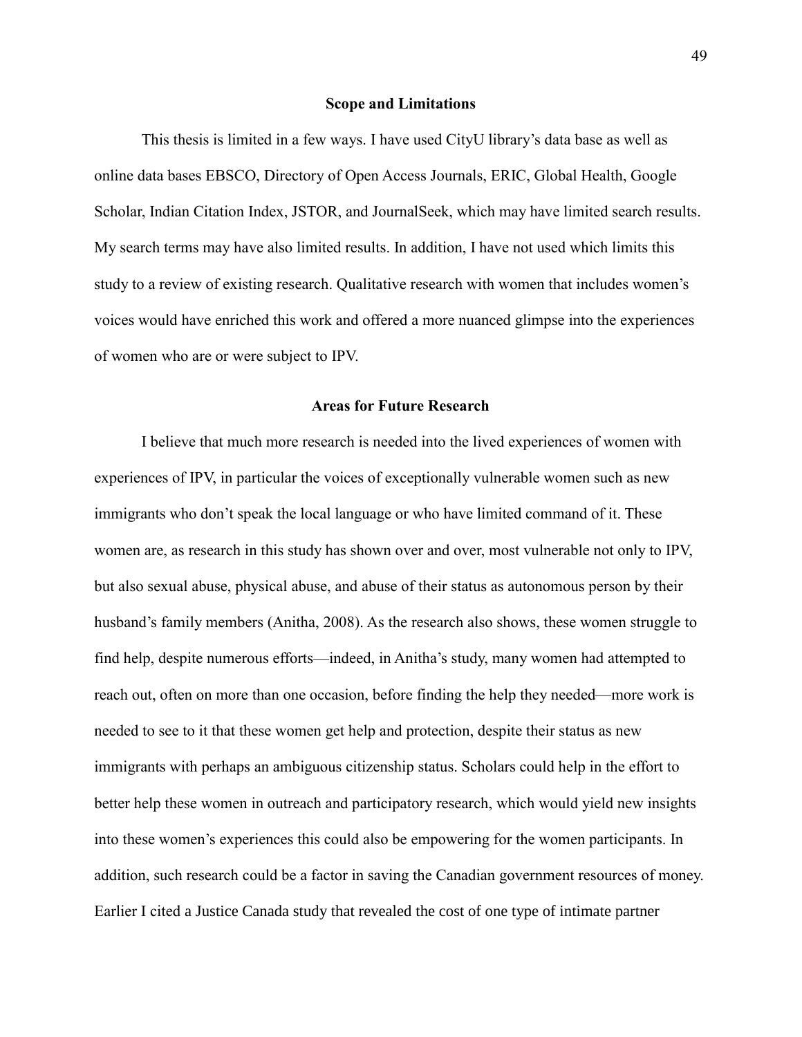## Scope and Limitations

This thesis is limited in a few ways. I have used CityU library's data base as well as online data bases EBSCO, Directory of Open Access Journals, ERIC, Global Health, Google Scholar, Indian Citation Index, JSTOR, and JournalSeek, which may have limited search results. My search terms may have also limited results. In addition, I have not used which limits this study to a review of existing research. Qualitative research with women that includes women's voices would have enriched this work and offered a more nuanced glimpse into the experiences of women who are or were subject to IPV.

## Areas for Future Research

I believe that much more research is needed into the lived experiences of women with experiences of IPV, in particular the voices of exceptionally vulnerable women such as new immigrants who don't speak the local language or who have limited command of it. These women are, as research in this study has shown over and over, most vulnerable not only to IPV, but also sexual abuse, physical abuse, and abuse of their status as autonomous person by their husband's family members (Anitha, 2008). As the research also shows, these women struggle to find help, despite numerous efforts—indeed, in Anitha's study, many women had attempted to reach out, often on more than one occasion, before finding the help they needed—more work is needed to see to it that these women get help and protection, despite their status as new immigrants with perhaps an ambiguous citizenship status. Scholars could help in the effort to better help these women in outreach and participatory research, which would yield new insights into these women's experiences this could also be empowering for the women participants. In addition, such research could be a factor in saving the Canadian government resources of money. Earlier I cited a Justice Canada study that revealed the cost of one type of intimate partner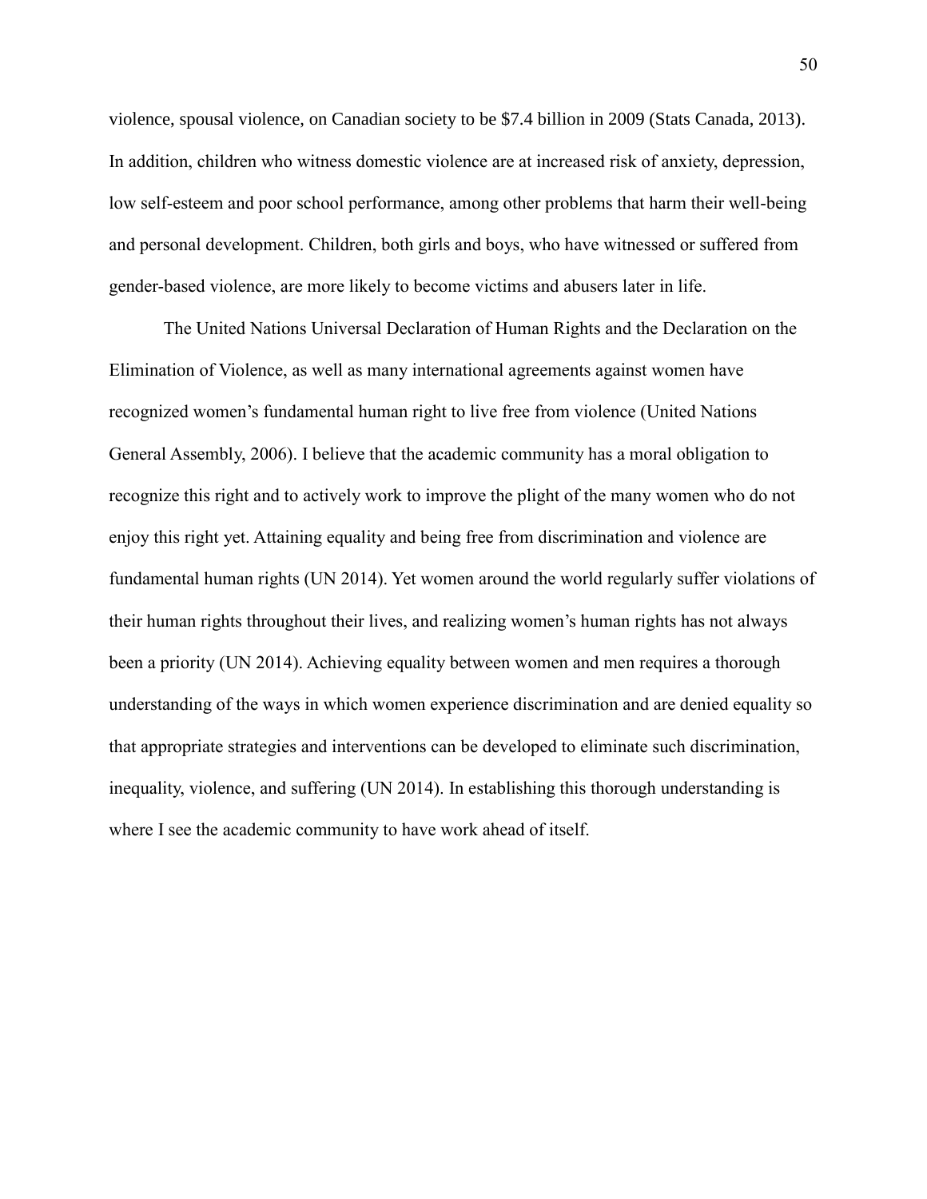violence, spousal violence, on Canadian society to be $7.4 billion in 2009 (Stats Canada, 2013). In addition, children who witness domestic violence are at increased risk of anxiety, depression, low self-esteem and poor school performance, among other problems that harm their well-being and personal development. Children, both girls and boys, who have witnessed or suffered from gender-based violence, are more likely to become victims and abusers later in life.

The United Nations Universal Declaration of Human Rights and the Declaration on the Elimination of Violence, as well as many international agreements against women have recognized women's fundamental human right to live free from violence (United Nations General Assembly, 2006). I believe that the academic community has a moral obligation to recognize this right and to actively work to improve the plight of the many women who do not enjoy this right yet. Attaining equality and being free from discrimination and violence are fundamental human rights (UN 2014). Yet women around the world regularly suffer violations of their human rights throughout their lives, and realizing women's human rights has not always been a priority (UN 2014). Achieving equality between women and men requires a thorough understanding of the ways in which women experience discrimination and are denied equality so that appropriate strategies and interventions can be developed to eliminate such discrimination, inequality, violence, and suffering (UN 2014). In establishing this thorough understanding is where I see the academic community to have work ahead of itself.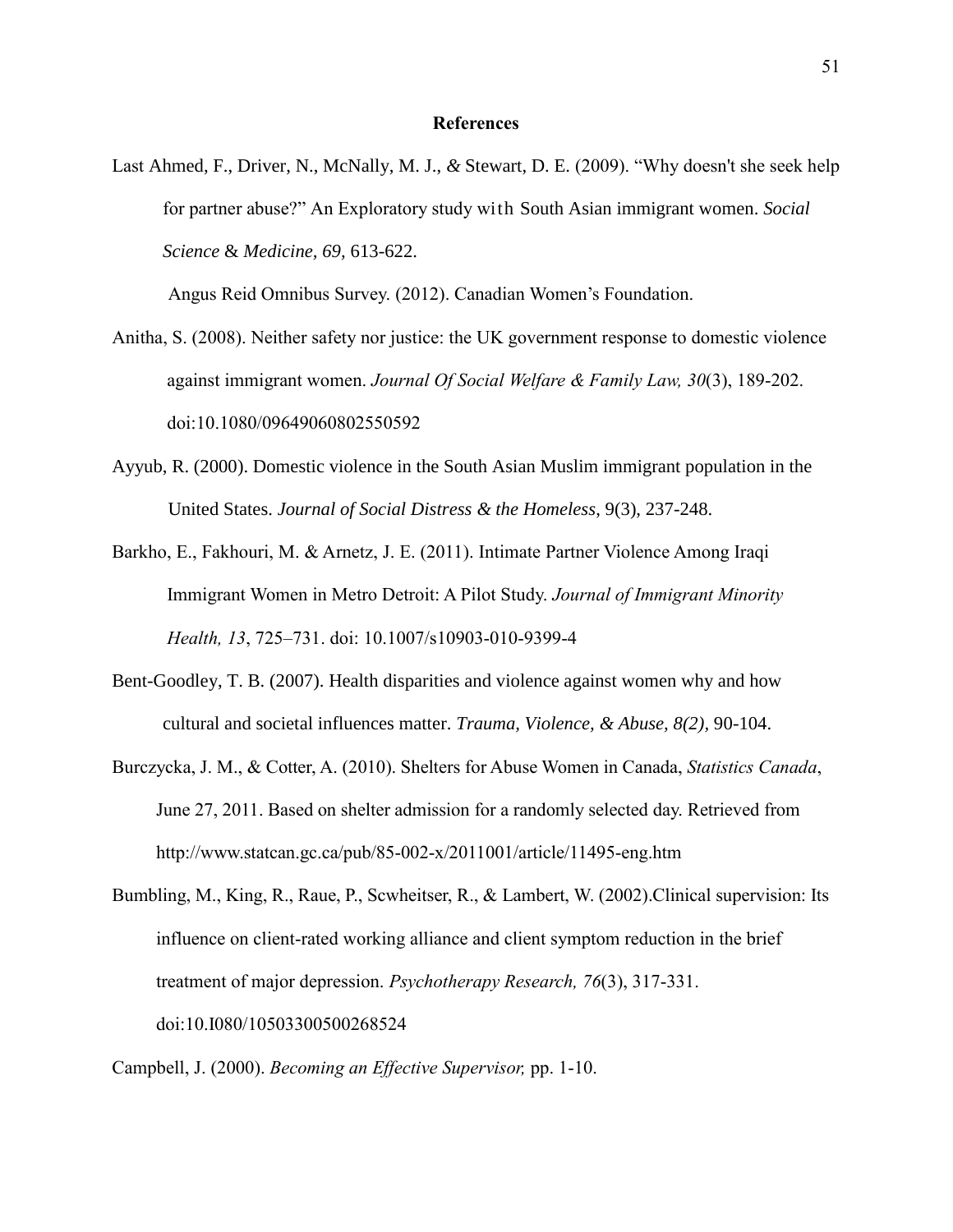# References

Last Ahmed, F., Driver, N., McNally, M. J., & Stewart, D. E. (2009). "Why doesn't she seek help for partner abuse?" An Exploratory study with South Asian immigrant women. *Social Science* & *Medicine, 69,* 613-622.

Angus Reid Omnibus Survey. (2012). Canadian Women's Foundation.

Anitha, S. (2008). Neither safety nor justice: the UK government response to domestic violence against immigrant women. *Journal Of Social Welfare & Family Law, 30*(3), 189-202. doi:10.1080/09649060802550592

Ayyub, R. (2000). Domestic violence in the South Asian Muslim immigrant population in the United States. *Journal of Social Distress & the Homeless*, 9(3), 237-248.

Barkho, E., Fakhouri, M. & Arnetz, J. E. (2011). Intimate Partner Violence Among Iraqi Immigrant Women in Metro Detroit: A Pilot Study. *Journal of Immigrant Minority Health, 13*, 725–731. doi: 10.1007/s10903-010-9399-4

Bent-Goodley, T. B. (2007). Health disparities and violence against women why and how cultural and societal influences matter. *Trauma, Violence, & Abuse, 8(2),* 90-104.

Burczycka, J. M., & Cotter, A. (2010). Shelters for Abuse Women in Canada, *Statistics Canada*, June 27, 2011. Based on shelter admission for a randomly selected day. Retrieved from http://www.statcan.gc.ca/pub/85-002-x/2011001/article/11495-eng.htm

Bumbling, M., King, R., Raue, P., Scwheitser, R., & Lambert, W. (2002).Clinical supervision: Its influence on client-rated working alliance and client symptom reduction in the brief treatment of major depression. *Psychotherapy Research, 76*(3), 317-331. doi:10.I080/10503300500268524

Campbell, J. (2000). *Becoming an Effective Supervisor,* pp. 1-10.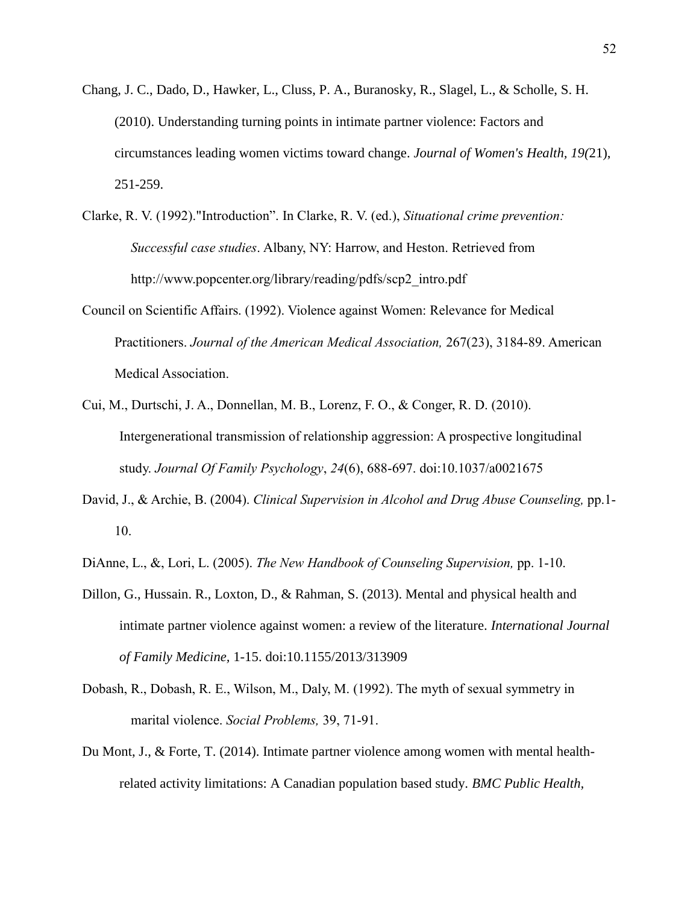Chang, J. C., Dado, D., Hawker, L., Cluss, P. A., Buranosky, R., Slagel, L., & Scholle, S. H. (2010). Understanding turning points in intimate partner violence: Factors and circumstances leading women victims toward change. *Journal of Women's Health, 19(*21), 251-259.

Clarke, R. V. (1992)."Introduction". In Clarke, R. V. (ed.), *Situational crime prevention: Successful case studies*. Albany, NY: Harrow, and Heston. Retrieved from http://www.popcenter.org/library/reading/pdfs/scp2_intro.pdf

Council on Scientific Affairs. (1992). Violence against Women: Relevance for Medical Practitioners. *Journal of the American Medical Association,* 267(23), 3184-89. American Medical Association.

Cui, M., Durtschi, J. A., Donnellan, M. B., Lorenz, F. O., & Conger, R. D. (2010). Intergenerational transmission of relationship aggression: A prospective longitudinal study. *Journal Of Family Psychology*, *24*(6), 688-697. doi:10.1037/a0021675

David, J., & Archie, B. (2004). *Clinical Supervision in Alcohol and Drug Abuse Counseling,* pp.1-10.

DiAnne, L., &, Lori, L. (2005). *The New Handbook of Counseling Supervision,* pp. 1-10.

Dillon, G., Hussain. R., Loxton, D., & Rahman, S. (2013). Mental and physical health and intimate partner violence against women: a review of the literature. *International Journal of Family Medicine,* 1-15. doi:10.1155/2013/313909

Dobash, R., Dobash, R. E., Wilson, M., Daly, M. (1992). The myth of sexual symmetry in marital violence. *Social Problems,* 39, 71-91.

Du Mont, J., & Forte, T. (2014). Intimate partner violence among women with mental health-related activity limitations: A Canadian population based study. *BMC Public Health,*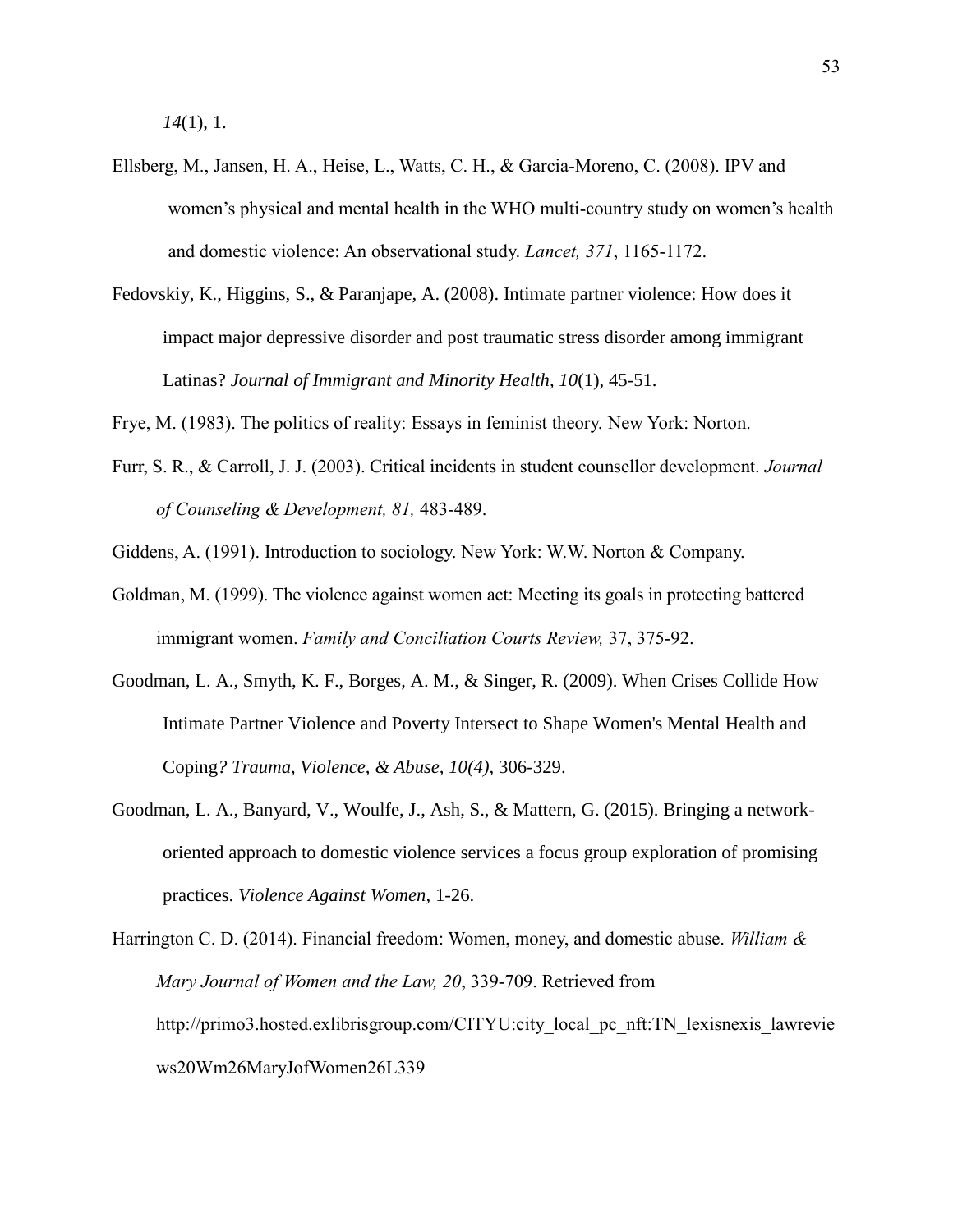*14*(1), 1.

Ellsberg, M., Jansen, H. A., Heise, L., Watts, C. H., & Garcia-Moreno, C. (2008). IPV and women's physical and mental health in the WHO multi-country study on women's health and domestic violence: An observational study. *Lancet, 371*, 1165-1172.

Fedovskiy, K., Higgins, S., & Paranjape, A. (2008). Intimate partner violence: How does it impact major depressive disorder and post traumatic stress disorder among immigrant Latinas? *Journal of Immigrant and Minority Health*, *10*(1), 45-51.

Frye, M. (1983). The politics of reality: Essays in feminist theory. New York: Norton.

Furr, S. R., & Carroll, J. J. (2003). Critical incidents in student counsellor development. *Journal of Counseling & Development, 81,* 483-489.

Giddens, A. (1991). Introduction to sociology. New York: W.W. Norton & Company.

Goldman, M. (1999). The violence against women act: Meeting its goals in protecting battered immigrant women. *Family and Conciliation Courts Review,* 37, 375-92.

Goodman, L. A., Smyth, K. F., Borges, A. M., & Singer, R. (2009). When Crises Collide How Intimate Partner Violence and Poverty Intersect to Shape Women's Mental Health and Coping*? Trauma, Violence, & Abuse, 10(4)*, 306-329.

Goodman, L. A., Banyard, V., Woulfe, J., Ash, S., & Mattern, G. (2015). Bringing a network-oriented approach to domestic violence services a focus group exploration of promising practices. *Violence Against Women,* 1-26.

Harrington C. D. (2014). Financial freedom: Women, money, and domestic abuse. *William & Mary Journal of Women and the Law, 20*, 339-709. Retrieved from http://primo3.hosted.exlibrisgroup.com/CITYU:city_local_pc_nft:TN_lexisnexis_lawreviews20Wm26MaryJofWomen26L339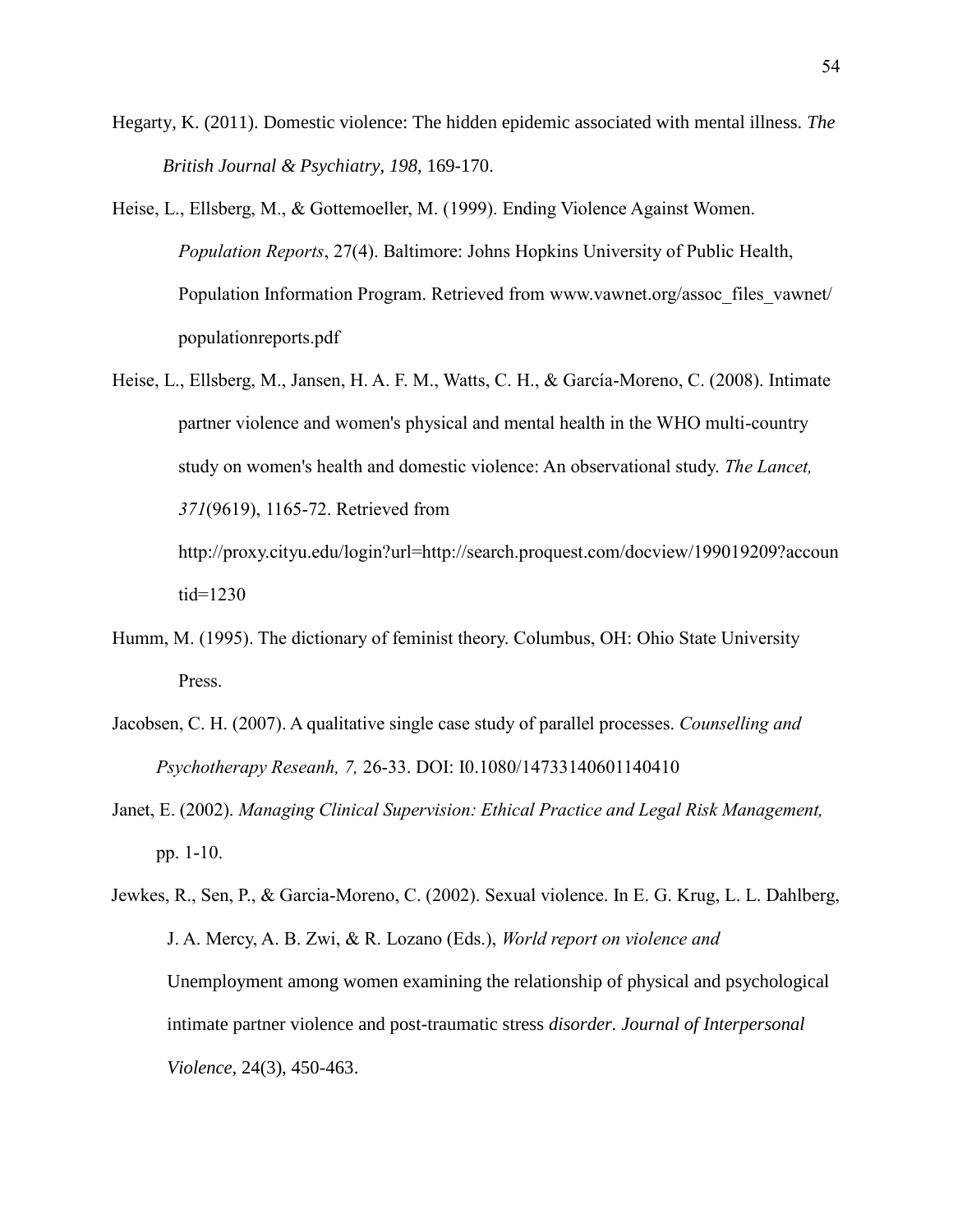Hegarty, K. (2011). Domestic violence: The hidden epidemic associated with mental illness. *The British Journal & Psychiatry, 198,* 169-170.

Heise, L., Ellsberg, M., & Gottemoeller, M. (1999). Ending Violence Against Women. *Population Reports*, 27(4). Baltimore: Johns Hopkins University of Public Health, Population Information Program. Retrieved from www.vawnet.org/assoc_files_vawnet/populationreports.pdf

Heise, L., Ellsberg, M., Jansen, H. A. F. M., Watts, C. H., & García-Moreno, C. (2008). Intimate partner violence and women's physical and mental health in the WHO multi-country study on women's health and domestic violence: An observational study. *The Lancet, 371*(9619), 1165-72. Retrieved from http://proxy.cityu.edu/login?url=http://search.proquest.com/docview/199019209?accountid=1230

Humm, M. (1995). The dictionary of feminist theory. Columbus, OH: Ohio State University Press.

Jacobsen, C. H. (2007). A qualitative single case study of parallel processes. *Counselling and Psychotherapy Reseanh, 7,* 26-33. DOI: I0.1080/14733140601140410

Janet, E. (2002). *Managing Clinical Supervision: Ethical Practice and Legal Risk Management,* pp. 1-10.

Jewkes, R., Sen, P., & Garcia-Moreno, C. (2002). Sexual violence. In E. G. Krug, L. L. Dahlberg, J. A. Mercy, A. B. Zwi, & R. Lozano (Eds.), *World report on violence and* Unemployment among women examining the relationship of physical and psychological intimate partner violence and post-traumatic stress *disorder. Journal of Interpersonal Violence,* 24(3), 450-463.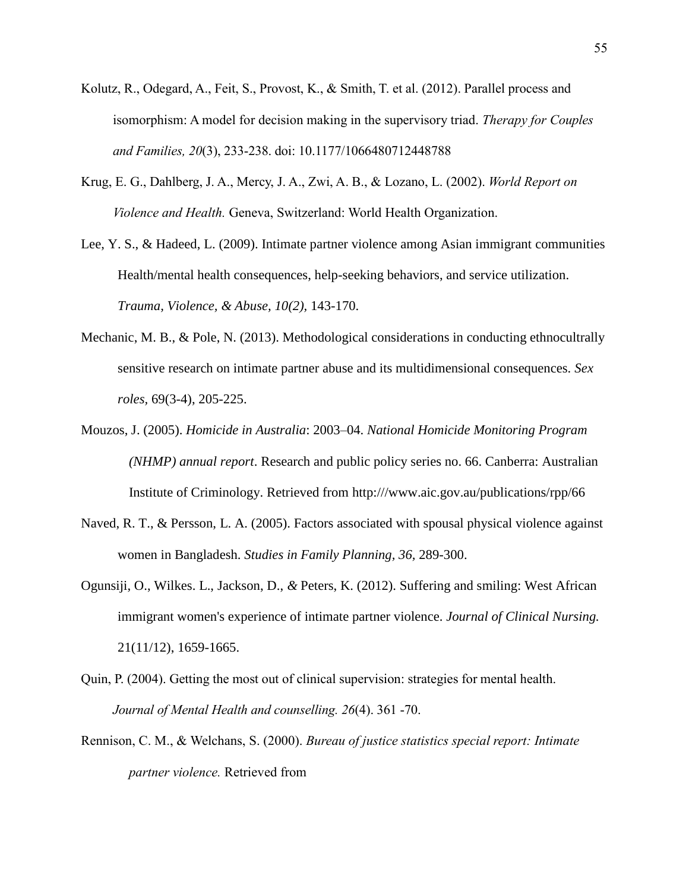Kolutz, R., Odegard, A., Feit, S., Provost, K., & Smith, T. et al. (2012). Parallel process and isomorphism: A model for decision making in the supervisory triad. *Therapy for Couples and Families, 20*(3), 233-238. doi: 10.1177/1066480712448788

Krug, E. G., Dahlberg, J. A., Mercy, J. A., Zwi, A. B., & Lozano, L. (2002). *World Report on Violence and Health.* Geneva, Switzerland: World Health Organization.

Lee, Y. S., & Hadeed, L. (2009). Intimate partner violence among Asian immigrant communities Health/mental health consequences, help-seeking behaviors, and service utilization. *Trauma, Violence, & Abuse, 10(2),* 143-170.

Mechanic, M. B., & Pole, N. (2013). Methodological considerations in conducting ethnocultrally sensitive research on intimate partner abuse and its multidimensional consequences. *Sex roles*, 69(3-4), 205-225.

Mouzos, J. (2005). *Homicide in Australia*: 2003–04. *National Homicide Monitoring Program (NHMP) annual report*. Research and public policy series no. 66. Canberra: Australian Institute of Criminology. Retrieved from http:///www.aic.gov.au/publications/rpp/66

Naved, R. T., & Persson, L. A. (2005). Factors associated with spousal physical violence against women in Bangladesh. *Studies in Family Planning, 36,* 289-300.

Ogunsiji, O., Wilkes. L., Jackson, D., & Peters, K. (2012). Suffering and smiling: West African immigrant women's experience of intimate partner violence. *Journal of Clinical Nursing.* 21(11/12), 1659-1665.

Quin, P. (2004). Getting the most out of clinical supervision: strategies for mental health. *Journal of Mental Health and counselling. 26*(4). 361 -70.

Rennison, C. M., & Welchans, S. (2000). *Bureau of justice statistics special report: Intimate partner violence.* Retrieved from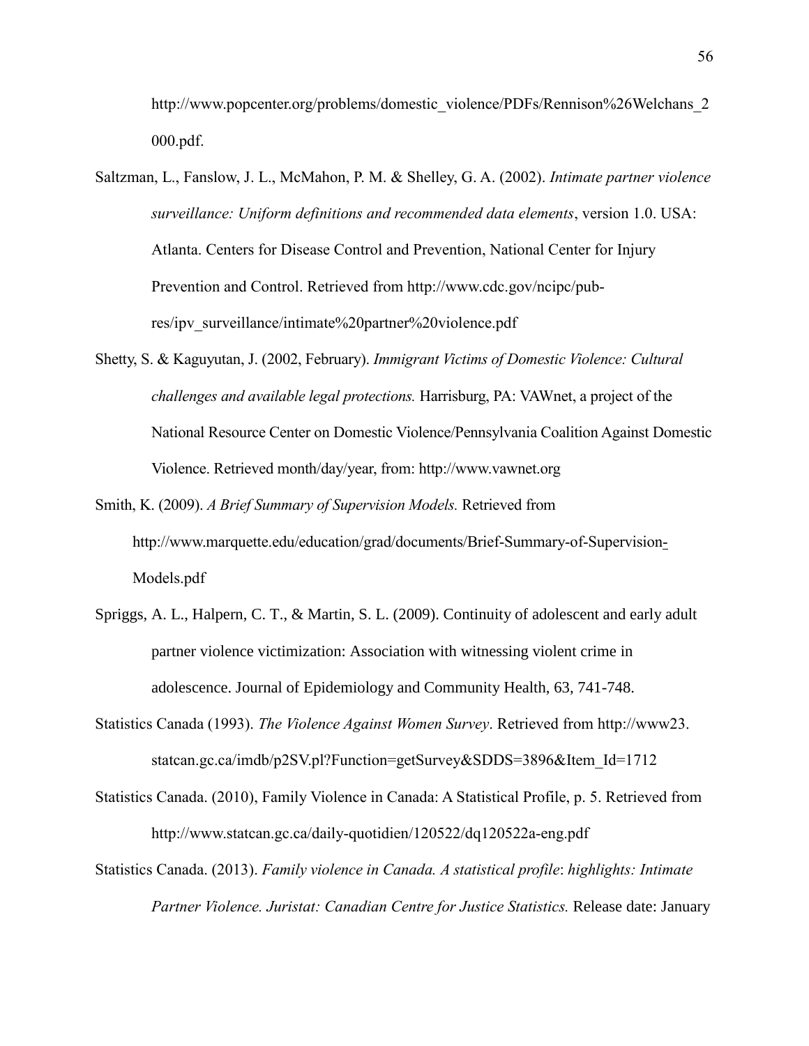http://www.popcenter.org/problems/domestic_violence/PDFs/Rennison%26Welchans_2000.pdf.

Saltzman, L., Fanslow, J. L., McMahon, P. M. & Shelley, G. A. (2002). *Intimate partner violence surveillance: Uniform definitions and recommended data elements*, version 1.0. USA: Atlanta. Centers for Disease Control and Prevention, National Center for Injury Prevention and Control. Retrieved from http://www.cdc.gov/ncipc/pub-res/ipv_surveillance/intimate%20partner%20violence.pdf

Shetty, S. & Kaguyutan, J. (2002, February). *Immigrant Victims of Domestic Violence: Cultural challenges and available legal protections.* Harrisburg, PA: VAWnet, a project of the National Resource Center on Domestic Violence/Pennsylvania Coalition Against Domestic Violence. Retrieved month/day/year, from: http://www.vawnet.org

Smith, K. (2009). *A Brief Summary of Supervision Models.* Retrieved from http://www.marquette.edu/education/grad/documents/Brief-Summary-of-Supervision-Models.pdf

Spriggs, A. L., Halpern, C. T., & Martin, S. L. (2009). Continuity of adolescent and early adult partner violence victimization: Association with witnessing violent crime in adolescence. Journal of Epidemiology and Community Health, 63, 741-748.

Statistics Canada (1993). *The Violence Against Women Survey*. Retrieved from http://www23.statcan.gc.ca/imdb/p2SV.pl?Function=getSurvey&SDDS=3896&Item_Id=1712

Statistics Canada. (2010), Family Violence in Canada: A Statistical Profile, p. 5. Retrieved from http://www.statcan.gc.ca/daily-quotidien/120522/dq120522a-eng.pdf

Statistics Canada. (2013). *Family violence in Canada. A statistical profile*: *highlights: Intimate Partner Violence. Juristat: Canadian Centre for Justice Statistics.* Release date: January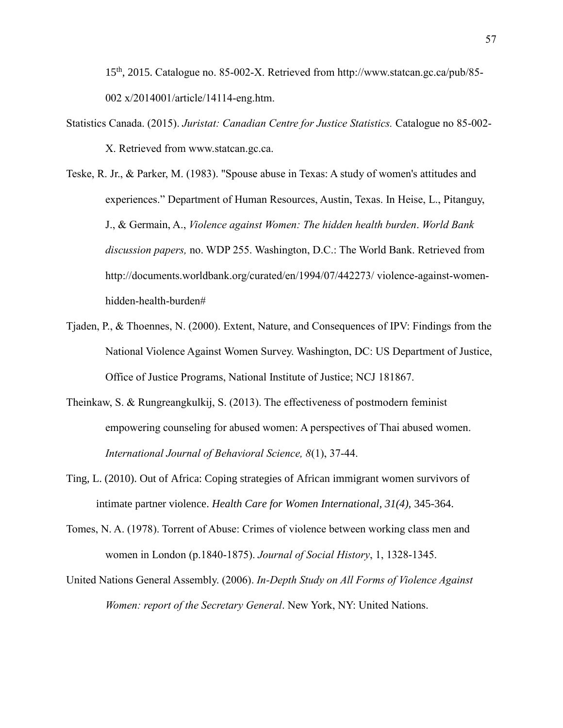15th, 2015. Catalogue no. 85-002-X. Retrieved from http://www.statcan.gc.ca/pub/85-002 x/2014001/article/14114-eng.htm.

Statistics Canada. (2015). *Juristat: Canadian Centre for Justice Statistics.* Catalogue no 85-002-X. Retrieved from www.statcan.gc.ca.

Teske, R. Jr., & Parker, M. (1983). "Spouse abuse in Texas: A study of women's attitudes and experiences." Department of Human Resources, Austin, Texas. In Heise, L., Pitanguy, J., & Germain, A., *Violence against Women: The hidden health burden*. *World Bank discussion papers,* no. WDP 255. Washington, D.C.: The World Bank. Retrieved from http://documents.worldbank.org/curated/en/1994/07/442273/ violence-against-women-hidden-health-burden#

Tjaden, P., & Thoennes, N. (2000). Extent, Nature, and Consequences of IPV: Findings from the National Violence Against Women Survey. Washington, DC: US Department of Justice, Office of Justice Programs, National Institute of Justice; NCJ 181867.

Theinkaw, S. & Rungreangkulkij, S. (2013). The effectiveness of postmodern feminist empowering counseling for abused women: A perspectives of Thai abused women. *International Journal of Behavioral Science, 8*(1), 37-44.

Ting, L. (2010). Out of Africa: Coping strategies of African immigrant women survivors of intimate partner violence. *Health Care for Women International, 31(4),* 345-364.

Tomes, N. A. (1978). Torrent of Abuse: Crimes of violence between working class men and women in London (p.1840-1875). *Journal of Social History*, 1, 1328-1345.

United Nations General Assembly. (2006). *In-Depth Study on All Forms of Violence Against Women: report of the Secretary General*. New York, NY: United Nations.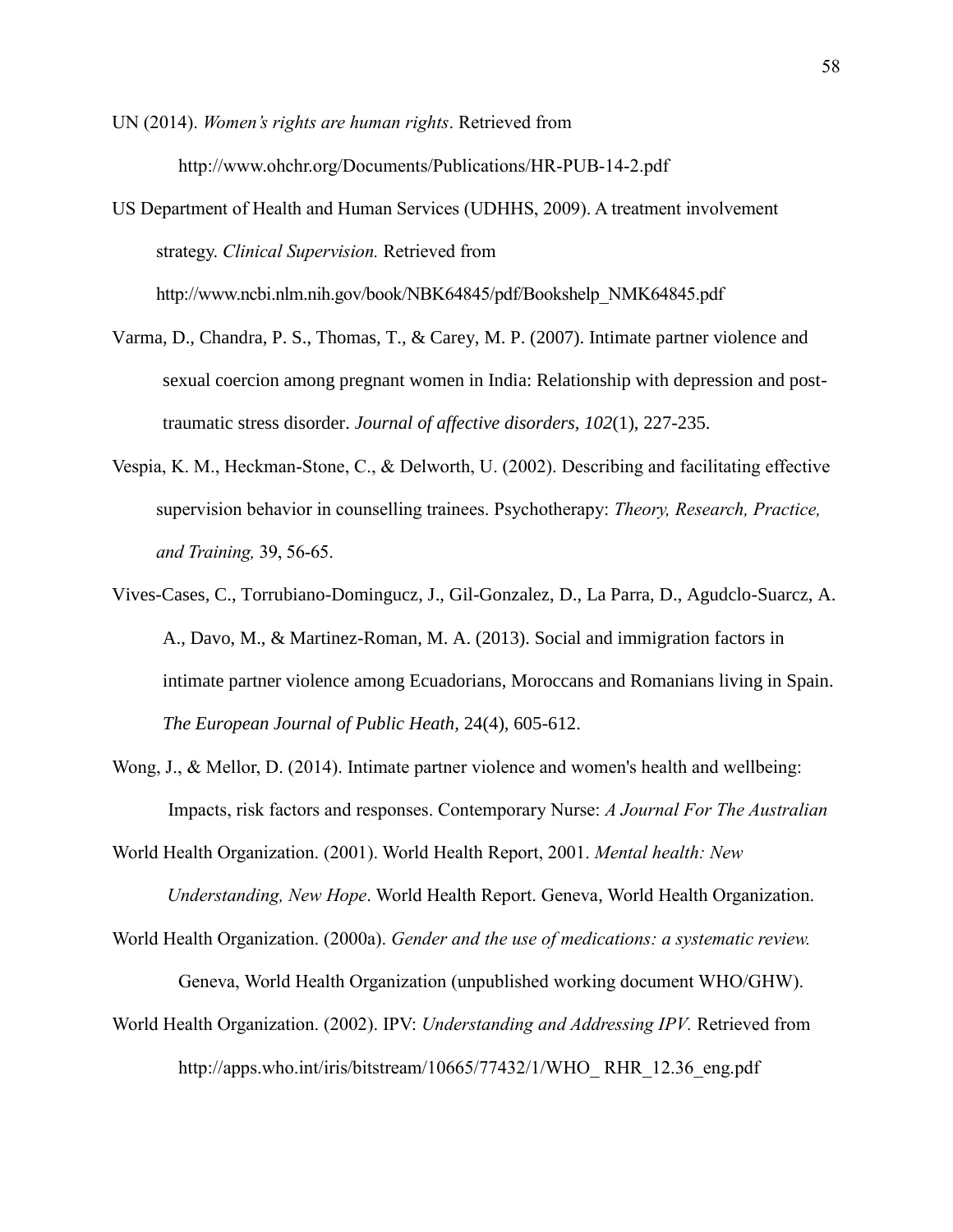UN (2014). *Women's rights are human rights*. Retrieved from

http://www.ohchr.org/Documents/Publications/HR-PUB-14-2.pdf

US Department of Health and Human Services (UDHHS, 2009). A treatment involvement strategy. *Clinical Supervision.* Retrieved from http://www.ncbi.nlm.nih.gov/book/NBK64845/pdf/Bookshelp_NMK64845.pdf

Varma, D., Chandra, P. S., Thomas, T., & Carey, M. P. (2007). Intimate partner violence and sexual coercion among pregnant women in India: Relationship with depression and post-traumatic stress disorder. *Journal of affective disorders, 102*(1), 227-235.

Vespia, K. M., Heckman-Stone, C., & Delworth, U. (2002). Describing and facilitating effective supervision behavior in counselling trainees. Psychotherapy: *Theory, Research, Practice, and Training,* 39, 56-65.

Vives-Cases, C., Torrubiano-Domingucz, J., Gil-Gonzalez, D., La Parra, D., Agudclo-Suarcz, A. A., Davo, M., & Martinez-Roman, M. A. (2013). Social and immigration factors in intimate partner violence among Ecuadorians, Moroccans and Romanians living in Spain. *The European Journal of Public Heath,* 24(4), 605-612.

Wong, J., & Mellor, D. (2014). Intimate partner violence and women's health and wellbeing: Impacts, risk factors and responses. Contemporary Nurse: *A Journal For The Australian*

World Health Organization. (2001). World Health Report, 2001. *Mental health: New Understanding, New Hope*. World Health Report. Geneva, World Health Organization.

World Health Organization. (2000a). *Gender and the use of medications: a systematic review.* Geneva, World Health Organization (unpublished working document WHO/GHW).

World Health Organization. (2002). IPV: *Understanding and Addressing IPV.* Retrieved from http://apps.who.int/iris/bitstream/10665/77432/1/WHO_ RHR_12.36_eng.pdf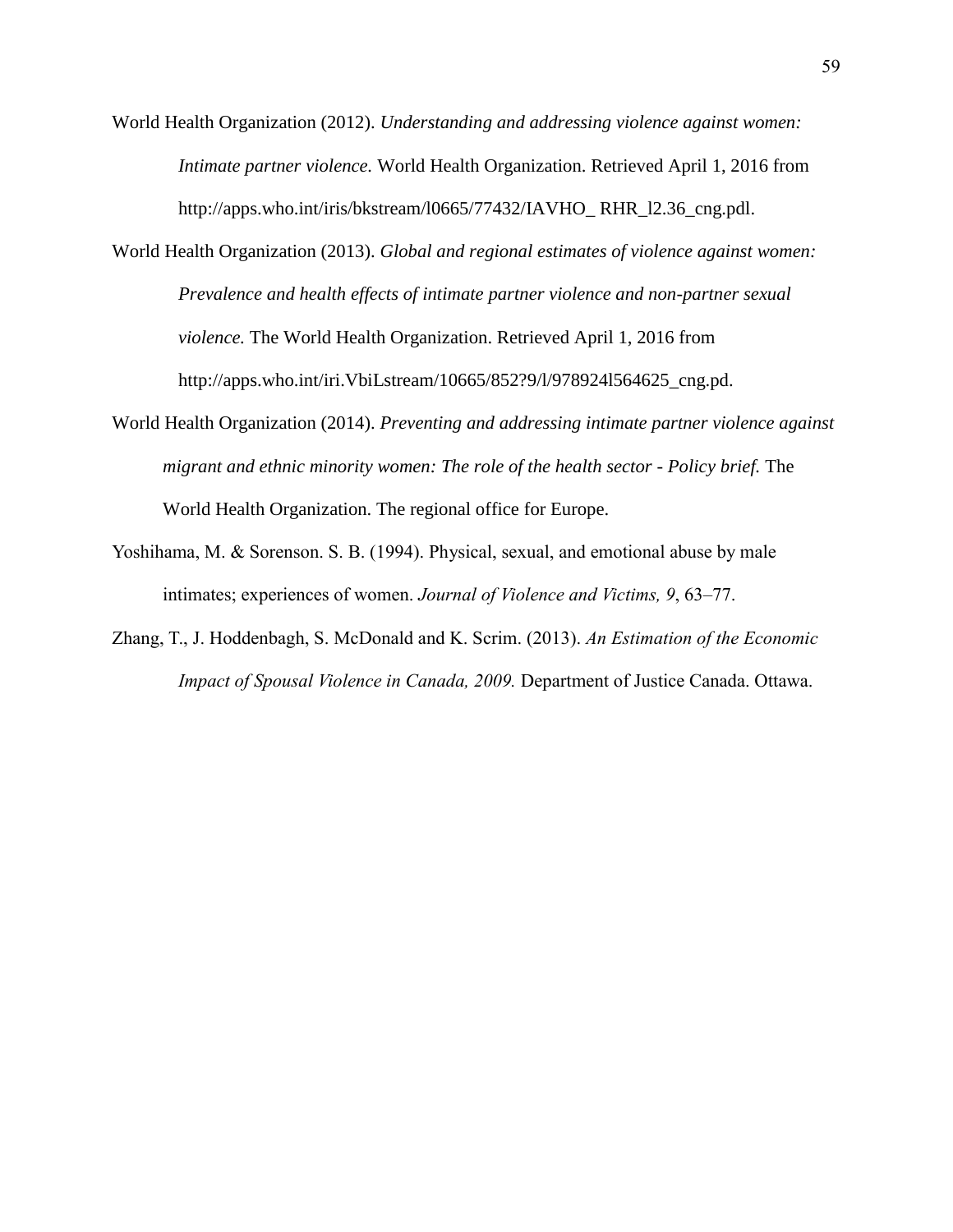World Health Organization (2012). *Understanding and addressing violence against women: Intimate partner violence.* World Health Organization. Retrieved April 1, 2016 from http://apps.who.int/iris/bkstream/l0665/77432/IAVHO_ RHR_l2.36_cng.pdl.

World Health Organization (2013). *Global and regional estimates of violence against women: Prevalence and health effects of intimate partner violence and non-partner sexual violence.* The World Health Organization. Retrieved April 1, 2016 from http://apps.who.int/iri.VbiLstream/10665/852?9/l/978924l564625_cng.pd.

World Health Organization (2014). *Preventing and addressing intimate partner violence against migrant and ethnic minority women: The role of the health sector - Policy brief.* The World Health Organization. The regional office for Europe.

Yoshihama, M. & Sorenson. S. B. (1994). Physical, sexual, and emotional abuse by male intimates; experiences of women. *Journal of Violence and Victims, 9*, 63–77.

Zhang, T., J. Hoddenbagh, S. McDonald and K. Scrim. (2013). *An Estimation of the Economic Impact of Spousal Violence in Canada, 2009.* Department of Justice Canada. Ottawa.